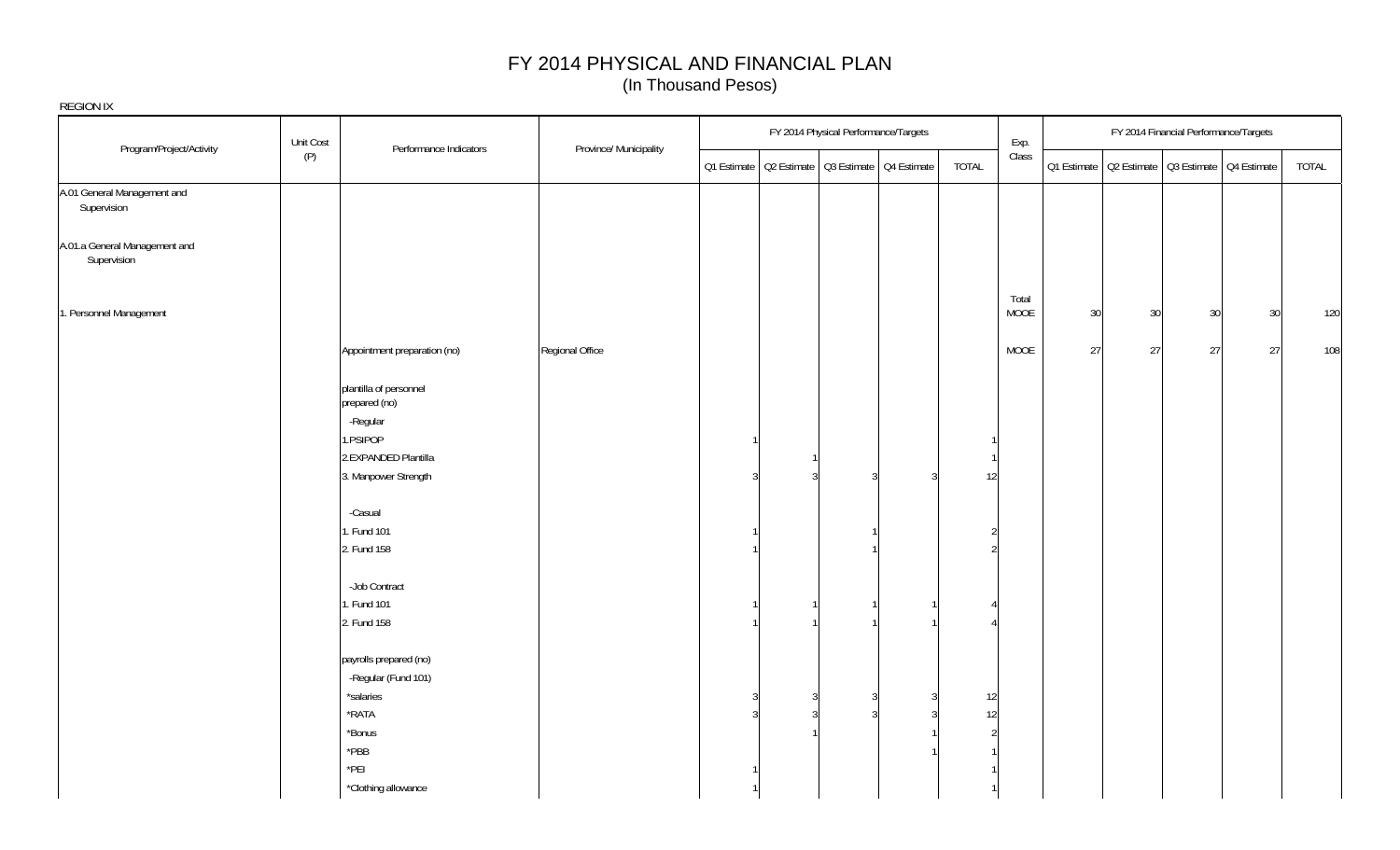# FY 2014 PHYSICAL AND FINANCIAL PLAN

(In Thousand Pesos)

REGION IX

| Program/Project/Activity | Unit Cost (P) | Performance Indicators | Province/ Municipality | FY 2014 Physical Performance/Targets | | | | | Exp. Class | FY 2014 Financial Performance/Targets | | | | |
|---|---|---|---|---|---|---|---|---|---|---|---|---|---|---|
| | | | | Q1 Estimate | Q2 Estimate | Q3 Estimate | Q4 Estimate | TOTAL | | Q1 Estimate | Q2 Estimate | Q3 Estimate | Q4 Estimate | TOTAL |
| A.01 General Management and Supervision | | | | | | | | | | | | | | |
| A.01.a General Management and Supervision | | | | | | | | | | | | | | |
| 1. Personnel Management | | | | | | | | | Total MOOE | 30 | 30 | 30 | 30 | 120 |
| | | Appointment preparation (no) | Regional Office | | | | | | MOOE | 27 | 27 | 27 | 27 | 108 |
| | | plantilla of personnel prepared (no) | | | | | | | | | | | | |
| | | -Regular | | | | | | | | | | | | |
| | | 1.PSIPOP | | 1 | | | | 1 | | | | | | |
| | | 2.EXPANDED Plantilla | | | 1 | | | 1 | | | | | | |
| | | 3. Manpower Strength | | 3 | 3 | 3 | 3 | 12 | | | | | | |
| | | -Casual | | | | | | | | | | | | |
| | | 1. Fund 101 | | 1 | | 1 | | 2 | | | | | | |
| | | 2. Fund 158 | | 1 | | 1 | | 2 | | | | | | |
| | | -Job Contract | | | | | | | | | | | | |
| | | 1. Fund 101 | | 1 | 1 | 1 | 1 | 4 | | | | | | |
| | | 2. Fund 158 | | 1 | 1 | 1 | 1 | 4 | | | | | | |
| | | payrolls prepared (no) | | | | | | | | | | | | |
| | | -Regular (Fund 101) | | | | | | | | | | | | |
| | | *salaries | | 3 | 3 | 3 | 3 | 12 | | | | | | |
| | | *RATA | | 3 | 3 | 3 | 3 | 12 | | | | | | |
| | | *Bonus | | | 1 | | 1 | 2 | | | | | | |
| | | *PBB | | | | | 1 | 1 | | | | | | |
| | | *PEI | | 1 | | | | 1 | | | | | | |
| | | *Clothing allowance | | 1 | | | | 1 | | | | | | |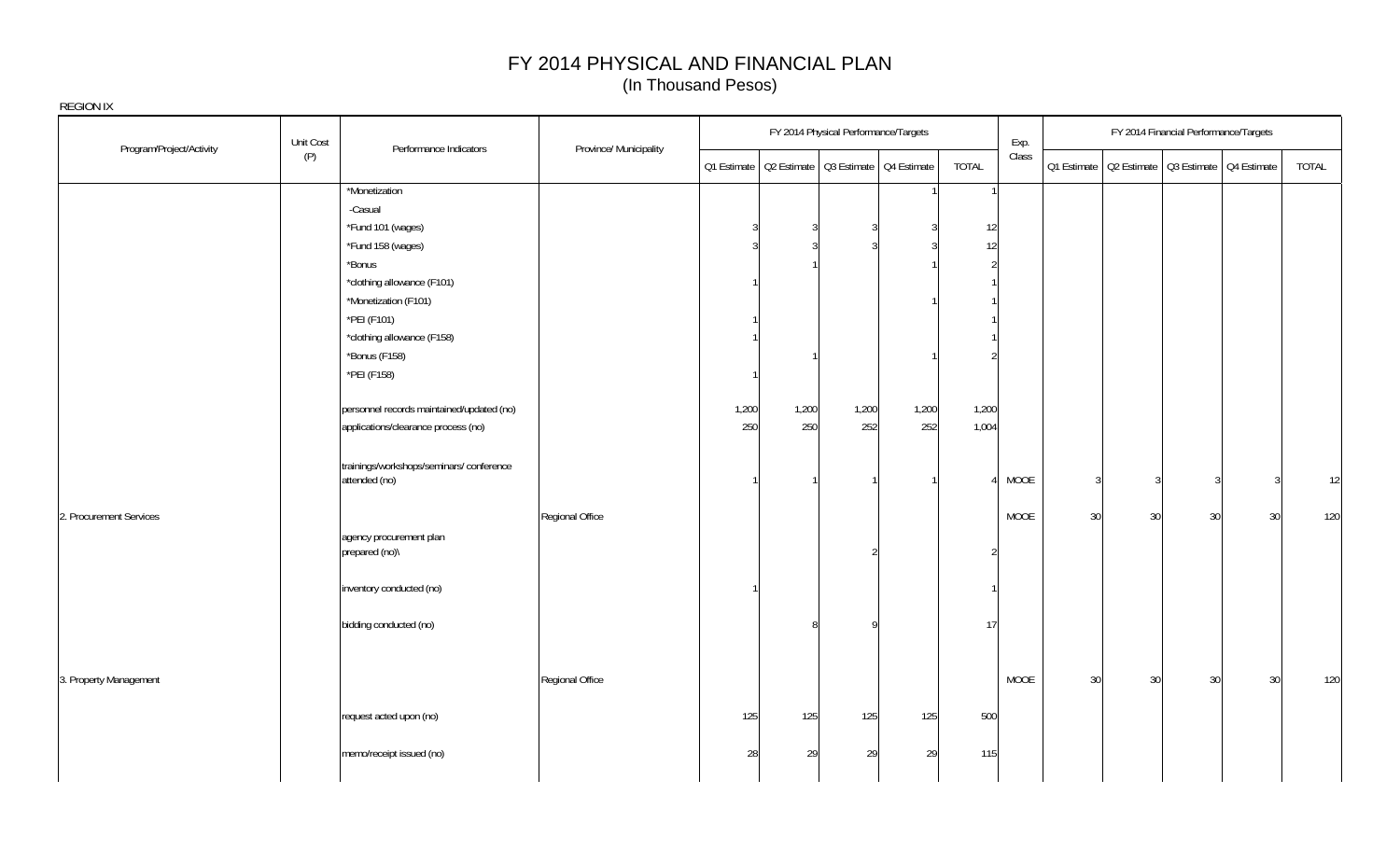# FY 2014 PHYSICAL AND FINANCIAL PLAN
(In Thousand Pesos)

REGION IX

| Program/Project/Activity | Unit Cost (P) | Performance Indicators | Province/ Municipality | FY 2014 Physical Performance/Targets | | | | | Exp. Class | FY 2014 Financial Performance/Targets | | | | |
|---|---|---|---|---|---|---|---|---|---|---|---|---|---|---|
| | | | | Q1 Estimate | Q2 Estimate | Q3 Estimate | Q4 Estimate | TOTAL | | Q1 Estimate | Q2 Estimate | Q3 Estimate | Q4 Estimate | TOTAL |
| | | *Monetization | | | | | 1 | 1 | | | | | | |
| | | -Casual | | | | | | | | | | | | |
| | | *Fund 101 (wages) | | 3 | 3 | 3 | 3 | 12 | | | | | | |
| | | *Fund 158 (wages) | | 3 | 3 | 3 | 3 | 12 | | | | | | |
| | | *Bonus | | | 1 | | 1 | 2 | | | | | | |
| | | *clothing allowance (F101) | | 1 | | | | 1 | | | | | | |
| | | *Monetization (F101) | | | | | 1 | 1 | | | | | | |
| | | *PEI (F101) | | 1 | | | | 1 | | | | | | |
| | | *clothing allowance (F158) | | 1 | | | | 1 | | | | | | |
| | | *Bonus (F158) | | | 1 | | 1 | 2 | | | | | | |
| | | *PEI (F158) | | 1 | | | | | | | | | | |
| | | personnel records maintained/updated (no) | | 1,200 | 1,200 | 1,200 | 1,200 | 1,200 | | | | | | |
| | | applications/clearance process (no) | | 250 | 250 | 252 | 252 | 1,004 | | | | | | |
| | | trainings/workshops/seminars/ conference attended (no) | | 1 | 1 | 1 | 1 | 4 | MOOE | 3 | 3 | 3 | 3 | 12 |
| 2. Procurement Services | | | Regional Office | | | | | | MOOE | 30 | 30 | 30 | 30 | 120 |
| | | agency procurement plan prepared (no)\ | | | | 2 | | 2 | | | | | | |
| | | inventory conducted (no) | | 1 | | | | 1 | | | | | | |
| | | bidding conducted (no) | | | 8 | 9 | | 17 | | | | | | |
| 3. Property Management | | | Regional Office | | | | | | MOOE | 30 | 30 | 30 | 30 | 120 |
| | | request acted upon (no) | | 125 | 125 | 125 | 125 | 500 | | | | | | |
| | | memo/receipt issued (no) | | 28 | 29 | 29 | 29 | 115 | | | | | | |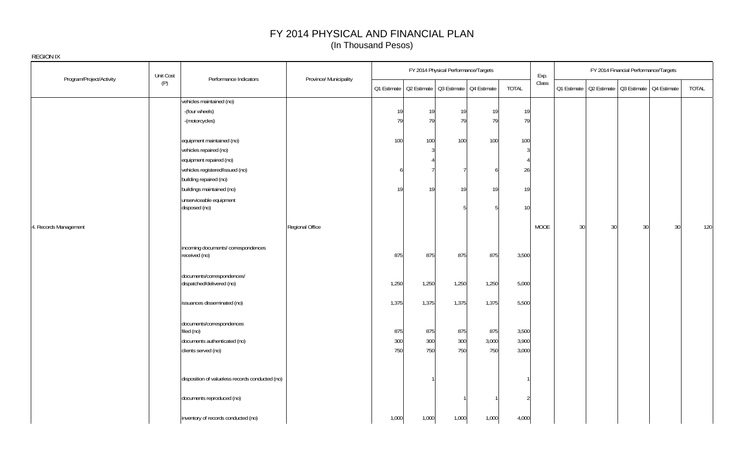# FY 2014 PHYSICAL AND FINANCIAL PLAN

(In Thousand Pesos)

REGION IX

| Program/Project/Activity | Unit Cost (P) | Performance Indicators | Province/ Municipality | FY 2014 Physical Performance/Targets | | | | | Exp. Class | FY 2014 Financial Performance/Targets | | | | |
|---|---|---|---|---|---|---|---|---|---|---|---|---|---|---|
| | | | | Q1 Estimate | Q2 Estimate | Q3 Estimate | Q4 Estimate | TOTAL | | Q1 Estimate | Q2 Estimate | Q3 Estimate | Q4 Estimate | TOTAL |
| | | vehicles maintained (no) | | | | | | | | | | | | |
| | | -(four wheels) | | 19 | 19 | 19 | 19 | 19 | | | | | | |
| | | -(motorcycles) | | 79 | 79 | 79 | 79 | 79 | | | | | | |
| | | equipment maintained (no) | | 100 | 100 | 100 | 100 | 100 | | | | | | |
| | | vehicles repaired (no) | | | 3 | | | 3 | | | | | | |
| | | equipment repaired (no) | | | 4 | | | 4 | | | | | | |
| | | vehicles registered/issued (no) | | 6 | 7 | 7 | 6 | 26 | | | | | | |
| | | building repaired (no) | | | | | | | | | | | | |
| | | buildings maintained (no) | | 19 | 19 | 19 | 19 | 19 | | | | | | |
| | | unserviceable equipment disposed (no) | | | | 5 | 5 | 10 | | | | | | |
| 4. Records Management | | | Regional Office | | | | | | MOOE | 30 | 30 | 30 | 30 | 120 |
| | | incoming documents/ correspondences received (no) | | 875 | 875 | 875 | 875 | 3,500 | | | | | | |
| | | documents/correspondences/ dispatched/delivered (no) | | 1,250 | 1,250 | 1,250 | 1,250 | 5,000 | | | | | | |
| | | issuances disseminated (no) | | 1,375 | 1,375 | 1,375 | 1,375 | 5,500 | | | | | | |
| | | documents/correspondences filed (no) | | 875 | 875 | 875 | 875 | 3,500 | | | | | | |
| | | documents authenticated (no) | | 300 | 300 | 300 | 3,000 | 3,900 | | | | | | |
| | | clients served (no) | | 750 | 750 | 750 | 750 | 3,000 | | | | | | |
| | | disposition of valueless records conducted (no) | | | 1 | | | 1 | | | | | | |
| | | documents reproduced (no) | | | | 1 | 1 | 2 | | | | | | |
| | | inventory of records conducted (no) | | 1,000 | 1,000 | 1,000 | 1,000 | 4,000 | | | | | | |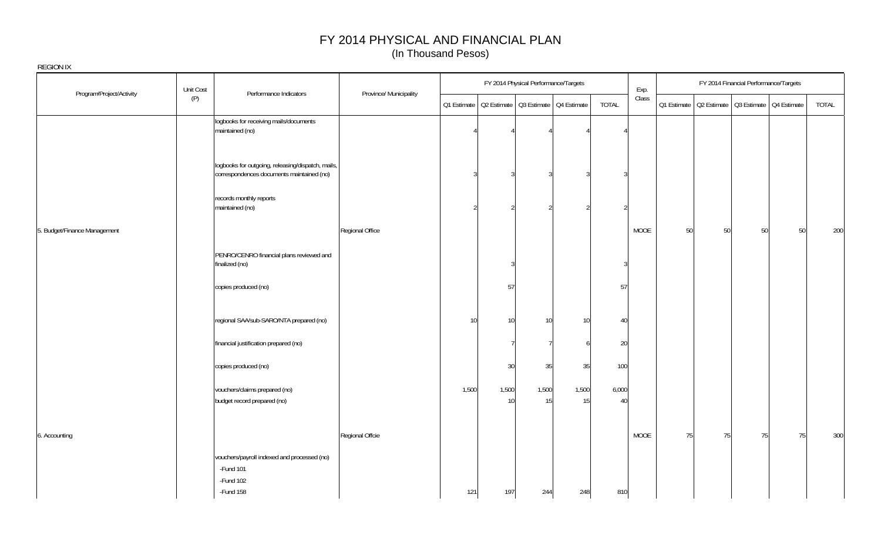# FY 2014 PHYSICAL AND FINANCIAL PLAN

(In Thousand Pesos)

REGION IX

| Program/Project/Activity | Unit Cost (P) | Performance Indicators | Province/ Municipality | FY 2014 Physical Performance/Targets | | | | | Exp. Class | FY 2014 Financial Performance/Targets | | | | |
|---|---|---|---|---|---|---|---|---|---|---|---|---|---|---|
| | | | | Q1 Estimate | Q2 Estimate | Q3 Estimate | Q4 Estimate | TOTAL | | Q1 Estimate | Q2 Estimate | Q3 Estimate | Q4 Estimate | TOTAL |
| | | logbooks for receiving mails/documents maintained (no) | | 4 | 4 | 4 | 4 | 4 | | | | | | |
| | | logbooks for outgoing, releasing/dispatch, mails, correspondences documents maintained (no) | | 3 | 3 | 3 | 3 | 3 | | | | | | |
| | | records monthly reports maintained (no) | | 2 | 2 | 2 | 2 | 2 | | | | | | |
| 5. Budget/Finance Management | | | Regional Office | | | | | | MOOE | 50 | 50 | 50 | 50 | 200 |
| | | PENRO/CENRO financial plans reviewed and finalized (no) | | | 3 | | | 3 | | | | | | |
| | | copies produced (no) | | | 57 | | | 57 | | | | | | |
| | | regional SAA/sub-SARO/NTA prepared (no) | | 10 | 10 | 10 | 10 | 40 | | | | | | |
| | | financial justification prepared (no) | | | 7 | 7 | 6 | 20 | | | | | | |
| | | copies produced (no) | | | 30 | 35 | 35 | 100 | | | | | | |
| | | vouchers/claims prepared (no) | | 1,500 | 1,500 | 1,500 | 1,500 | 6,000 | | | | | | |
| | | budget record prepared (no) | | | 10 | 15 | 15 | 40 | | | | | | |
| 6. Accounting | | | Regional Offcie | | | | | | MOOE | 75 | 75 | 75 | 75 | 300 |
| | | vouchers/payroll indexed and processed (no) | | | | | | | | | | | | |
| | | -Fund 101 | | | | | | | | | | | | |
| | | -Fund 102 | | | | | | | | | | | | |
| | | -Fund 158 | | 121 | 197 | 244 | 248 | 810 | | | | | | |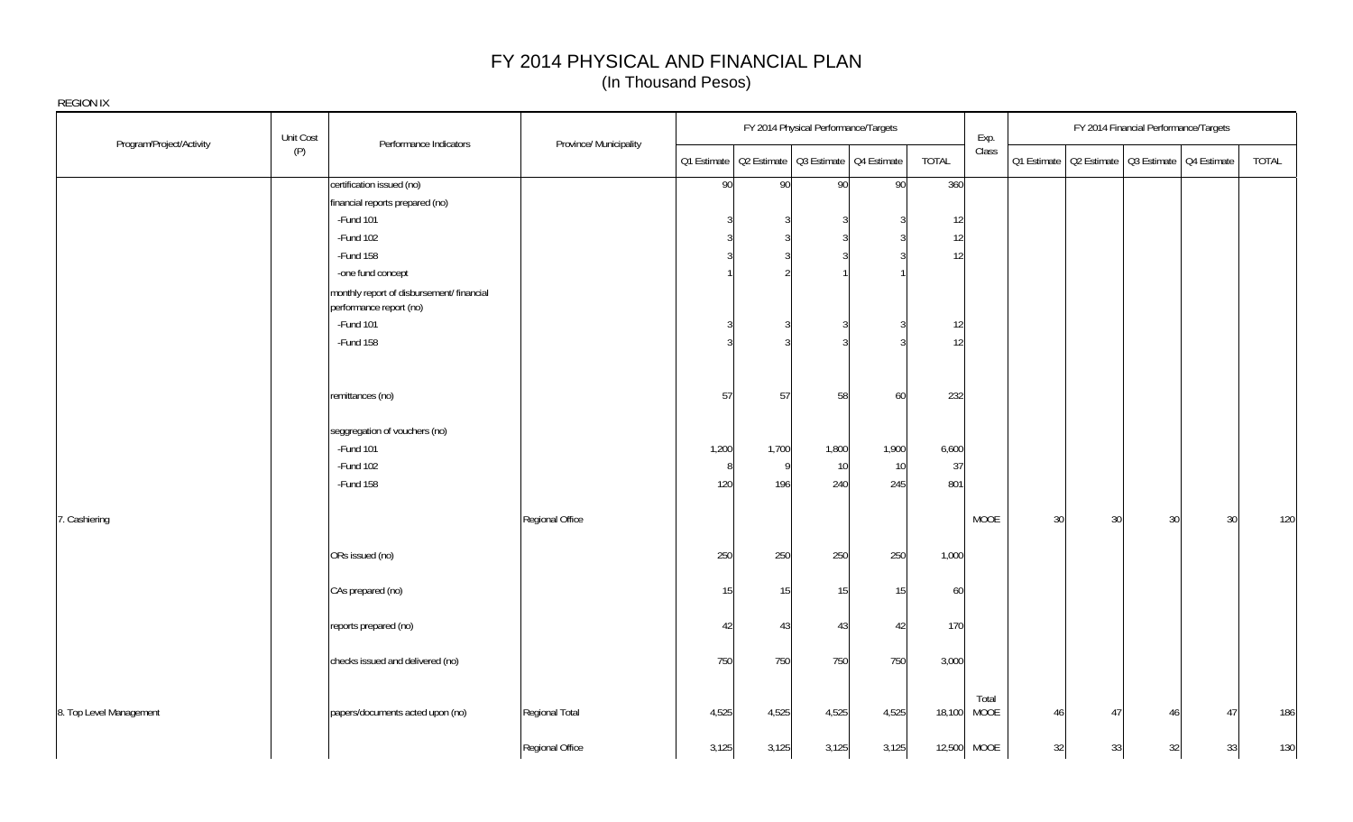# FY 2014 PHYSICAL AND FINANCIAL PLAN
(In Thousand Pesos)

REGION IX

| Program/Project/Activity | Unit Cost (P) | Performance Indicators | Province/ Municipality | FY 2014 Physical Performance/Targets | | | | | Exp. Class | FY 2014 Financial Performance/Targets | | | | |
|---|---|---|---|---|---|---|---|---|---|---|---|---|---|---|
| | | | | Q1 Estimate | Q2 Estimate | Q3 Estimate | Q4 Estimate | TOTAL | | Q1 Estimate | Q2 Estimate | Q3 Estimate | Q4 Estimate | TOTAL |
| | | certification issued (no) | | 90 | 90 | 90 | 90 | 360 | | | | | | |
| | | financial reports prepared (no) | | | | | | | | | | | | |
| | | -Fund 101 | | 3 | 3 | 3 | 3 | 12 | | | | | | |
| | | -Fund 102 | | 3 | 3 | 3 | 3 | 12 | | | | | | |
| | | -Fund 158 | | 3 | 3 | 3 | 3 | 12 | | | | | | |
| | | -one fund concept | | 1 | 2 | 1 | 1 | | | | | | | |
| | | monthly report of disbursement/ financial performance report (no) | | | | | | | | | | | | |
| | | -Fund 101 | | 3 | 3 | 3 | 3 | 12 | | | | | | |
| | | -Fund 158 | | 3 | 3 | 3 | 3 | 12 | | | | | | |
| | | remittances (no) | | 57 | 57 | 58 | 60 | 232 | | | | | | |
| | | seggregation of vouchers (no) | | | | | | | | | | | | |
| | | -Fund 101 | | 1,200 | 1,700 | 1,800 | 1,900 | 6,600 | | | | | | |
| | | -Fund 102 | | 8 | 9 | 10 | 10 | 37 | | | | | | |
| | | -Fund 158 | | 120 | 196 | 240 | 245 | 801 | | | | | | |
| 7. Cashiering | | | Regional Office | | | | | | MOOE | 30 | 30 | 30 | 30 | 120 |
| | | ORs issued (no) | | 250 | 250 | 250 | 250 | 1,000 | | | | | | |
| | | CAs prepared (no) | | 15 | 15 | 15 | 15 | 60 | | | | | | |
| | | reports prepared (no) | | 42 | 43 | 43 | 42 | 170 | | | | | | |
| | | checks issued and delivered (no) | | 750 | 750 | 750 | 750 | 3,000 | | | | | | |
| 8. Top Level Management | | papers/documents acted upon (no) | Regional Total | 4,525 | 4,525 | 4,525 | 4,525 | 18,100 | Total MOOE | 46 | 47 | 46 | 47 | 186 |
| | | | Regional Office | 3,125 | 3,125 | 3,125 | 3,125 | 12,500 | MOOE | 32 | 33 | 32 | 33 | 130 |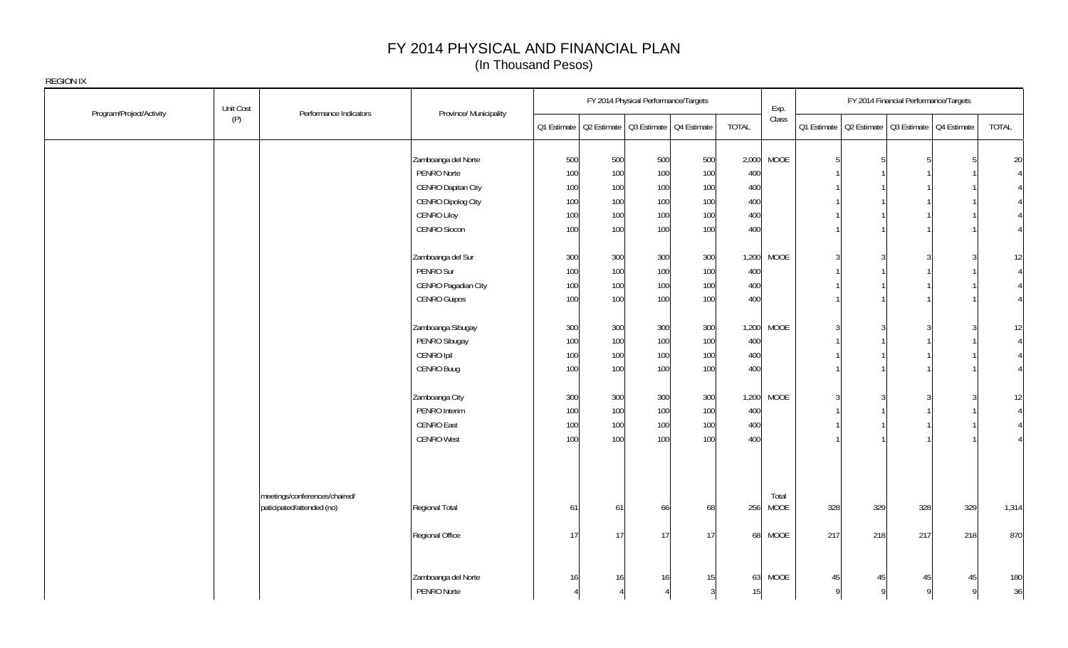# FY 2014 PHYSICAL AND FINANCIAL PLAN

(In Thousand Pesos)

REGION IX

| Program/Project/Activity | Unit Cost (P) | Performance Indicators | Province/ Municipality | FY 2014 Physical Performance/Targets | | | | | Exp. Class | FY 2014 Financial Performance/Targets | | | | |
|---|---|---|---|---|---|---|---|---|---|---|---|---|---|---|
| | | | | Q1 Estimate | Q2 Estimate | Q3 Estimate | Q4 Estimate | TOTAL | | Q1 Estimate | Q2 Estimate | Q3 Estimate | Q4 Estimate | TOTAL |
| | | | Zamboanga del Norte | 500 | 500 | 500 | 500 | 2,000 | MOOE | 5 | 5 | 5 | 5 | 20 |
| | | | PENRO Norte | 100 | 100 | 100 | 100 | 400 | | 1 | 1 | 1 | 1 | 4 |
| | | | CENRO Dapitan City | 100 | 100 | 100 | 100 | 400 | | 1 | 1 | 1 | 1 | 4 |
| | | | CENRO Dipolog City | 100 | 100 | 100 | 100 | 400 | | 1 | 1 | 1 | 1 | 4 |
| | | | CENRO Liloy | 100 | 100 | 100 | 100 | 400 | | 1 | 1 | 1 | 1 | 4 |
| | | | CENRO Siocon | 100 | 100 | 100 | 100 | 400 | | 1 | 1 | 1 | 1 | 4 |
| | | | Zamboanga del Sur | 300 | 300 | 300 | 300 | 1,200 | MOOE | 3 | 3 | 3 | 3 | 12 |
| | | | PENRO Sur | 100 | 100 | 100 | 100 | 400 | | 1 | 1 | 1 | 1 | 4 |
| | | | CENRO Pagadian City | 100 | 100 | 100 | 100 | 400 | | 1 | 1 | 1 | 1 | 4 |
| | | | CENRO Guipos | 100 | 100 | 100 | 100 | 400 | | 1 | 1 | 1 | 1 | 4 |
| | | | Zamboanga Sibugay | 300 | 300 | 300 | 300 | 1,200 | MOOE | 3 | 3 | 3 | 3 | 12 |
| | | | PENRO Sibugay | 100 | 100 | 100 | 100 | 400 | | 1 | 1 | 1 | 1 | 4 |
| | | | CENRO Ipil | 100 | 100 | 100 | 100 | 400 | | 1 | 1 | 1 | 1 | 4 |
| | | | CENRO Buug | 100 | 100 | 100 | 100 | 400 | | 1 | 1 | 1 | 1 | 4 |
| | | | Zamboanga City | 300 | 300 | 300 | 300 | 1,200 | MOOE | 3 | 3 | 3 | 3 | 12 |
| | | | PENRO Interim | 100 | 100 | 100 | 100 | 400 | | 1 | 1 | 1 | 1 | 4 |
| | | | CENRO East | 100 | 100 | 100 | 100 | 400 | | 1 | 1 | 1 | 1 | 4 |
| | | | CENRO West | 100 | 100 | 100 | 100 | 400 | | 1 | 1 | 1 | 1 | 4 |
| | | meetings/conferences/chaired/ paticipated/attended (no) | Regional Total | 61 | 61 | 66 | 68 | 256 | Total MOOE | 328 | 329 | 328 | 329 | 1,314 |
| | | | Regional Office | 17 | 17 | 17 | 17 | 68 | MOOE | 217 | 218 | 217 | 218 | 870 |
| | | | Zamboanga del Norte | 16 | 16 | 16 | 15 | 63 | MOOE | 45 | 45 | 45 | 45 | 180 |
| | | | PENRO Norte | 4 | 4 | 4 | 3 | 15 | | 9 | 9 | 9 | 9 | 36 |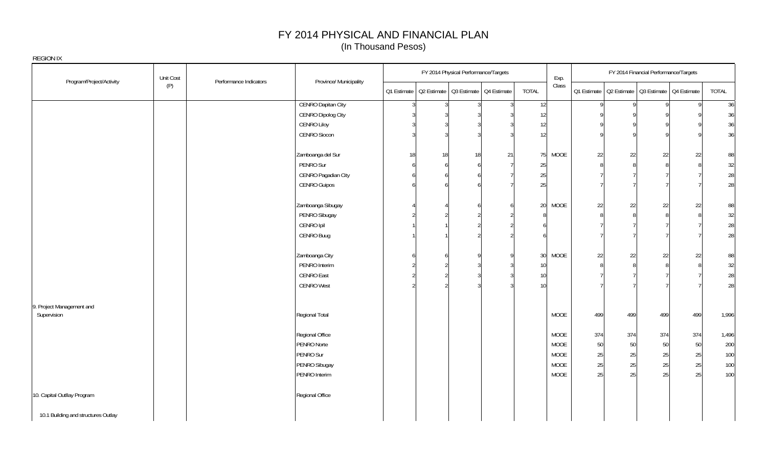# FY 2014 PHYSICAL AND FINANCIAL PLAN
(In Thousand Pesos)

REGION IX

| Program/Project/Activity | Unit Cost (P) | Performance Indicators | Province/ Municipality | FY 2014 Physical Performance/Targets | | | | | Exp. Class | FY 2014 Financial Performance/Targets | | | | |
|---|---|---|---|---|---|---|---|---|---|---|---|---|---|---|
| | | | | Q1 Estimate | Q2 Estimate | Q3 Estimate | Q4 Estimate | TOTAL | | Q1 Estimate | Q2 Estimate | Q3 Estimate | Q4 Estimate | TOTAL |
| | | | CENRO Dapitan City | 3 | 3 | 3 | 3 | 12 | | 9 | 9 | 9 | 9 | 36 |
| | | | CENRO Dipolog City | 3 | 3 | 3 | 3 | 12 | | 9 | 9 | 9 | 9 | 36 |
| | | | CENRO Liloy | 3 | 3 | 3 | 3 | 12 | | 9 | 9 | 9 | 9 | 36 |
| | | | CENRO Siocon | 3 | 3 | 3 | 3 | 12 | | 9 | 9 | 9 | 9 | 36 |
| | | | Zamboanga del Sur | 18 | 18 | 18 | 21 | 75 | MOOE | 22 | 22 | 22 | 22 | 88 |
| | | | PENRO Sur | 6 | 6 | 6 | 7 | 25 | | 8 | 8 | 8 | 8 | 32 |
| | | | CENRO Pagadian City | 6 | 6 | 6 | 7 | 25 | | 7 | 7 | 7 | 7 | 28 |
| | | | CENRO Guipos | 6 | 6 | 6 | 7 | 25 | | 7 | 7 | 7 | 7 | 28 |
| | | | Zamboanga Sibugay | 4 | 4 | 6 | 6 | 20 | MOOE | 22 | 22 | 22 | 22 | 88 |
| | | | PENRO Sibugay | 2 | 2 | 2 | 2 | 8 | | 8 | 8 | 8 | 8 | 32 |
| | | | CENRO Ipil | 1 | 1 | 2 | 2 | 6 | | 7 | 7 | 7 | 7 | 28 |
| | | | CENRO Buug | 1 | 1 | 2 | 2 | 6 | | 7 | 7 | 7 | 7 | 28 |
| | | | Zamboanga City | 6 | 6 | 9 | 9 | 30 | MOOE | 22 | 22 | 22 | 22 | 88 |
| | | | PENRO Interim | 2 | 2 | 3 | 3 | 10 | | 8 | 8 | 8 | 8 | 32 |
| | | | CENRO East | 2 | 2 | 3 | 3 | 10 | | 7 | 7 | 7 | 7 | 28 |
| | | | CENRO West | 2 | 2 | 3 | 3 | 10 | | 7 | 7 | 7 | 7 | 28 |
| 9. Project Management and Supervision | | | Regional Total | | | | | | MOOE | 499 | 499 | 499 | 499 | 1,996 |
| | | | Regional Office | | | | | | MOOE | 374 | 374 | 374 | 374 | 1,496 |
| | | | PENRO Norte | | | | | | MOOE | 50 | 50 | 50 | 50 | 200 |
| | | | PENRO Sur | | | | | | MOOE | 25 | 25 | 25 | 25 | 100 |
| | | | PENRO Sibugay | | | | | | MOOE | 25 | 25 | 25 | 25 | 100 |
| | | | PENRO Interim | | | | | | MOOE | 25 | 25 | 25 | 25 | 100 |
| 10. Capital Outllay Program | | | Regional Office | | | | | | | | | | | |
| 10.1 Building and structures Outlay | | | | | | | | | | | | | | |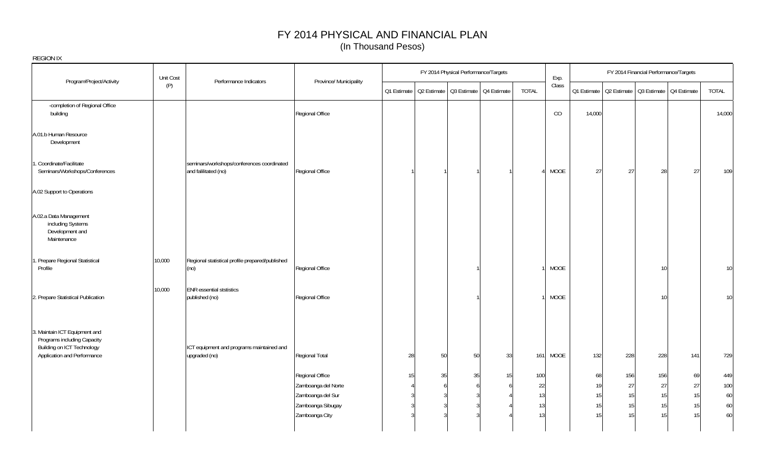# FY 2014 PHYSICAL AND FINANCIAL PLAN
(In Thousand Pesos)

REGION IX

| Program/Project/Activity | Unit Cost (P) | Performance Indicators | Province/ Municipality | FY 2014 Physical Performance/Targets | | | | | Exp. Class | FY 2014 Financial Performance/Targets | | | | |
|---|---|---|---|---|---|---|---|---|---|---|---|---|---|---|
| | | | | Q1 Estimate | Q2 Estimate | Q3 Estimate | Q4 Estimate | TOTAL | | Q1 Estimate | Q2 Estimate | Q3 Estimate | Q4 Estimate | TOTAL |
| -completion of Regional Office building | | | Regional Office | | | | | | CO | 14,000 | | | | 14,000 |
| A.01.b Human Resource Development | | | | | | | | | | | | | | |
| 1. Coordinate/Facilitate Seminars/Workshops/Conferences | | seminars/workshops/conferences coordinated and falilitated (no) | Regional Office | 1 | 1 | 1 | 1 | 4 | MOOE | 27 | 27 | 28 | 27 | 109 |
| A.02 Support to Operations | | | | | | | | | | | | | | |
| A.02.a Data Management including Systems Development and Maintenance | | | | | | | | | | | | | | |
| 1. Prepare Regional Statistical Profile | 10,000 | Regional statistical profile prepared/published (no) | Regional Office | | | 1 | | 1 | MOOE | | | 10 | | 10 |
| 2. Prepare Statistical Publication | 10,000 | ENR essential ststistics published (no) | Regional Office | | | 1 | | 1 | MOOE | | | 10 | | 10 |
| 3. Maintain ICT Equipment and Programs including Capacity Building on ICT Technology Application and Performance | | ICT equipment and programs maintained and upgraded (no) | Regional Total | 28 | 50 | 50 | 33 | 161 | MOOE | 132 | 228 | 228 | 141 | 729 |
| | | | Regional Office | 15 | 35 | 35 | 15 | 100 | | 68 | 156 | 156 | 69 | 449 |
| | | | Zamboanga del Norte | 4 | 6 | 6 | 6 | 22 | | 19 | 27 | 27 | 27 | 100 |
| | | | Zamboanga del Sur | 3 | 3 | 3 | 4 | 13 | | 15 | 15 | 15 | 15 | 60 |
| | | | Zamboanga Sibugay | 3 | 3 | 3 | 4 | 13 | | 15 | 15 | 15 | 15 | 60 |
| | | | Zamboanga City | 3 | 3 | 3 | 4 | 13 | | 15 | 15 | 15 | 15 | 60 |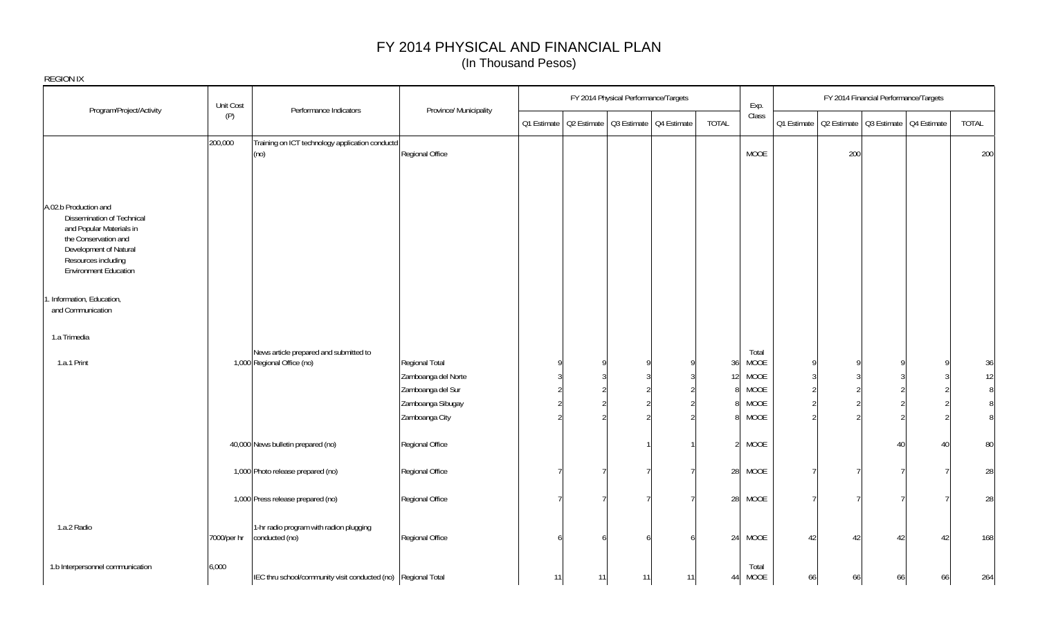# FY 2014 PHYSICAL AND FINANCIAL PLAN
## (In Thousand Pesos)

REGION IX

| Program/Project/Activity | Unit Cost (P) | Performance Indicators | Province/ Municipality | FY 2014 Physical Performance/Targets | | | | | Exp. Class | FY 2014 Financial Performance/Targets | | | | |
|---|---|---|---|---|---|---|---|---|---|---|---|---|---|---|
| | | | | Q1 Estimate | Q2 Estimate | Q3 Estimate | Q4 Estimate | TOTAL | | Q1 Estimate | Q2 Estimate | Q3 Estimate | Q4 Estimate | TOTAL |
| | 200,000 | Training on ICT technology application conductd (no) | Regional Office | | | | | | MOOE | | 200 | | | 200 |
| A.02.b Production and Dissemination of Technical and Popular Materials in the Conservation and Development of Natural Resources including Environment Education | | | | | | | | | | | | | | |
| 1. Information, Education, and Communication | | | | | | | | | | | | | | |
| 1.a Trimedia | | | | | | | | | | | | | | |
| 1.a.1 Print | 1,000 | News article prepared and submitted to Regional Office (no) | Regional Total | 9 | 9 | 9 | 9 | 36 | Total MOOE | 9 | 9 | 9 | 9 | 36 |
| | | | Zamboanga del Norte | 3 | 3 | 3 | 3 | 12 | MOOE | 3 | 3 | 3 | 3 | 12 |
| | | | Zamboanga del Sur | 2 | 2 | 2 | 2 | 8 | MOOE | 2 | 2 | 2 | 2 | 8 |
| | | | Zamboanga Sibugay | 2 | 2 | 2 | 2 | 8 | MOOE | 2 | 2 | 2 | 2 | 8 |
| | | | Zamboanga City | 2 | 2 | 2 | 2 | 8 | MOOE | 2 | 2 | 2 | 2 | 8 |
| | 40,000 | News bulletin prepared (no) | Regional Office | | | 1 | 1 | 2 | MOOE | | | 40 | 40 | 80 |
| | 1,000 | Photo release prepared (no) | Regional Office | 7 | 7 | 7 | 7 | 28 | MOOE | 7 | 7 | 7 | 7 | 28 |
| | 1,000 | Press release prepared (no) | Regional Office | 7 | 7 | 7 | 7 | 28 | MOOE | 7 | 7 | 7 | 7 | 28 |
| 1.a.2 Radio | 7000/per hr | 1-hr radio program with radion plugging conducted (no) | Regional Office | 6 | 6 | 6 | 6 | 24 | MOOE | 42 | 42 | 42 | 42 | 168 |
| 1.b Interpersonnel communication | 6,000 | IEC thru school/community visit conducted (no) | Regional Total | 11 | 11 | 11 | 11 | 44 | Total MOOE | 66 | 66 | 66 | 66 | 264 |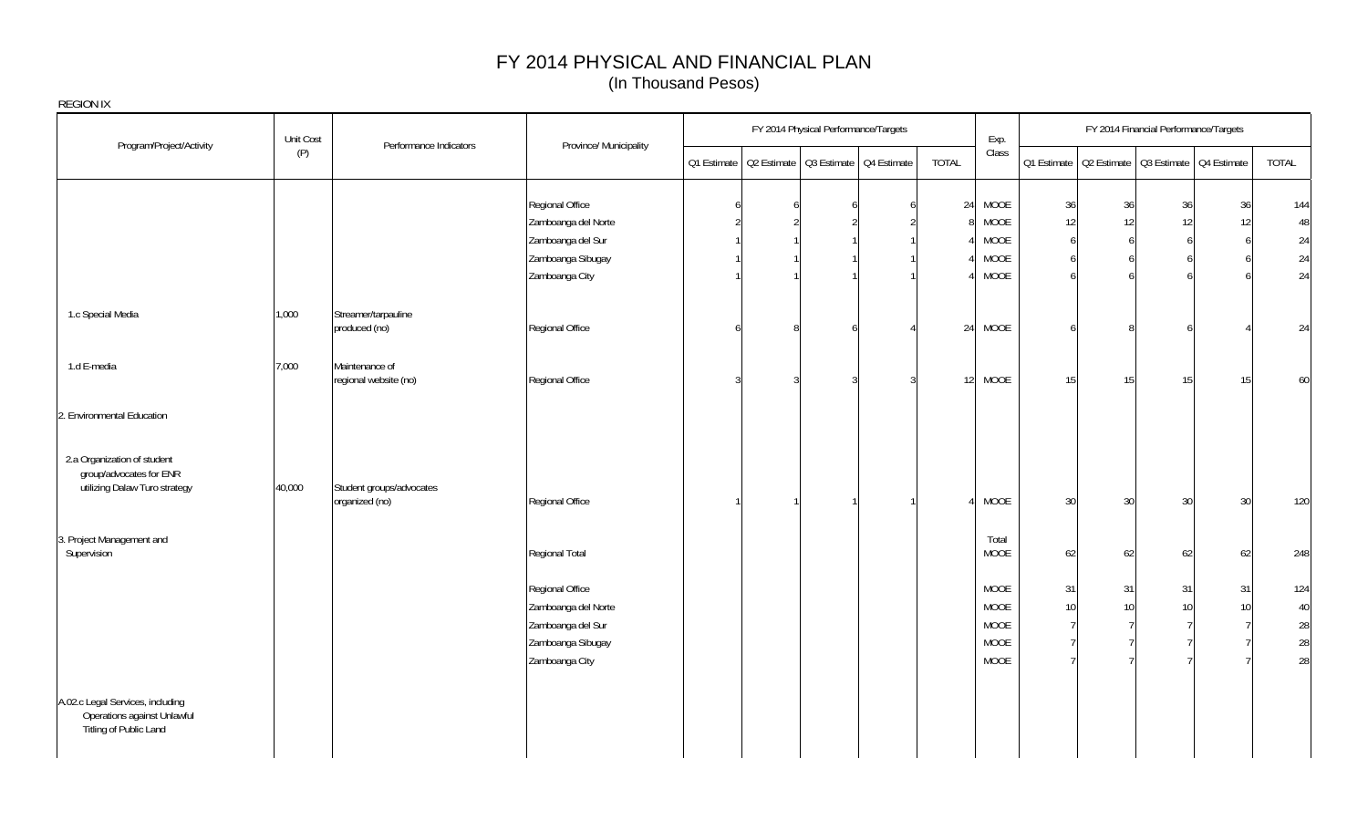# FY 2014 PHYSICAL AND FINANCIAL PLAN
(In Thousand Pesos)

REGION IX

| Program/Project/Activity | Unit Cost (P) | Performance Indicators | Province/ Municipality | FY 2014 Physical Performance/Targets | | | | | Exp. Class | FY 2014 Financial Performance/Targets | | | | |
|---|---|---|---|---|---|---|---|---|---|---|---|---|---|---|
| | | | | Q1 Estimate | Q2 Estimate | Q3 Estimate | Q4 Estimate | TOTAL | | Q1 Estimate | Q2 Estimate | Q3 Estimate | Q4 Estimate | TOTAL |
| | | | Regional Office | 6 | 6 | 6 | 6 | 24 | MOOE | 36 | 36 | 36 | 36 | 144 |
| | | | Zamboanga del Norte | 2 | 2 | 2 | 2 | 8 | MOOE | 12 | 12 | 12 | 12 | 48 |
| | | | Zamboanga del Sur | 1 | 1 | 1 | 1 | 4 | MOOE | 6 | 6 | 6 | 6 | 24 |
| | | | Zamboanga Sibugay | 1 | 1 | 1 | 1 | 4 | MOOE | 6 | 6 | 6 | 6 | 24 |
| | | | Zamboanga City | 1 | 1 | 1 | 1 | 4 | MOOE | 6 | 6 | 6 | 6 | 24 |
| 1.c Special Media | 1,000 | Streamer/tarpauline produced (no) | Regional Office | 6 | 8 | 6 | 4 | 24 | MOOE | 6 | 8 | 6 | 4 | 24 |
| 1.d E-media | 7,000 | Maintenance of regional website (no) | Regional Office | 3 | 3 | 3 | 3 | 12 | MOOE | 15 | 15 | 15 | 15 | 60 |
| 2. Environmental Education | | | | | | | | | | | | | | |
| 2.a Organization of student group/advocates for ENR utilizing Dalaw Turo strategy | 40,000 | Student groups/advocates organized (no) | Regional Office | 1 | 1 | 1 | 1 | 4 | MOOE | 30 | 30 | 30 | 30 | 120 |
| 3. Project Management and Supervision | | | Regional Total | | | | | | Total MOOE | 62 | 62 | 62 | 62 | 248 |
| | | | Regional Office | | | | | | MOOE | 31 | 31 | 31 | 31 | 124 |
| | | | Zamboanga del Norte | | | | | | MOOE | 10 | 10 | 10 | 10 | 40 |
| | | | Zamboanga del Sur | | | | | | MOOE | 7 | 7 | 7 | 7 | 28 |
| | | | Zamboanga Sibugay | | | | | | MOOE | 7 | 7 | 7 | 7 | 28 |
| | | | Zamboanga City | | | | | | MOOE | 7 | 7 | 7 | 7 | 28 |
| A.02.c Legal Services, including Operations against Unlawful Titling of Public Land | | | | | | | | | | | | | | |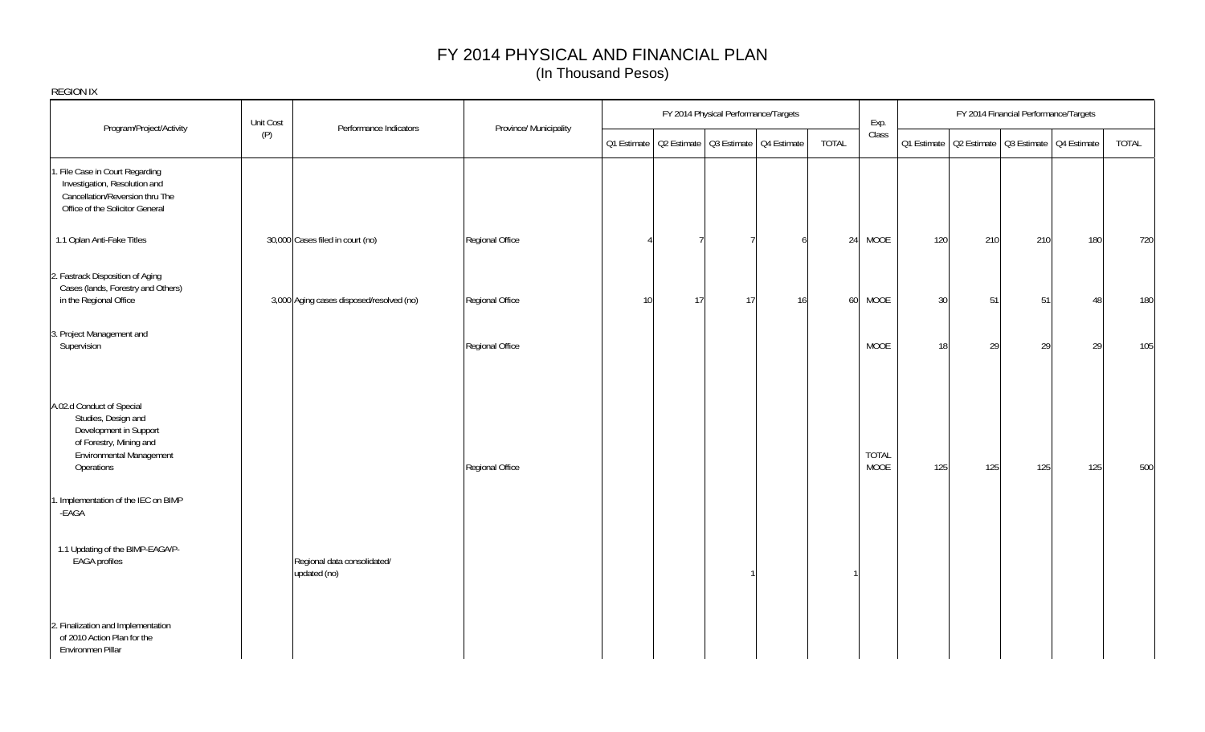# FY 2014 PHYSICAL AND FINANCIAL PLAN

(In Thousand Pesos)

REGION IX

| Program/Project/Activity | Unit Cost (P) | Performance Indicators | Province/ Municipality | FY 2014 Physical Performance/Targets | | | | | Exp. Class | FY 2014 Financial Performance/Targets | | | | |
|---|---|---|---|---|---|---|---|---|---|---|---|---|---|---|
| | | | | Q1 Estimate | Q2 Estimate | Q3 Estimate | Q4 Estimate | TOTAL | | Q1 Estimate | Q2 Estimate | Q3 Estimate | Q4 Estimate | TOTAL |
| 1. File Case in Court Regarding Investigation, Resolution and Cancellation/Reversion thru The Office of the Solicitor General | | | | | | | | | | | | | | |
| 1.1 Oplan Anti-Fake Titles | 30,000 | Cases filed in court (no) | Regional Office | 4 | 7 | 7 | 6 | 24 | MOOE | 120 | 210 | 210 | 180 | 720 |
| 2. Fastrack Disposition of Aging Cases (lands, Forestry and Others) in the Regional Office | 3,000 | Aging cases disposed/resolved (no) | Regional Office | 10 | 17 | 17 | 16 | 60 | MOOE | 30 | 51 | 51 | 48 | 180 |
| 3. Project Management and Supervision | | | Regional Office | | | | | | MOOE | 18 | 29 | 29 | 29 | 105 |
| A.02.d Conduct of Special Studies, Design and Development in Support of Forestry, Mining and Environmental Management Operations | | | Regional Office | | | | | | TOTAL MOOE | 125 | 125 | 125 | 125 | 500 |
| 1. Implementation of the IEC on BIMP -EAGA | | | | | | | | | | | | | | |
| 1.1 Updating of the BIMP-EAGA/P-EAGA profiles | | Regional data consolidated/ updated (no) | | | | 1 | | 1 | | | | | | |
| 2. Finalization and Implementation of 2010 Action Plan for the Environmen Pillar | | | | | | | | | | | | | | |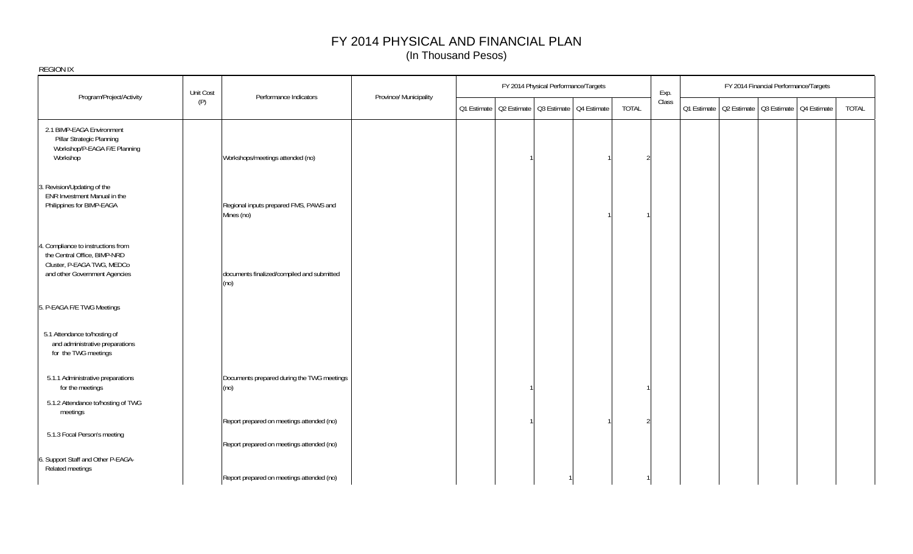# FY 2014 PHYSICAL AND FINANCIAL PLAN
(In Thousand Pesos)

REGION IX

| Program/Project/Activity | Unit Cost (P) | Performance Indicators | Province/ Municipality | FY 2014 Physical Performance/Targets | | | | | Exp. Class | FY 2014 Financial Performance/Targets | | | | |
|---|---|---|---|---|---|---|---|---|---|---|---|---|---|---|
| | | | | Q1 Estimate | Q2 Estimate | Q3 Estimate | Q4 Estimate | TOTAL | | Q1 Estimate | Q2 Estimate | Q3 Estimate | Q4 Estimate | TOTAL |
| 2.1 BIMP-EAGA Environment Pillar Strategic Planning Workshop/P-EAGA F/E Planning Workshop | | Workshops/meetings attended (no) | | | 1 | | 1 | 2 | | | | | | |
| 3. Revision/Updating of the ENR Investment Manual in the Philippines for BIMP-EAGA | | Regional inputs prepared FMS, PAWS and Mines (no) | | | | | 1 | 1 | | | | | | |
| 4. Compliance to instructions from the Central Office, BIMP-NRD Cluster, P-EAGA TWG, MEDCo and other Government Agencies | | documents finalized/compiled and submitted (no) | | | | | | | | | | | | |
| 5. P-EAGA F/E TWG Meetings | | | | | | | | | | | | | | |
| 5.1 Attendance to/hosting of and administrative preparations for the TWG meetings | | | | | | | | | | | | | | |
| 5.1.1 Administrative preparations for the meetings | | Documents prepared during the TWG meetings (no) | | | 1 | | | 1 | | | | | | |
| 5.1.2 Attendance to/hosting of TWG meetings | | Report prepared on meetings attended (no) | | | 1 | | 1 | 2 | | | | | | |
| 5.1.3 Focal Person's meeting | | Report prepared on meetings attended (no) | | | | | | | | | | | | |
| 6. Support Staff and Other P-EAGA-Related meetings | | Report prepared on meetings attended (no) | | | | 1 | | 1 | | | | | | |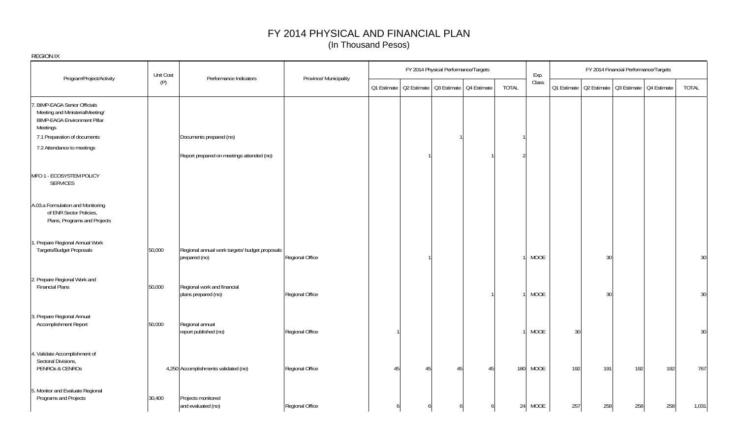# FY 2014 PHYSICAL AND FINANCIAL PLAN
(In Thousand Pesos)

REGION IX

| Program/Project/Activity | Unit Cost (P) | Performance Indicators | Province/ Municipality | FY 2014 Physical Performance/Targets | | | | | Exp. Class | FY 2014 Financial Performance/Targets | | | | |
|---|---|---|---|---|---|---|---|---|---|---|---|---|---|---|
| | | | | Q1 Estimate | Q2 Estimate | Q3 Estimate | Q4 Estimate | TOTAL | | Q1 Estimate | Q2 Estimate | Q3 Estimate | Q4 Estimate | TOTAL |
| 7. BIMP-EAGA Senior Officials Meeting and MinisterialMeeting/ BIMP-EAGA Environment Pillar Meetings | | | | | | | | | | | | | | |
| 7.1 Preparation of documents | | Documents prepared (no) | | | | 1 | | 1 | | | | | | |
| 7.2 Attendance to meetings | | Report prepared on meetings attended (no) | | | 1 | | 1 | 2 | | | | | | |
| MFO 1 - ECOSYSTEM POLICY SERVICES | | | | | | | | | | | | | | |
| A.03.a Formulation and Monitoring of ENR Sector Policies, Plans, Programs and Projects | | | | | | | | | | | | | | |
| 1. Prepare Regional Annual Work Targets/Budget Proposals | 50,000 | Regional annual work targets/ budget proposals prepared (no) | Regional Office | | 1 | | | 1 | MOOE | | 30 | | | 30 |
| 2. Prepare Regional Work and Financial Plans | 50,000 | Regional work and financial plans prepared (no) | Regional Office | | | | 1 | 1 | MOOE | | 30 | | | 30 |
| 3. Prepare Regional Annual Accomplishment Report | 50,000 | Regional annual report published (no) | Regional Office | 1 | | | | 1 | MOOE | 30 | | | | 30 |
| 4. Validate Accomplishment of Sectoral Divisions, PENROs & CENROs | 4,250 | Accomplishments validated (no) | Regional Office | 45 | 45 | 45 | 45 | 180 | MOOE | 192 | 191 | 192 | 192 | 767 |
| 5. Monitor and Evaluate Regional Programs and Projects | 30,400 | Projects monitored and evaluated (no) | Regional Office | 6 | 6 | 6 | 6 | 24 | MOOE | 257 | 258 | 258 | 258 | 1,031 |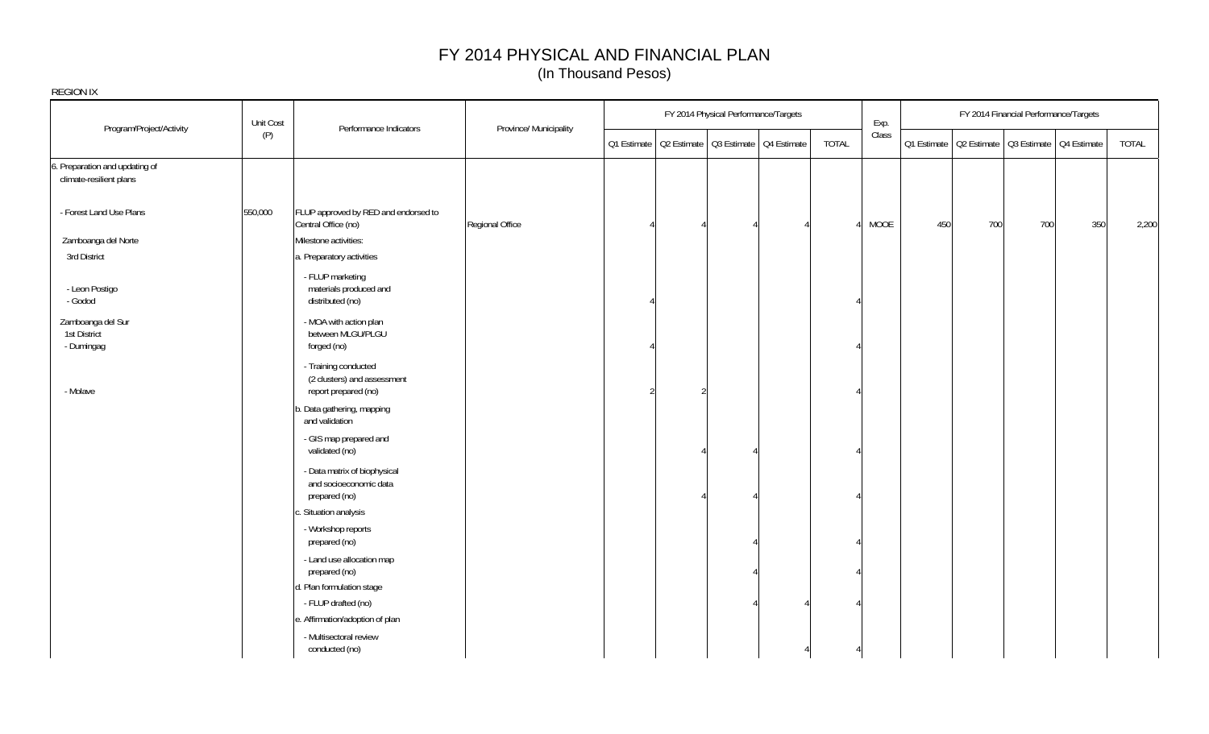# FY 2014 PHYSICAL AND FINANCIAL PLAN
## (In Thousand Pesos)

REGION IX

| Program/Project/Activity | Unit Cost (P) | Performance Indicators | Province/ Municipality | FY 2014 Physical Performance/Targets | | | | | Exp. Class | FY 2014 Financial Performance/Targets | | | | |
|---|---|---|---|---|---|---|---|---|---|---|---|---|---|---|
| | | | | Q1 Estimate | Q2 Estimate | Q3 Estimate | Q4 Estimate | TOTAL | | Q1 Estimate | Q2 Estimate | Q3 Estimate | Q4 Estimate | TOTAL |
| 6. Preparation and updating of climate-resilient plans | | | | | | | | | | | | | | |
| - Forest Land Use Plans | 550,000 | FLUP approved by RED and endorsed to Central Office (no) | Regional Office | 4 | 4 | 4 | 4 | 4 | MOOE | 450 | 700 | 700 | 350 | 2,200 |
| Zamboanga del Norte | | Milestone activities: | | | | | | | | | | | | |
| 3rd District | | a. Preparatory activities | | | | | | | | | | | | |
| - Leon Postigo<br>- Godod | | - FLUP marketing materials produced and distributed (no) | | 4 | | | | 4 | | | | | | |
| Zamboanga del Sur<br>1st District<br>- Dumingag | | - MOA with action plan between MLGU/PLGU forged (no) | | 4 | | | | 4 | | | | | | |
| - Molave | | - Training conducted (2 clusters) and assessment report prepared (no) | | 2 | 2 | | | 4 | | | | | | |
| | | b. Data gathering, mapping and validation | | | | | | | | | | | | |
| | | - GIS map prepared and validated (no) | | | 4 | 4 | | 4 | | | | | | |
| | | - Data matrix of biophysical and socioeconomic data prepared (no) | | | 4 | 4 | | 4 | | | | | | |
| | | c. Situation analysis | | | | | | | | | | | | |
| | | - Workshop reports prepared (no) | | | | 4 | | 4 | | | | | | |
| | | - Land use allocation map prepared (no) | | | | 4 | | 4 | | | | | | |
| | | d. Plan formulation stage | | | | | | | | | | | | |
| | | - FLUP drafted (no) | | | | 4 | 4 | 4 | | | | | | |
| | | e. Affirmation/adoption of plan | | | | | | | | | | | | |
| | | - Multisectoral review conducted (no) | | | | | 4 | 4 | | | | | | |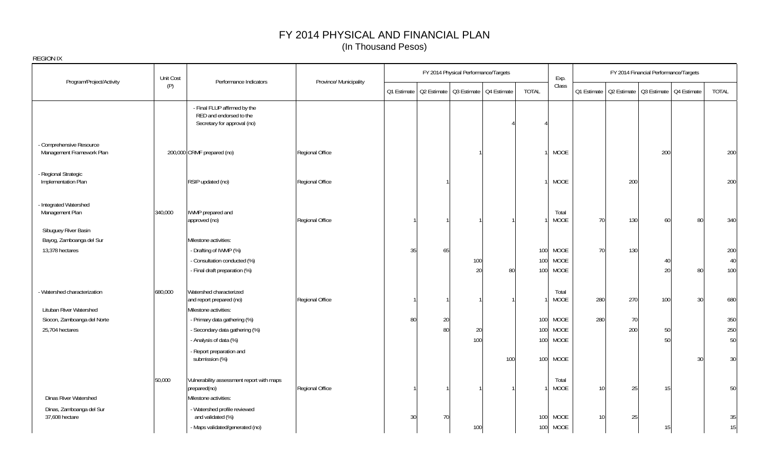# FY 2014 PHYSICAL AND FINANCIAL PLAN
(In Thousand Pesos)

REGION IX

| Program/Project/Activity | Unit Cost (P) | Performance Indicators | Province/ Municipality | FY 2014 Physical Performance/Targets | | | | | Exp. Class | FY 2014 Financial Performance/Targets | | | | |
|---|---|---|---|---|---|---|---|---|---|---|---|---|---|---|
| | | | | Q1 Estimate | Q2 Estimate | Q3 Estimate | Q4 Estimate | TOTAL | | Q1 Estimate | Q2 Estimate | Q3 Estimate | Q4 Estimate | TOTAL |
| | | - Final FLUP affirmed by the RED and endorsed to the Secretary for approval (no) | | | | | 4 | 4 | | | | | | |
| - Comprehensive Resource Management Framework Plan | 200,000 | CRMF prepared (no) | Regional Office | | | 1 | | 1 | MOOE | | | 200 | | 200 |
| - Regional Strategic Implementation Plan | | RSIP updated (no) | Regional Office | | 1 | | | 1 | MOOE | | 200 | | | 200 |
| - Integrated Watershed Management Plan | 340,000 | IWMP prepared and approved (no) | Regional Office | 1 | 1 | 1 | 1 | 1 | Total MOOE | 70 | 130 | 60 | 80 | 340 |
| Sibuguey River Basin | | | | | | | | | | | | | | |
| Bayog, Zamboanga del Sur | | Milestone activities: | | | | | | | | | | | | |
| 13,378 hectares | | - Drafting of IWMP (%) | | 35 | 65 | | | 100 | MOOE | 70 | 130 | | | 200 |
| | | - Consultation conducted (%) | | | | 100 | | 100 | MOOE | | | 40 | | 40 |
| | | - Final draft preparation (%) | | | | 20 | 80 | 100 | MOOE | | | 20 | 80 | 100 |
| - Watershed characterization | 680,000 | Watershed characterized and report prepared (no) | Regional Office | 1 | 1 | 1 | 1 | 1 | Total MOOE | 280 | 270 | 100 | 30 | 680 |
| Lituban River Watershed | | Milestone activities: | | | | | | | | | | | | |
| Siocon, Zamboanga del Norte | | - Primary data gathering (%) | | 80 | 20 | | | 100 | MOOE | 280 | 70 | | | 350 |
| 25,704 hectares | | - Secondary data gathering (%) | | | 80 | 20 | | 100 | MOOE | | 200 | 50 | | 250 |
| | | - Analysis of data (%) | | | | 100 | | 100 | MOOE | | | 50 | | 50 |
| | | - Report preparation and submission (%) | | | | | 100 | 100 | MOOE | | | | 30 | 30 |
| | 50,000 | Vulnerability assessment report with maps prepared(no) | Regional Office | 1 | 1 | 1 | 1 | 1 | Total MOOE | 10 | 25 | 15 | | 50 |
| Dinas River Watershed | | Milestone activities: | | | | | | | | | | | | |
| Dinas, Zamboanga del Sur 37,608 hectare | | - Watershed profile reviewed and validated (%) | | 30 | 70 | | | 100 | MOOE | 10 | 25 | | | 35 |
| | | - Maps validated/generated (no) | | | | 100 | | 100 | MOOE | | | 15 | | 15 |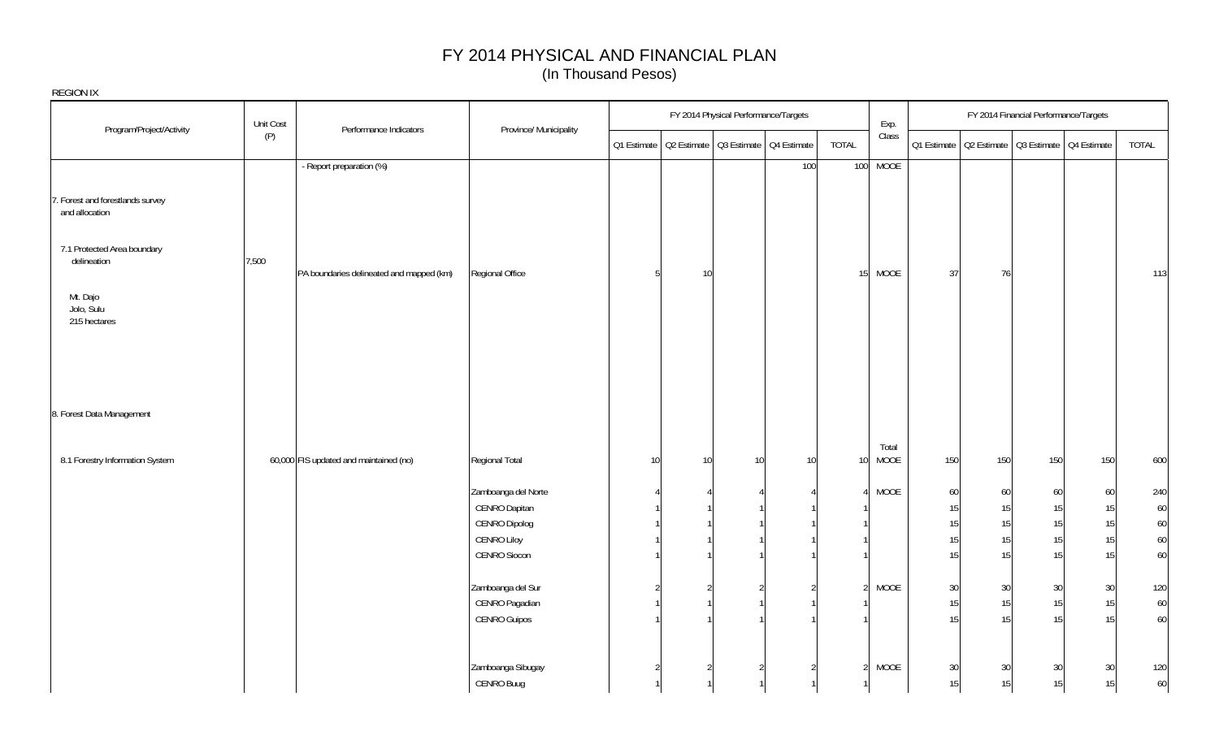# FY 2014 PHYSICAL AND FINANCIAL PLAN
(In Thousand Pesos)

REGION IX

| Program/Project/Activity | Unit Cost (P) | Performance Indicators | Province/ Municipality | FY 2014 Physical Performance/Targets | | | | | Exp. Class | FY 2014 Financial Performance/Targets | | | | |
|---|---|---|---|---|---|---|---|---|---|---|---|---|---|---|
| | | | | Q1 Estimate | Q2 Estimate | Q3 Estimate | Q4 Estimate | TOTAL | | Q1 Estimate | Q2 Estimate | Q3 Estimate | Q4 Estimate | TOTAL |
| | | - Report preparation (%) | | | | | 100 | 100 | MOOE | | | | | |
| 7. Forest and forestlands survey and allocation | | | | | | | | | | | | | | |
| 7.1 Protected Area boundary delineation | 7,500 | PA boundaries delineated and mapped (km) | Regional Office | 5 | 10 | | | 15 | MOOE | 37 | 76 | | | 113 |
| Mt. Dajo Jolo, Sulu 215 hectares | | | | | | | | | | | | | | |
| 8. Forest Data Management | | | | | | | | | | | | | | |
| 8.1 Forestry Information System | 60,000 | FIS updated and maintained (no) | Regional Total | 10 | 10 | 10 | 10 | 10 | Total MOOE | 150 | 150 | 150 | 150 | 600 |
| | | | Zamboanga del Norte | 4 | 4 | 4 | 4 | 4 | MOOE | 60 | 60 | 60 | 60 | 240 |
| | | | CENRO Dapitan | 1 | 1 | 1 | 1 | 1 | | 15 | 15 | 15 | 15 | 60 |
| | | | CENRO Dipolog | 1 | 1 | 1 | 1 | 1 | | 15 | 15 | 15 | 15 | 60 |
| | | | CENRO Liloy | 1 | 1 | 1 | 1 | 1 | | 15 | 15 | 15 | 15 | 60 |
| | | | CENRO Siocon | 1 | 1 | 1 | 1 | 1 | | 15 | 15 | 15 | 15 | 60 |
| | | | Zamboanga del Sur | 2 | 2 | 2 | 2 | 2 | MOOE | 30 | 30 | 30 | 30 | 120 |
| | | | CENRO Pagadian | 1 | 1 | 1 | 1 | 1 | | 15 | 15 | 15 | 15 | 60 |
| | | | CENRO Guipos | 1 | 1 | 1 | 1 | 1 | | 15 | 15 | 15 | 15 | 60 |
| | | | Zamboanga Sibugay | 2 | 2 | 2 | 2 | 2 | MOOE | 30 | 30 | 30 | 30 | 120 |
| | | | CENRO Buug | 1 | 1 | 1 | 1 | 1 | | 15 | 15 | 15 | 15 | 60 |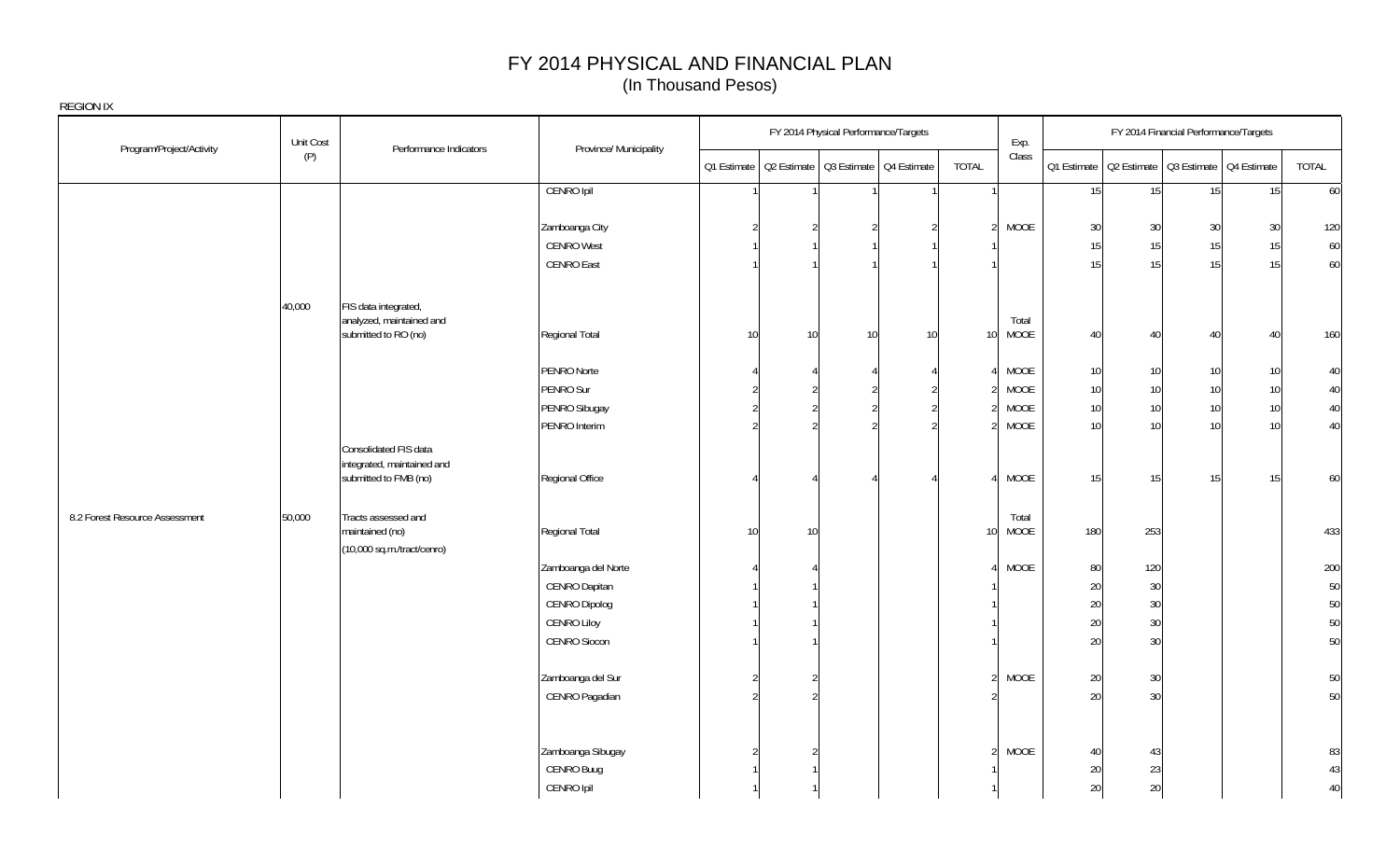# FY 2014 PHYSICAL AND FINANCIAL PLAN
(In Thousand Pesos)

REGION IX

| Program/Project/Activity | Unit Cost (P) | Performance Indicators | Province/ Municipality | FY 2014 Physical Performance/Targets | | | | | Exp. Class | FY 2014 Financial Performance/Targets | | | | |
|---|---|---|---|---|---|---|---|---|---|---|---|---|---|---|
| | | | | Q1 Estimate | Q2 Estimate | Q3 Estimate | Q4 Estimate | TOTAL | | Q1 Estimate | Q2 Estimate | Q3 Estimate | Q4 Estimate | TOTAL |
| | | | CENRO Ipil | 1 | 1 | 1 | 1 | 1 | | 15 | 15 | 15 | 15 | 60 |
| | | | Zamboanga City | 2 | 2 | 2 | 2 | 2 | MOOE | 30 | 30 | 30 | 30 | 120 |
| | | | CENRO West | 1 | 1 | 1 | 1 | 1 | | 15 | 15 | 15 | 15 | 60 |
| | | | CENRO East | 1 | 1 | 1 | 1 | 1 | | 15 | 15 | 15 | 15 | 60 |
| | 40,000 | FIS data integrated, analyzed, maintained and submitted to RO (no) | Regional Total | 10 | 10 | 10 | 10 | 10 | Total MOOE | 40 | 40 | 40 | 40 | 160 |
| | | | PENRO Norte | 4 | 4 | 4 | 4 | 4 | MOOE | 10 | 10 | 10 | 10 | 40 |
| | | | PENRO Sur | 2 | 2 | 2 | 2 | 2 | MOOE | 10 | 10 | 10 | 10 | 40 |
| | | | PENRO Sibugay | 2 | 2 | 2 | 2 | 2 | MOOE | 10 | 10 | 10 | 10 | 40 |
| | | | PENRO Interim | 2 | 2 | 2 | 2 | 2 | MOOE | 10 | 10 | 10 | 10 | 40 |
| | | Consolidated FIS data integrated, maintained and submitted to FMB (no) | Regional Office | 4 | 4 | 4 | 4 | 4 | MOOE | 15 | 15 | 15 | 15 | 60 |
| 8.2 Forest Resource Assessment | 50,000 | Tracts assessed and maintained (no) (10,000 sq.m./tract/cenro) | Regional Total | 10 | 10 | | | 10 | Total MOOE | 180 | 253 | | | 433 |
| | | | Zamboanga del Norte | 4 | 4 | | | 4 | MOOE | 80 | 120 | | | 200 |
| | | | CENRO Dapitan | 1 | 1 | | | 1 | | 20 | 30 | | | 50 |
| | | | CENRO Dipolog | 1 | 1 | | | 1 | | 20 | 30 | | | 50 |
| | | | CENRO Liloy | 1 | 1 | | | 1 | | 20 | 30 | | | 50 |
| | | | CENRO Siocon | 1 | 1 | | | 1 | | 20 | 30 | | | 50 |
| | | | Zamboanga del Sur | 2 | 2 | | | 2 | MOOE | 20 | 30 | | | 50 |
| | | | CENRO Pagadian | 2 | 2 | | | 2 | | 20 | 30 | | | 50 |
| | | | Zamboanga Sibugay | 2 | 2 | | | 2 | MOOE | 40 | 43 | | | 83 |
| | | | CENRO Buug | 1 | 1 | | | 1 | | 20 | 23 | | | 43 |
| | | | CENRO Ipil | 1 | 1 | | | 1 | | 20 | 20 | | | 40 |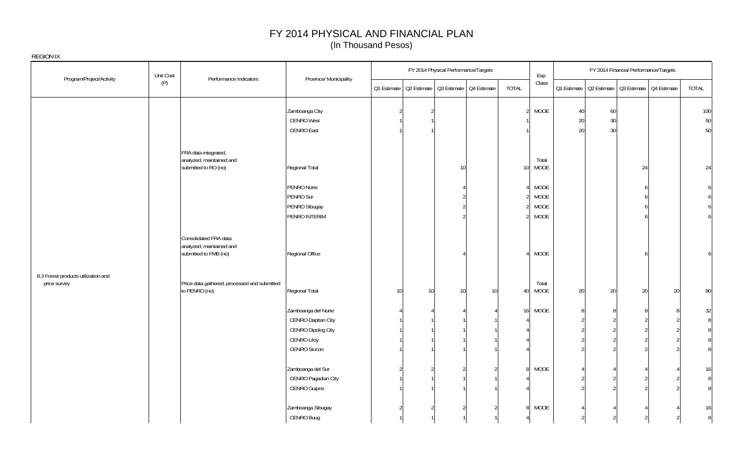# FY 2014 PHYSICAL AND FINANCIAL PLAN

(In Thousand Pesos)

REGION IX

| Program/Project/Activity | Unit Cost (P) | Performance Indicators | Province/ Municipality | FY 2014 Physical Performance/Targets | | | | | Exp. Class | FY 2014 Financial Performance/Targets | | | | |
|---|---|---|---|---|---|---|---|---|---|---|---|---|---|---|
| | | | | Q1 Estimate | Q2 Estimate | Q3 Estimate | Q4 Estimate | TOTAL | | Q1 Estimate | Q2 Estimate | Q3 Estimate | Q4 Estimate | TOTAL |
| | | | Zamboanga City | 2 | 2 | | | 2 | MOOE | 40 | 60 | | | 100 |
| | | | CENRO West | 1 | 1 | | | 1 | | 20 | 30 | | | 50 |
| | | | CENRO East | 1 | 1 | | | 1 | | 20 | 30 | | | 50 |
| | | FRA data integrated, analyzed, maintained and submitted to RO (no) | Regional Total | | | 10 | | 10 | Total MOOE | | | 24 | | 24 |
| | | | PENRO Norte | | | 4 | | 4 | MOOE | | | 6 | | 6 |
| | | | PENRO Sur | | | 2 | | 2 | MOOE | | | 6 | | 6 |
| | | | PENRO Sibugay | | | 2 | | 2 | MOOE | | | 6 | | 6 |
| | | | PENRO INTERIM | | | 2 | | 2 | MOOE | | | 6 | | 6 |
| | | Consolidated FRA data analyzed, maintained and submitted to FMB (no) | Regional Office | | | 4 | | 4 | MOOE | | | 6 | | 6 |
| 8.3 Forest products utilization and price survey | | Price data gathered, processed and submitted to PENRO (no) | Regional Total | 10 | 10 | 10 | 10 | 40 | Total MOOE | 20 | 20 | 20 | 20 | 80 |
| | | | Zamboanga del Norte | 4 | 4 | 4 | 4 | 16 | MOOE | 8 | 8 | 8 | 8 | 32 |
| | | | CENRO Dapitan City | 1 | 1 | 1 | 1 | 4 | | 2 | 2 | 2 | 2 | 8 |
| | | | CENRO Dipolog City | 1 | 1 | 1 | 1 | 4 | | 2 | 2 | 2 | 2 | 8 |
| | | | CENRO Liloy | 1 | 1 | 1 | 1 | 4 | | 2 | 2 | 2 | 2 | 8 |
| | | | CENRO Siocon | 1 | 1 | 1 | 1 | 4 | | 2 | 2 | 2 | 2 | 8 |
| | | | Zamboanga del Sur | 2 | 2 | 2 | 2 | 8 | MOOE | 4 | 4 | 4 | 4 | 16 |
| | | | CENRO Pagadian City | 1 | 1 | 1 | 1 | 4 | | 2 | 2 | 2 | 2 | 8 |
| | | | CENRO Guipos | 1 | 1 | 1 | 1 | 4 | | 2 | 2 | 2 | 2 | 8 |
| | | | Zamboanga Sibugay | 2 | 2 | 2 | 2 | 8 | MOOE | 4 | 4 | 4 | 4 | 16 |
| | | | CENRO Buug | 1 | 1 | 1 | 1 | 4 | | 2 | 2 | 2 | 2 | 8 |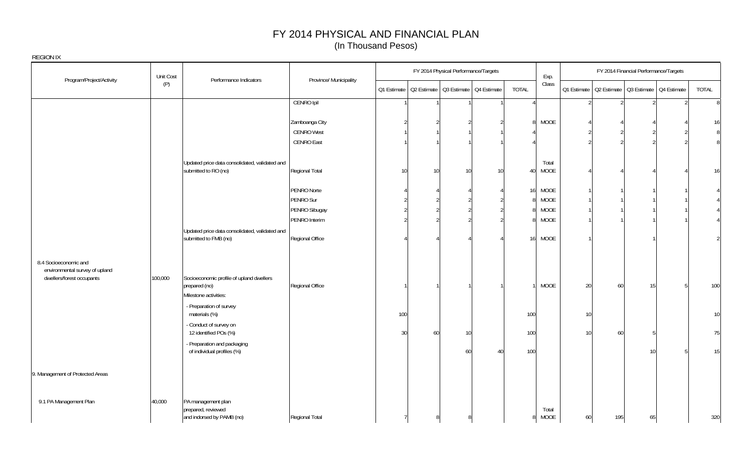# FY 2014 PHYSICAL AND FINANCIAL PLAN

(In Thousand Pesos)

REGION IX

| Program/Project/Activity | Unit Cost (P) | Performance Indicators | Province/ Municipality | FY 2014 Physical Performance/Targets | | | | | Exp. Class | FY 2014 Financial Performance/Targets | | | | |
|---|---|---|---|---|---|---|---|---|---|---|---|---|---|---|
| | | | | Q1 Estimate | Q2 Estimate | Q3 Estimate | Q4 Estimate | TOTAL | | Q1 Estimate | Q2 Estimate | Q3 Estimate | Q4 Estimate | TOTAL |
| | | | CENRO Ipil | 1 | 1 | 1 | 1 | 4 | | 2 | 2 | 2 | 2 | 8 |
| | | | Zamboanga City | 2 | 2 | 2 | 2 | 8 | MOOE | 4 | 4 | 4 | 4 | 16 |
| | | | CENRO West | 1 | 1 | 1 | 1 | 4 | | 2 | 2 | 2 | 2 | 8 |
| | | | CENRO East | 1 | 1 | 1 | 1 | 4 | | 2 | 2 | 2 | 2 | 8 |
| | | Updated price data consolidated, validated and submitted to RO (no) | Regional Total | 10 | 10 | 10 | 10 | 40 | Total MOOE | 4 | 4 | 4 | 4 | 16 |
| | | | PENRO Norte | 4 | 4 | 4 | 4 | 16 | MOOE | 1 | 1 | 1 | 1 | 4 |
| | | | PENRO Sur | 2 | 2 | 2 | 2 | 8 | MOOE | 1 | 1 | 1 | 1 | 4 |
| | | | PENRO Sibugay | 2 | 2 | 2 | 2 | 8 | MOOE | 1 | 1 | 1 | 1 | 4 |
| | | | PENRO Interim | 2 | 2 | 2 | 2 | 8 | MOOE | 1 | 1 | 1 | 1 | 4 |
| | | Updated price data consolidated, validated and submitted to FMB (no) | Regional Office | 4 | 4 | 4 | 4 | 16 | MOOE | 1 | | 1 | | 2 |
| 8.4 Socioeconomic and environmental survey of upland dwellers/forest occupants | 100,000 | Socioeconomic profile of upland dwellers prepared (no) | Regional Office | 1 | 1 | 1 | 1 | 1 | MOOE | 20 | 60 | 15 | 5 | 100 |
| | | Milestone activities: | | | | | | | | | | | | |
| | | - Preparation of survey materials (%) | | 100 | | | | 100 | | 10 | | | | 10 |
| | | - Conduct of survey on 12 identified POs (%) | | 30 | 60 | 10 | | 100 | | 10 | 60 | 5 | | 75 |
| | | - Preparation and packaging of individual profiles (%) | | | | 60 | 40 | 100 | | | | 10 | 5 | 15 |
| 9. Management of Protected Areas | | | | | | | | | | | | | | |
| 9.1 PA Management Plan | 40,000 | PA management plan prepared, reviewed and indorsed by PAMB (no) | Regional Total | 7 | 8 | 8 | | 8 | Total MOOE | 60 | 195 | 65 | | 320 |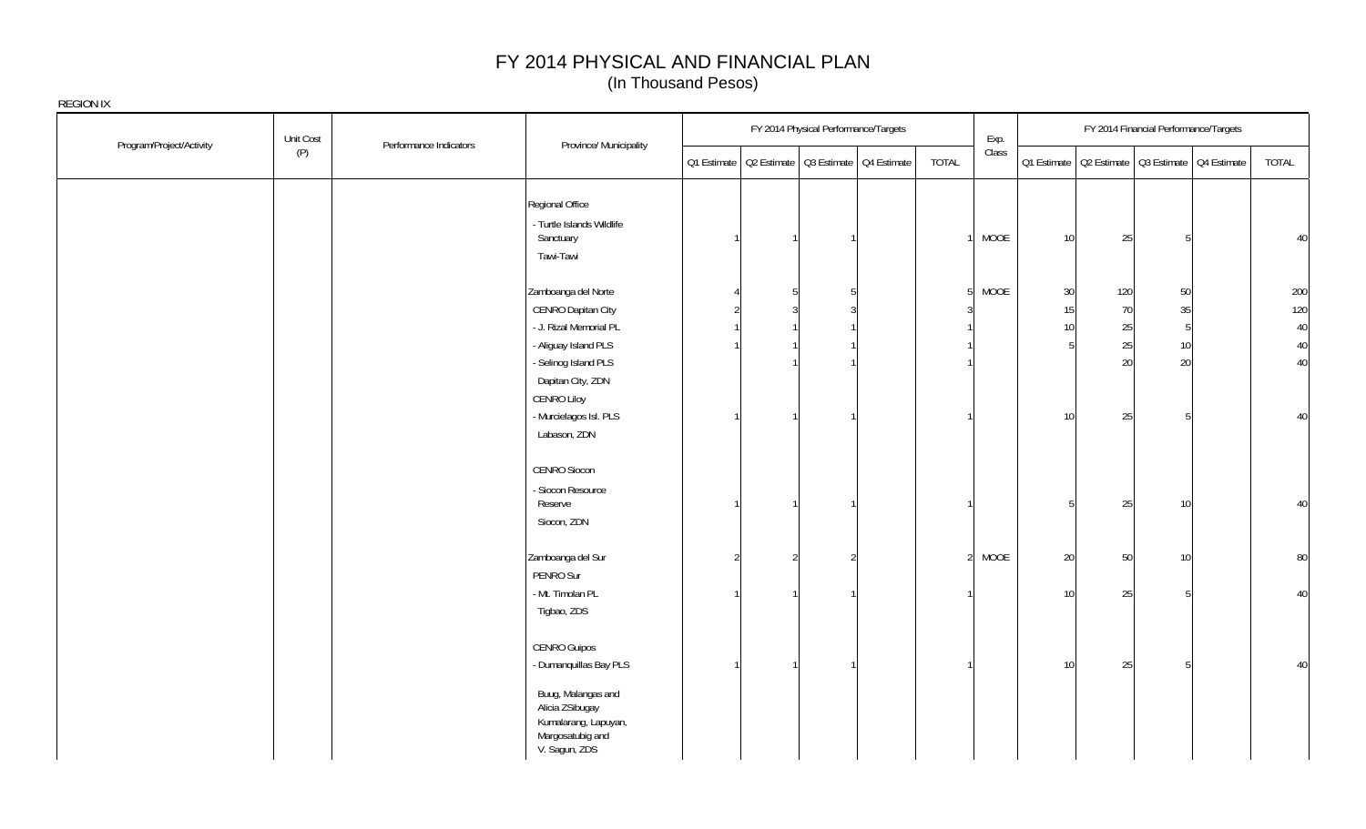# FY 2014 PHYSICAL AND FINANCIAL PLAN
(In Thousand Pesos)

REGION IX

| Program/Project/Activity | Unit Cost (P) | Performance Indicators | Province/ Municipality | FY 2014 Physical Performance/Targets | | | | | Exp. Class | FY 2014 Financial Performance/Targets | | | | |
|---|---|---|---|---|---|---|---|---|---|---|---|---|---|---|
| | | | | Q1 Estimate | Q2 Estimate | Q3 Estimate | Q4 Estimate | TOTAL | | Q1 Estimate | Q2 Estimate | Q3 Estimate | Q4 Estimate | TOTAL |
| | | | Regional Office | | | | | | | | | | | |
| | | | - Turtle Islands Wildlife Sanctuary | 1 | 1 | 1 | | 1 | MOOE | 10 | 25 | 5 | | 40 |
| | | | Tawi-Tawi | | | | | | | | | | | |
| | | | Zamboanga del Norte | 4 | 5 | 5 | | 5 | MOOE | 30 | 120 | 50 | | 200 |
| | | | CENRO Dapitan City | 2 | 3 | 3 | | 3 | | 15 | 70 | 35 | | 120 |
| | | | - J. Rizal Memorial PL | 1 | 1 | 1 | | 1 | | 10 | 25 | 5 | | 40 |
| | | | - Aliguay Island PLS | 1 | 1 | 1 | | 1 | | 5 | 25 | 10 | | 40 |
| | | | - Selinog Island PLS | | 1 | 1 | | 1 | | | 20 | 20 | | 40 |
| | | | Dapitan City, ZDN | | | | | | | | | | | |
| | | | CENRO Liloy | | | | | | | | | | | |
| | | | - Murcielagos Isl. PLS | 1 | 1 | 1 | | 1 | | 10 | 25 | 5 | | 40 |
| | | | Labason, ZDN | | | | | | | | | | | |
| | | | CENRO Siocon | | | | | | | | | | | |
| | | | - Siocon Resource Reserve | 1 | 1 | 1 | | 1 | | 5 | 25 | 10 | | 40 |
| | | | Siocon, ZDN | | | | | | | | | | | |
| | | | Zamboanga del Sur | 2 | 2 | 2 | | 2 | MOOE | 20 | 50 | 10 | | 80 |
| | | | PENRO Sur | | | | | | | | | | | |
| | | | - Mt. Timolan PL | 1 | 1 | 1 | | 1 | | 10 | 25 | 5 | | 40 |
| | | | Tigbao, ZDS | | | | | | | | | | | |
| | | | CENRO Guipos | | | | | | | | | | | |
| | | | - Dumanquillas Bay PLS | 1 | 1 | 1 | | 1 | | 10 | 25 | 5 | | 40 |
| | | | Buug, Malangas and Alicia ZSibugay Kumalarang, Lapuyan, Margosatubig and V. Sagun, ZDS | | | | | | | | | | | |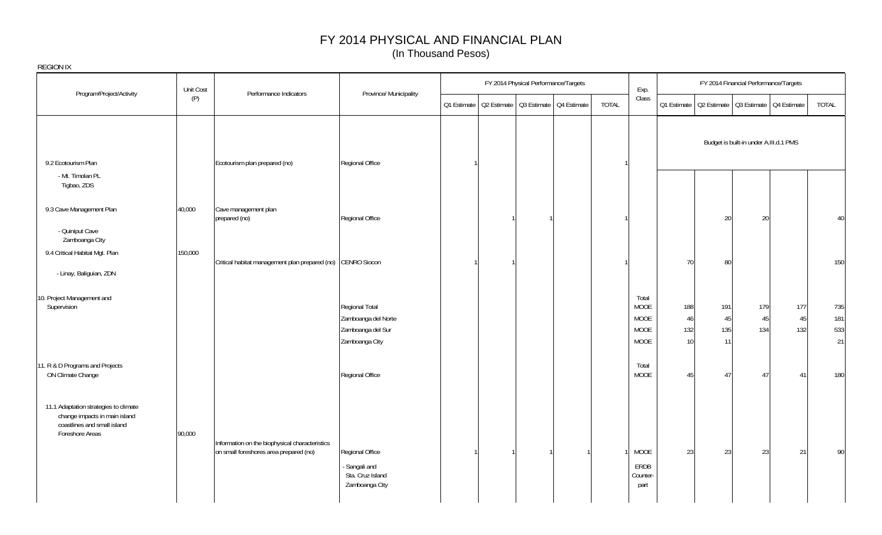# FY 2014 PHYSICAL AND FINANCIAL PLAN

(In Thousand Pesos)

REGION IX

| Program/Project/Activity | Unit Cost (P) | Performance Indicators | Province/ Municipality | FY 2014 Physical Performance/Targets | | | | | Exp. Class | FY 2014 Financial Performance/Targets | | | | |
|---|---|---|---|---|---|---|---|---|---|---|---|---|---|---|
| | | | | Q1 Estimate | Q2 Estimate | Q3 Estimate | Q4 Estimate | TOTAL | | Q1 Estimate | Q2 Estimate | Q3 Estimate | Q4 Estimate | TOTAL |
| 9.2 Ecotourism Plan | | Ecotourism plan prepared (no) | Regional Office | 1 | | | | 1 | | Budget is built-in under A.III.d.1 PMS | | | | |
| - Mt. Timolan PL Tigbao, ZDS | | | | | | | | | | | | | | |
| 9.3 Cave Management Plan | 40,000 | Cave management plan prepared (no) | Regional Office | | 1 | 1 | | 1 | | | 20 | 20 | | 40 |
| - Quiniput Cave Zamboanga City | | | | | | | | | | | | | | |
| 9.4 Critical Habitat Mgt. Plan | 150,000 | Critical habitat management plan prepared (no) | CENRO Siocon | 1 | 1 | | | 1 | | 70 | 80 | | | 150 |
| - Linay, Baliguian, ZDN | | | | | | | | | | | | | | |
| 10. Project Management and Supervision | | | Regional Total | | | | | | Total MOOE | 188 | 191 | 179 | 177 | 735 |
| | | | Zamboanga del Norte | | | | | | MOOE | 46 | 45 | 45 | 45 | 181 |
| | | | Zamboanga del Sur | | | | | | MOOE | 132 | 135 | 134 | 132 | 533 |
| | | | Zamboanga City | | | | | | MOOE | 10 | 11 | | | 21 |
| 11. R & D Programs and Projects ON Climate Change | | | Regional Office | | | | | | Total MOOE | 45 | 47 | 47 | 41 | 180 |
| 11.1 Adaptation strategies to climate change impacts in main island coastlines and small island Foreshore Areas | 90,000 | Information on the biophysical characteristics on small foreshores area prepared (no) | Regional Office | 1 | 1 | 1 | 1 | 1 | MOOE | 23 | 23 | 23 | 21 | 90 |
| | | | - Sangali and Sta. Cruz Island Zamboanga City | | | | | | ERDB Counter-part | | | | | |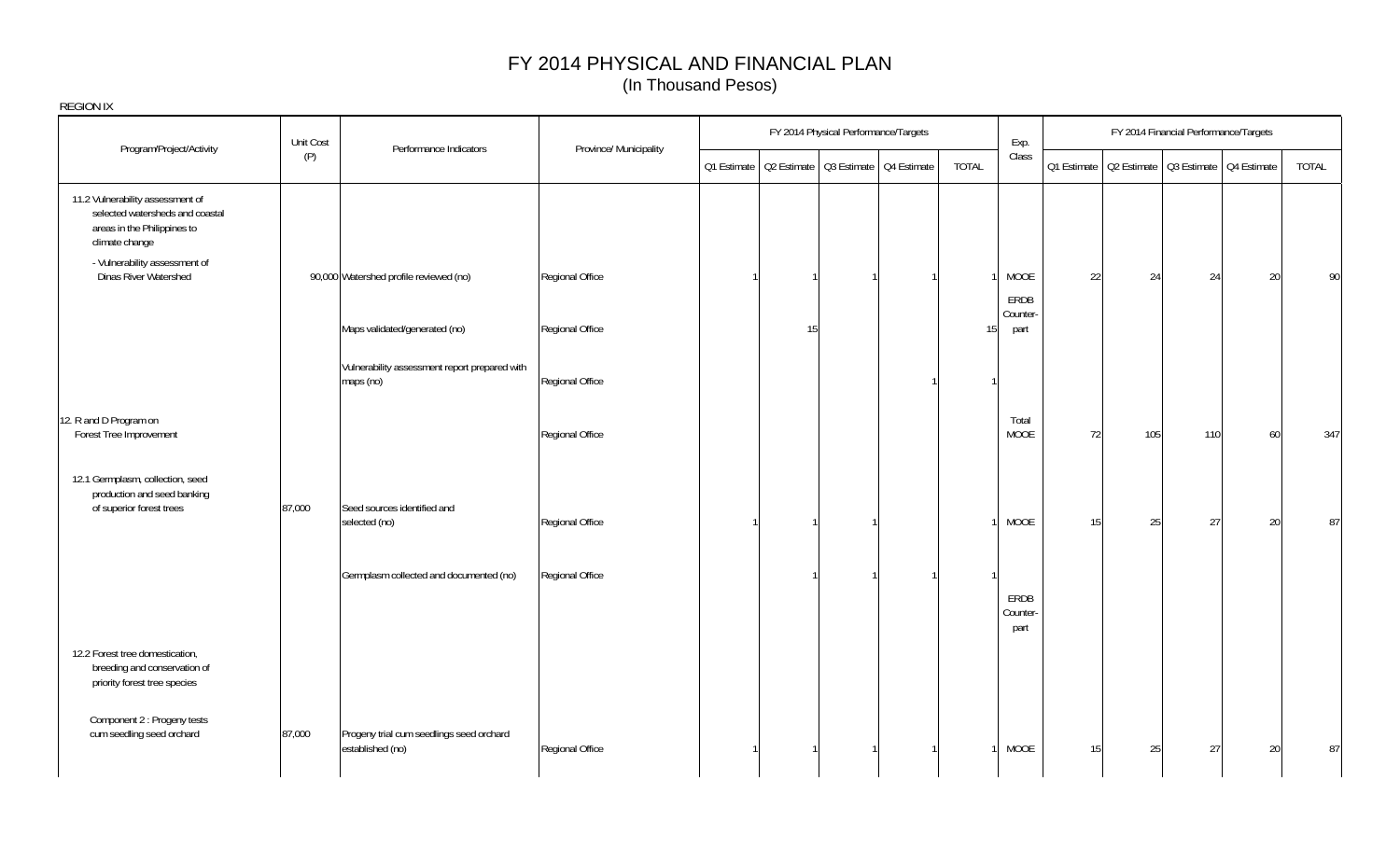# FY 2014 PHYSICAL AND FINANCIAL PLAN

(In Thousand Pesos)

REGION IX

| Program/Project/Activity | Unit Cost (P) | Performance Indicators | Province/ Municipality | FY 2014 Physical Performance/Targets | | | | | Exp. Class | FY 2014 Financial Performance/Targets | | | | |
|---|---|---|---|---|---|---|---|---|---|---|---|---|---|---|
| | | | | Q1 Estimate | Q2 Estimate | Q3 Estimate | Q4 Estimate | TOTAL | | Q1 Estimate | Q2 Estimate | Q3 Estimate | Q4 Estimate | TOTAL |
| 11.2 Vulnerability assessment of selected watersheds and coastal areas in the Philippines to climate change | | | | | | | | | | | | | | |
| - Vulnerability assessment of Dinas River Watershed | 90,000 | Watershed profile reviewed (no) | Regional Office | 1 | 1 | 1 | 1 | 1 | MOOE | 22 | 24 | 24 | 20 | 90 |
| | | Maps validated/generated (no) | Regional Office | | 15 | | | 15 | ERDB Counter-part | | | | | |
| | | Vulnerability assessment report prepared with maps (no) | Regional Office | | | | 1 | 1 | | | | | | |
| 12. R and D Program on Forest Tree Improvement | | | Regional Office | | | | | | Total MOOE | 72 | 105 | 110 | 60 | 347 |
| 12.1 Germplasm, collection, seed production and seed banking of superior forest trees | 87,000 | Seed sources identified and selected (no) | Regional Office | 1 | 1 | 1 | | 1 | MOOE | 15 | 25 | 27 | 20 | 87 |
| | | Germplasm collected and documented (no) | Regional Office | | 1 | 1 | 1 | 1 | ERDB Counter-part | | | | | |
| 12.2 Forest tree domestication, breeding and conservation of priority forest tree species | | | | | | | | | | | | | | |
| Component 2 : Progeny tests cum seedling seed orchard | 87,000 | Progeny trial cum seedlings seed orchard established (no) | Regional Office | 1 | 1 | 1 | 1 | 1 | MOOE | 15 | 25 | 27 | 20 | 87 |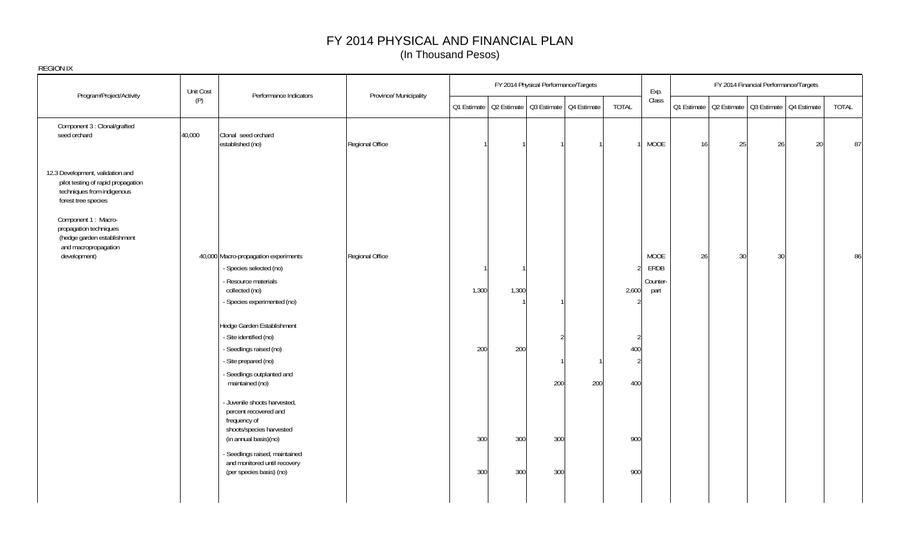# FY 2014 PHYSICAL AND FINANCIAL PLAN

(In Thousand Pesos)

REGION IX

| Program/Project/Activity | Unit Cost (P) | Performance Indicators | Province/ Municipality | FY 2014 Physical Performance/Targets | | | | | Exp. Class | FY 2014 Financial Performance/Targets | | | | |
|---|---|---|---|---|---|---|---|---|---|---|---|---|---|---|
| | | | | Q1 Estimate | Q2 Estimate | Q3 Estimate | Q4 Estimate | TOTAL | | Q1 Estimate | Q2 Estimate | Q3 Estimate | Q4 Estimate | TOTAL |
| Component 3 : Clonal/grafted seed orchard | 40,000 | Clonal seed orchard established (no) | Regional Office | 1 | 1 | 1 | 1 | 1 | MOOE | 16 | 25 | 26 | 20 | 87 |
| 12.3 Development, validation and pilot testing of rapid propagation techniques from indigenous forest tree species | | | | | | | | | | | | | | |
| Component 1 : Macro-propagation techniques (hedge garden establishment and macropropagation development) | 40,000 | Macro-propagation experiments | Regional Office | | | | | | MOOE | 26 | 30 | 30 | | 86 |
| | | - Species selected (no) | | 1 | 1 | | | 2 | ERDB | | | | | |
| | | - Resource materials collected (no) | | 1,300 | 1,300 | | | 2,600 | Counter-part | | | | | |
| | | - Species experimented (no) | | | 1 | 1 | | 2 | | | | | | |
| | | Hedge Garden Establishment | | | | | | | | | | | | |
| | | - Site identified (no) | | | | 2 | | 2 | | | | | | |
| | | - Seedlings raised (no) | | 200 | 200 | | | 400 | | | | | | |
| | | - Site prepared (no) | | | | 1 | 1 | 2 | | | | | | |
| | | - Seedlings outplanted and maintained (no) | | | | 200 | 200 | 400 | | | | | | |
| | | - Juvenile shoots harvested, percent recovered and frequency of shoots/species harvested (in annual basis)(no) | | 300 | 300 | 300 | | 900 | | | | | | |
| | | - Seedlings raised, maintained and monitored until recovery (per species basis) (no) | | 300 | 300 | 300 | | 900 | | | | | | |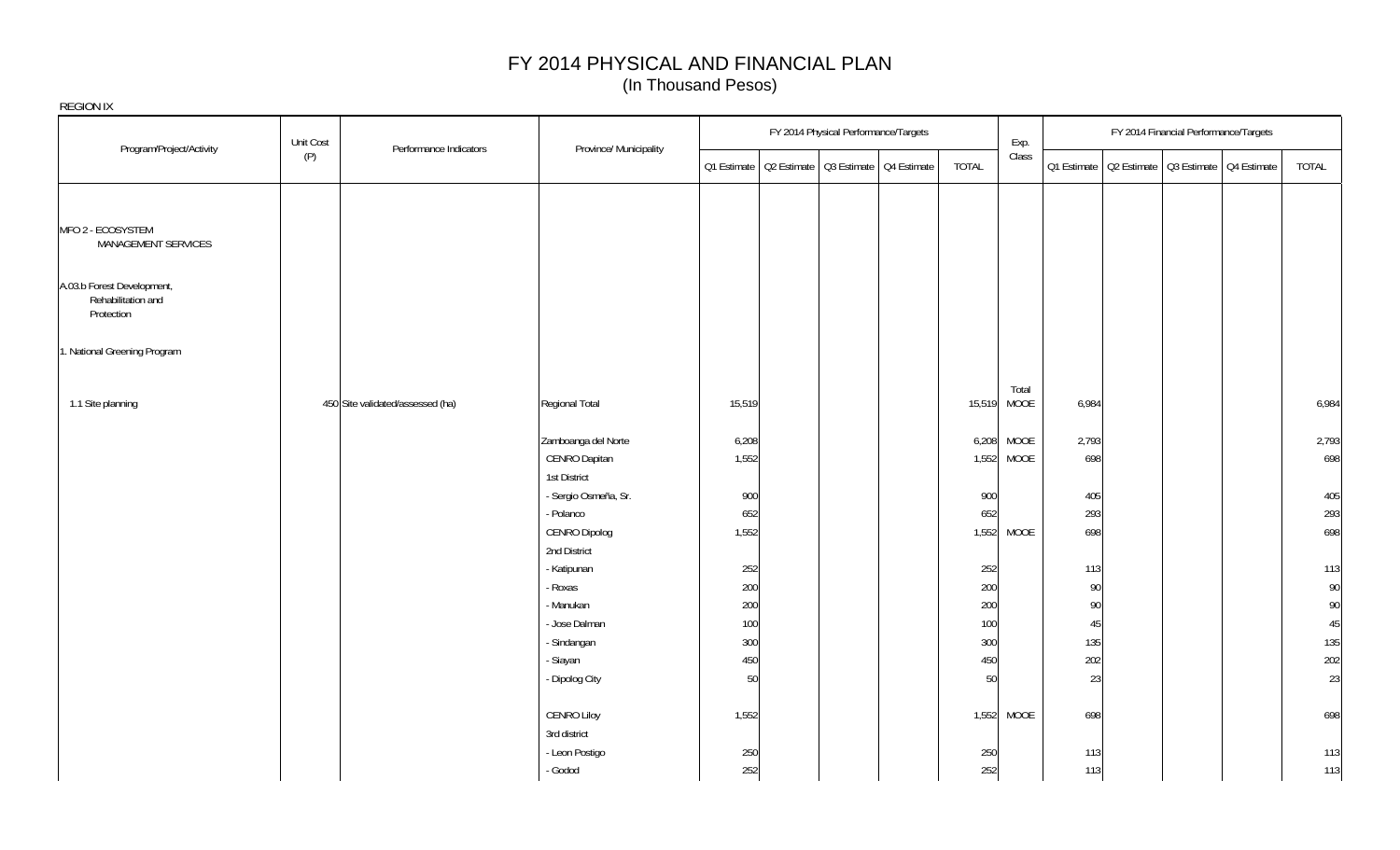# FY 2014 PHYSICAL AND FINANCIAL PLAN

(In Thousand Pesos)

REGION IX

| Program/Project/Activity | Unit Cost (P) | Performance Indicators | Province/ Municipality | FY 2014 Physical Performance/Targets | | | | | Exp. Class | FY 2014 Financial Performance/Targets | | | | |
|---|---|---|---|---|---|---|---|---|---|---|---|---|---|---|
| | | | | Q1 Estimate | Q2 Estimate | Q3 Estimate | Q4 Estimate | TOTAL | | Q1 Estimate | Q2 Estimate | Q3 Estimate | Q4 Estimate | TOTAL |
| MFO 2 - ECOSYSTEM MANAGEMENT SERVICES | | | | | | | | | | | | | | |
| A.03.b Forest Development, Rehabilitation and Protection | | | | | | | | | | | | | | |
| 1. National Greening Program | | | | | | | | | | | | | | |
| 1.1 Site planning | 450 | Site validated/assessed (ha) | Regional Total | 15,519 | | | | 15,519 | Total MOOE | 6,984 | | | | 6,984 |
| | | | Zamboanga del Norte | 6,208 | | | | 6,208 | MOOE | 2,793 | | | | 2,793 |
| | | | CENRO Dapitan | 1,552 | | | | 1,552 | MOOE | 698 | | | | 698 |
| | | | 1st District | | | | | | | | | | | |
| | | | - Sergio Osmeña, Sr. | 900 | | | | 900 | | 405 | | | | 405 |
| | | | - Polanco | 652 | | | | 652 | | 293 | | | | 293 |
| | | | CENRO Dipolog | 1,552 | | | | 1,552 | MOOE | 698 | | | | 698 |
| | | | 2nd District | | | | | | | | | | | |
| | | | - Katipunan | 252 | | | | 252 | | 113 | | | | 113 |
| | | | - Roxas | 200 | | | | 200 | | 90 | | | | 90 |
| | | | - Manukan | 200 | | | | 200 | | 90 | | | | 90 |
| | | | - Jose Dalman | 100 | | | | 100 | | 45 | | | | 45 |
| | | | - Sindangan | 300 | | | | 300 | | 135 | | | | 135 |
| | | | - Siayan | 450 | | | | 450 | | 202 | | | | 202 |
| | | | - Dipolog City | 50 | | | | 50 | | 23 | | | | 23 |
| | | | CENRO Liloy | 1,552 | | | | 1,552 | MOOE | 698 | | | | 698 |
| | | | 3rd district | | | | | | | | | | | |
| | | | - Leon Postigo | 250 | | | | 250 | | 113 | | | | 113 |
| | | | - Godod | 252 | | | | 252 | | 113 | | | | 113 |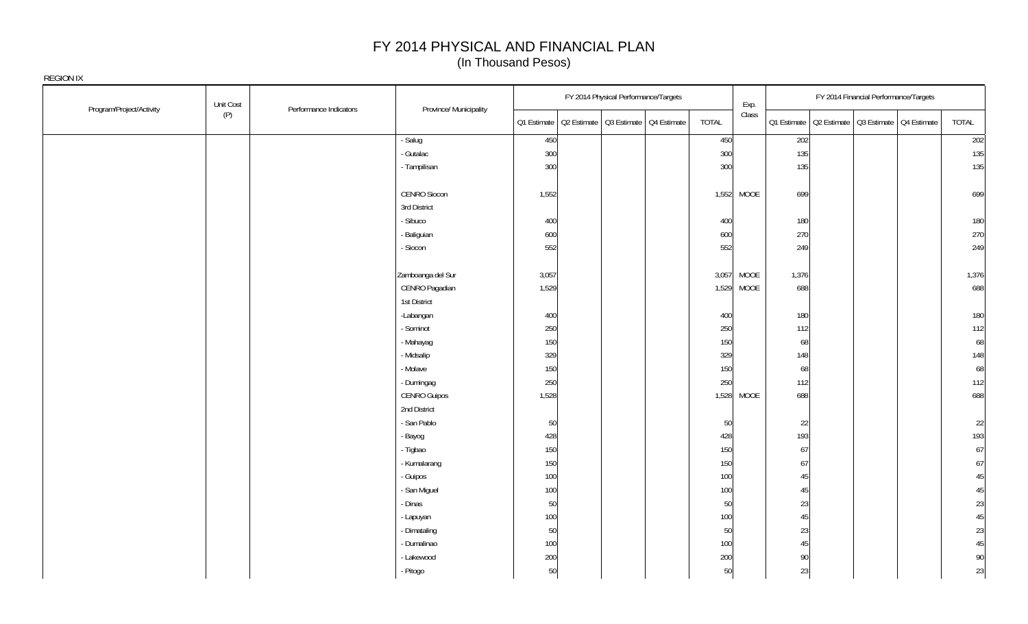# FY 2014 PHYSICAL AND FINANCIAL PLAN
(In Thousand Pesos)

REGION IX

| Program/Project/Activity | Unit Cost (P) | Performance Indicators | Province/ Municipality | FY 2014 Physical Performance/Targets | | | | | Exp. Class | FY 2014 Financial Performance/Targets | | | | |
|---|---|---|---|---|---|---|---|---|---|---|---|---|---|---|
| | | | | Q1 Estimate | Q2 Estimate | Q3 Estimate | Q4 Estimate | TOTAL | | Q1 Estimate | Q2 Estimate | Q3 Estimate | Q4 Estimate | TOTAL |
| | | | - Salug | 450 | | | | 450 | | 202 | | | | 202 |
| | | | - Gutalac | 300 | | | | 300 | | 135 | | | | 135 |
| | | | - Tampilisan | 300 | | | | 300 | | 135 | | | | 135 |
| | | | CENRO Siocon | 1,552 | | | | 1,552 | MOOE | 699 | | | | 699 |
| | | | 3rd District | | | | | | | | | | | |
| | | | - Sibuco | 400 | | | | 400 | | 180 | | | | 180 |
| | | | - Baliguian | 600 | | | | 600 | | 270 | | | | 270 |
| | | | - Siocon | 552 | | | | 552 | | 249 | | | | 249 |
| | | | Zamboanga del Sur | 3,057 | | | | 3,057 | MOOE | 1,376 | | | | 1,376 |
| | | | CENRO Pagadian | 1,529 | | | | 1,529 | MOOE | 688 | | | | 688 |
| | | | 1st District | | | | | | | | | | | |
| | | | -Labangan | 400 | | | | 400 | | 180 | | | | 180 |
| | | | - Sominot | 250 | | | | 250 | | 112 | | | | 112 |
| | | | - Mahayag | 150 | | | | 150 | | 68 | | | | 68 |
| | | | - Midsalip | 329 | | | | 329 | | 148 | | | | 148 |
| | | | - Molave | 150 | | | | 150 | | 68 | | | | 68 |
| | | | - Dumingag | 250 | | | | 250 | | 112 | | | | 112 |
| | | | CENRO Guipos | 1,528 | | | | 1,528 | MOOE | 688 | | | | 688 |
| | | | 2nd District | | | | | | | | | | | |
| | | | - San Pablo | 50 | | | | 50 | | 22 | | | | 22 |
| | | | - Bayog | 428 | | | | 428 | | 193 | | | | 193 |
| | | | - Tigbao | 150 | | | | 150 | | 67 | | | | 67 |
| | | | - Kumalarang | 150 | | | | 150 | | 67 | | | | 67 |
| | | | - Guipos | 100 | | | | 100 | | 45 | | | | 45 |
| | | | - San Miguel | 100 | | | | 100 | | 45 | | | | 45 |
| | | | - Dinas | 50 | | | | 50 | | 23 | | | | 23 |
| | | | - Lapuyan | 100 | | | | 100 | | 45 | | | | 45 |
| | | | - Dimataling | 50 | | | | 50 | | 23 | | | | 23 |
| | | | - Dumalinao | 100 | | | | 100 | | 45 | | | | 45 |
| | | | - Lakewood | 200 | | | | 200 | | 90 | | | | 90 |
| | | | - Pitogo | 50 | | | | 50 | | 23 | | | | 23 |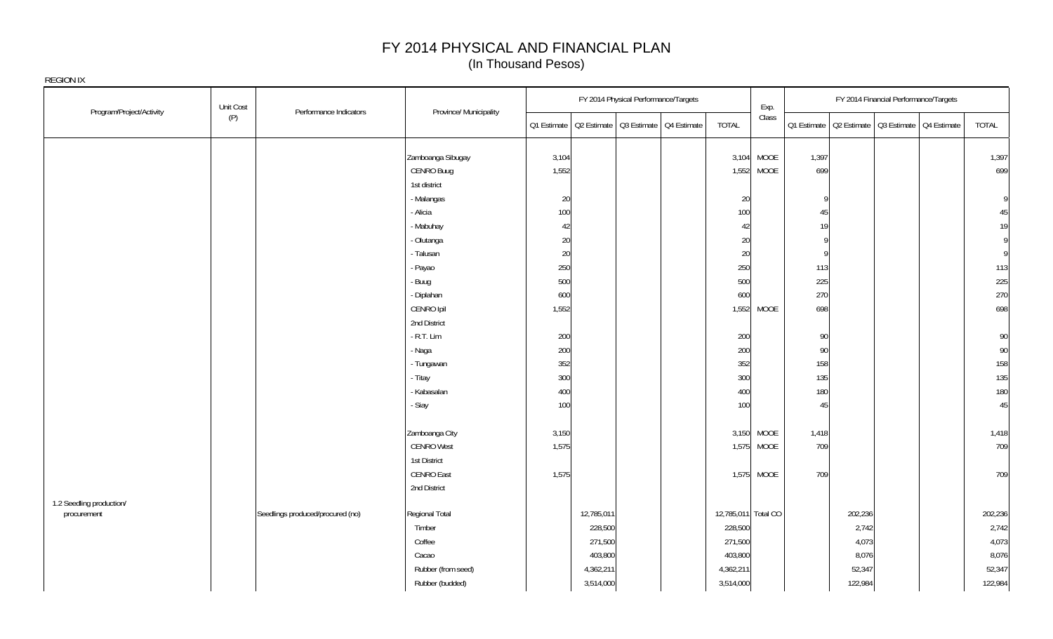# FY 2014 PHYSICAL AND FINANCIAL PLAN
(In Thousand Pesos)

REGION IX

| Program/Project/Activity | Unit Cost (P) | Performance Indicators | Province/ Municipality | FY 2014 Physical Performance/Targets | | | | | Exp. Class | FY 2014 Financial Performance/Targets | | | | |
|---|---|---|---|---|---|---|---|---|---|---|---|---|---|---|
| | | | | Q1 Estimate | Q2 Estimate | Q3 Estimate | Q4 Estimate | TOTAL | | Q1 Estimate | Q2 Estimate | Q3 Estimate | Q4 Estimate | TOTAL |
| | | | Zamboanga Sibugay | 3,104 | | | | 3,104 | MOOE | 1,397 | | | | 1,397 |
| | | | CENRO Buug | 1,552 | | | | 1,552 | MOOE | 699 | | | | 699 |
| | | | 1st district | | | | | | | | | | | |
| | | | - Malangas | 20 | | | | 20 | | 9 | | | | 9 |
| | | | - Alicia | 100 | | | | 100 | | 45 | | | | 45 |
| | | | - Mabuhay | 42 | | | | 42 | | 19 | | | | 19 |
| | | | - Olutanga | 20 | | | | 20 | | 9 | | | | 9 |
| | | | - Talusan | 20 | | | | 20 | | 9 | | | | 9 |
| | | | - Payao | 250 | | | | 250 | | 113 | | | | 113 |
| | | | - Buug | 500 | | | | 500 | | 225 | | | | 225 |
| | | | - Diplahan | 600 | | | | 600 | | 270 | | | | 270 |
| | | | CENRO Ipil | 1,552 | | | | 1,552 | MOOE | 698 | | | | 698 |
| | | | 2nd District | | | | | | | | | | | |
| | | | - R.T. Lim | 200 | | | | 200 | | 90 | | | | 90 |
| | | | - Naga | 200 | | | | 200 | | 90 | | | | 90 |
| | | | - Tungawan | 352 | | | | 352 | | 158 | | | | 158 |
| | | | - Titay | 300 | | | | 300 | | 135 | | | | 135 |
| | | | - Kabasalan | 400 | | | | 400 | | 180 | | | | 180 |
| | | | - Siay | 100 | | | | 100 | | 45 | | | | 45 |
| | | | Zamboanga City | 3,150 | | | | 3,150 | MOOE | 1,418 | | | | 1,418 |
| | | | CENRO West | 1,575 | | | | 1,575 | MOOE | 709 | | | | 709 |
| | | | 1st District | | | | | | | | | | | |
| | | | CENRO East | 1,575 | | | | 1,575 | MOOE | 709 | | | | 709 |
| | | | 2nd District | | | | | | | | | | | |
| 1.2 Seedling production/ procurement | | Seedlings produced/procured (no) | Regional Total | | 12,785,011 | | | 12,785,011 | Total CO | | 202,236 | | | 202,236 |
| | | | Timber | | 228,500 | | | 228,500 | | | 2,742 | | | 2,742 |
| | | | Coffee | | 271,500 | | | 271,500 | | | 4,073 | | | 4,073 |
| | | | Cacao | | 403,800 | | | 403,800 | | | 8,076 | | | 8,076 |
| | | | Rubber (from seed) | | 4,362,211 | | | 4,362,211 | | | 52,347 | | | 52,347 |
| | | | Rubber (budded) | | 3,514,000 | | | 3,514,000 | | | 122,984 | | | 122,984 |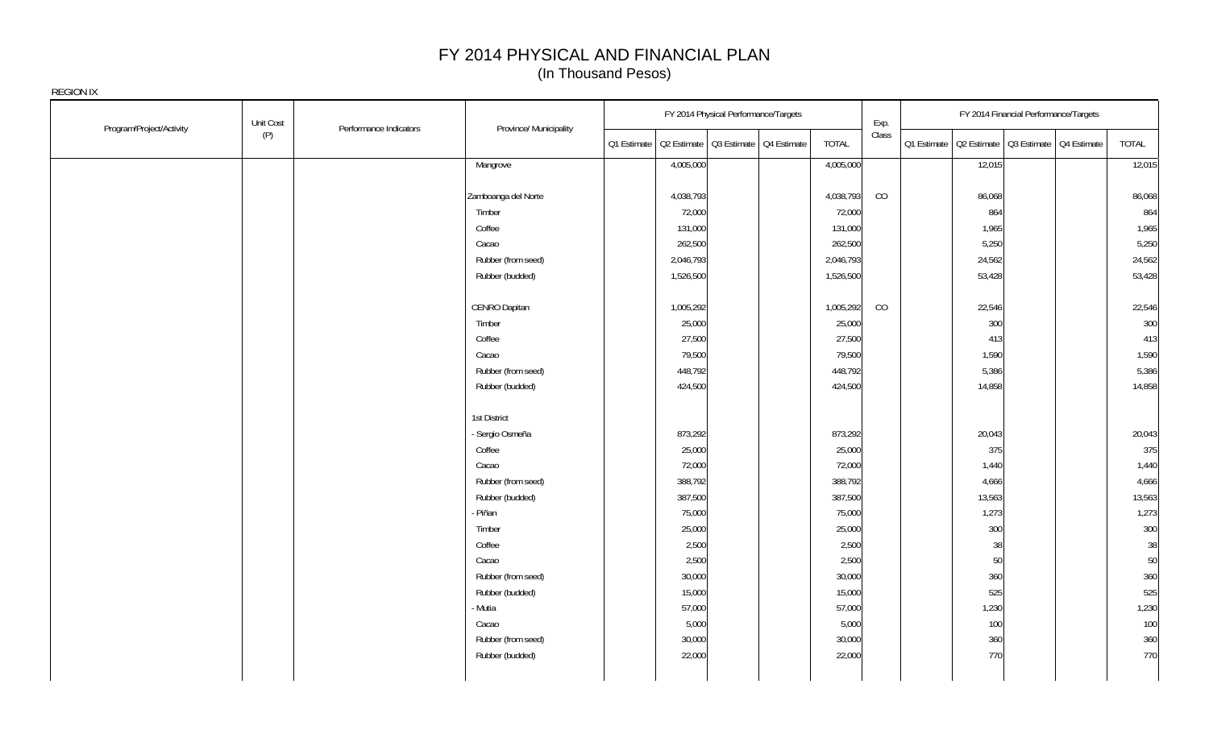# FY 2014 PHYSICAL AND FINANCIAL PLAN
(In Thousand Pesos)

REGION IX

| Program/Project/Activity | Unit Cost (P) | Performance Indicators | Province/ Municipality | FY 2014 Physical Performance/Targets | | | | | Exp. Class | FY 2014 Financial Performance/Targets | | | | |
|---|---|---|---|---|---|---|---|---|---|---|---|---|---|---|
| | | | | Q1 Estimate | Q2 Estimate | Q3 Estimate | Q4 Estimate | TOTAL | | Q1 Estimate | Q2 Estimate | Q3 Estimate | Q4 Estimate | TOTAL |
| | | | Mangrove | | 4,005,000 | | | 4,005,000 | | | 12,015 | | | 12,015 |
| | | | | | | | | | | | | | | |
| | | | Zamboanga del Norte | | 4,038,793 | | | 4,038,793 | CO | | 86,068 | | | 86,068 |
| | | | Timber | | 72,000 | | | 72,000 | | | 864 | | | 864 |
| | | | Coffee | | 131,000 | | | 131,000 | | | 1,965 | | | 1,965 |
| | | | Cacao | | 262,500 | | | 262,500 | | | 5,250 | | | 5,250 |
| | | | Rubber (from seed) | | 2,046,793 | | | 2,046,793 | | | 24,562 | | | 24,562 |
| | | | Rubber (budded) | | 1,526,500 | | | 1,526,500 | | | 53,428 | | | 53,428 |
| | | | | | | | | | | | | | | |
| | | | CENRO Dapitan | | 1,005,292 | | | 1,005,292 | CO | | 22,546 | | | 22,546 |
| | | | Timber | | 25,000 | | | 25,000 | | | 300 | | | 300 |
| | | | Coffee | | 27,500 | | | 27,500 | | | 413 | | | 413 |
| | | | Cacao | | 79,500 | | | 79,500 | | | 1,590 | | | 1,590 |
| | | | Rubber (from seed) | | 448,792 | | | 448,792 | | | 5,386 | | | 5,386 |
| | | | Rubber (budded) | | 424,500 | | | 424,500 | | | 14,858 | | | 14,858 |
| | | | | | | | | | | | | | | |
| | | | 1st District | | | | | | | | | | | |
| | | | - Sergio Osmeña | | 873,292 | | | 873,292 | | | 20,043 | | | 20,043 |
| | | | Coffee | | 25,000 | | | 25,000 | | | 375 | | | 375 |
| | | | Cacao | | 72,000 | | | 72,000 | | | 1,440 | | | 1,440 |
| | | | Rubber (from seed) | | 388,792 | | | 388,792 | | | 4,666 | | | 4,666 |
| | | | Rubber (budded) | | 387,500 | | | 387,500 | | | 13,563 | | | 13,563 |
| | | | - Piñan | | 75,000 | | | 75,000 | | | 1,273 | | | 1,273 |
| | | | Timber | | 25,000 | | | 25,000 | | | 300 | | | 300 |
| | | | Coffee | | 2,500 | | | 2,500 | | | 38 | | | 38 |
| | | | Cacao | | 2,500 | | | 2,500 | | | 50 | | | 50 |
| | | | Rubber (from seed) | | 30,000 | | | 30,000 | | | 360 | | | 360 |
| | | | Rubber (budded) | | 15,000 | | | 15,000 | | | 525 | | | 525 |
| | | | - Mutia | | 57,000 | | | 57,000 | | | 1,230 | | | 1,230 |
| | | | Cacao | | 5,000 | | | 5,000 | | | 100 | | | 100 |
| | | | Rubber (from seed) | | 30,000 | | | 30,000 | | | 360 | | | 360 |
| | | | Rubber (budded) | | 22,000 | | | 22,000 | | | 770 | | | 770 |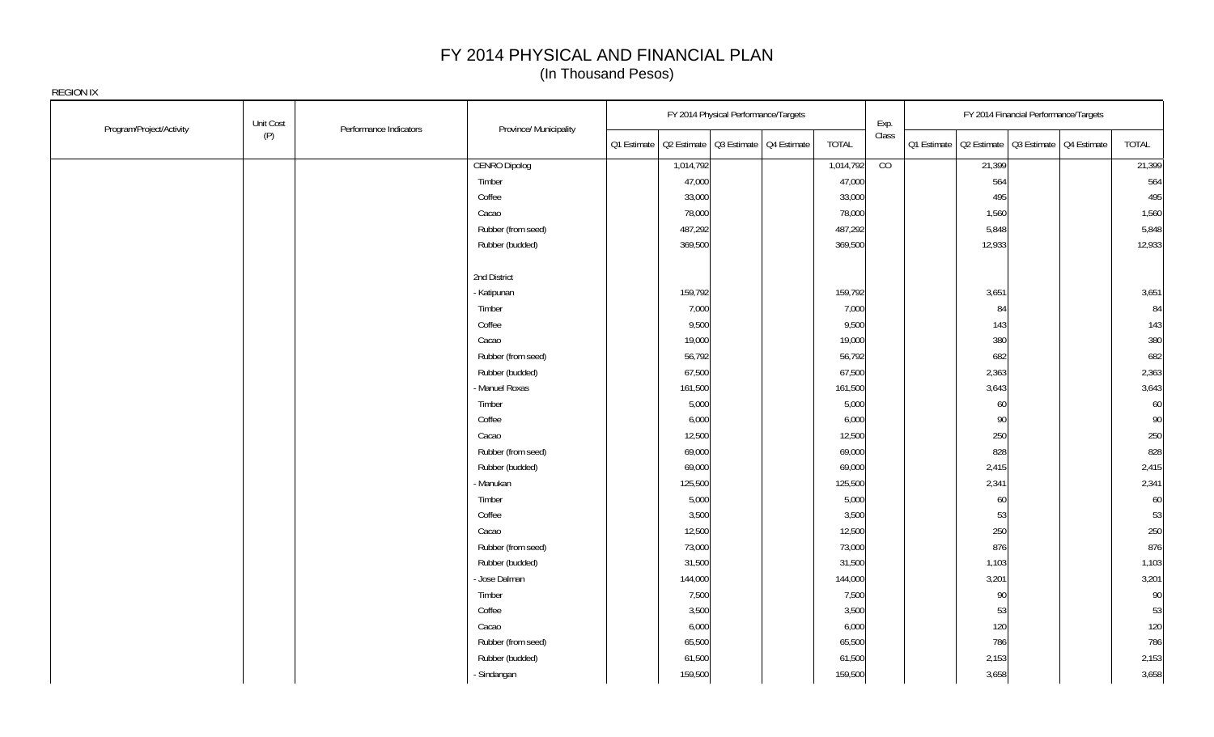# FY 2014 PHYSICAL AND FINANCIAL PLAN
(In Thousand Pesos)

REGION IX

| Program/Project/Activity | Unit Cost (P) | Performance Indicators | Province/ Municipality | FY 2014 Physical Performance/Targets | | | | | Exp. Class | FY 2014 Financial Performance/Targets | | | | |
|---|---|---|---|---|---|---|---|---|---|---|---|---|---|---|
| | | | | Q1 Estimate | Q2 Estimate | Q3 Estimate | Q4 Estimate | TOTAL | | Q1 Estimate | Q2 Estimate | Q3 Estimate | Q4 Estimate | TOTAL |
| | | | CENRO Dipolog | | 1,014,792 | | | 1,014,792 | CO | | 21,399 | | | 21,399 |
| | | | Timber | | 47,000 | | | 47,000 | | | 564 | | | 564 |
| | | | Coffee | | 33,000 | | | 33,000 | | | 495 | | | 495 |
| | | | Cacao | | 78,000 | | | 78,000 | | | 1,560 | | | 1,560 |
| | | | Rubber (from seed) | | 487,292 | | | 487,292 | | | 5,848 | | | 5,848 |
| | | | Rubber (budded) | | 369,500 | | | 369,500 | | | 12,933 | | | 12,933 |
| | | | | | | | | | | | | | | |
| | | | 2nd District | | | | | | | | | | | |
| | | | - Katipunan | | 159,792 | | | 159,792 | | | 3,651 | | | 3,651 |
| | | | Timber | | 7,000 | | | 7,000 | | | 84 | | | 84 |
| | | | Coffee | | 9,500 | | | 9,500 | | | 143 | | | 143 |
| | | | Cacao | | 19,000 | | | 19,000 | | | 380 | | | 380 |
| | | | Rubber (from seed) | | 56,792 | | | 56,792 | | | 682 | | | 682 |
| | | | Rubber (budded) | | 67,500 | | | 67,500 | | | 2,363 | | | 2,363 |
| | | | - Manuel Roxas | | 161,500 | | | 161,500 | | | 3,643 | | | 3,643 |
| | | | Timber | | 5,000 | | | 5,000 | | | 60 | | | 60 |
| | | | Coffee | | 6,000 | | | 6,000 | | | 90 | | | 90 |
| | | | Cacao | | 12,500 | | | 12,500 | | | 250 | | | 250 |
| | | | Rubber (from seed) | | 69,000 | | | 69,000 | | | 828 | | | 828 |
| | | | Rubber (budded) | | 69,000 | | | 69,000 | | | 2,415 | | | 2,415 |
| | | | - Manukan | | 125,500 | | | 125,500 | | | 2,341 | | | 2,341 |
| | | | Timber | | 5,000 | | | 5,000 | | | 60 | | | 60 |
| | | | Coffee | | 3,500 | | | 3,500 | | | 53 | | | 53 |
| | | | Cacao | | 12,500 | | | 12,500 | | | 250 | | | 250 |
| | | | Rubber (from seed) | | 73,000 | | | 73,000 | | | 876 | | | 876 |
| | | | Rubber (budded) | | 31,500 | | | 31,500 | | | 1,103 | | | 1,103 |
| | | | - Jose Dalman | | 144,000 | | | 144,000 | | | 3,201 | | | 3,201 |
| | | | Timber | | 7,500 | | | 7,500 | | | 90 | | | 90 |
| | | | Coffee | | 3,500 | | | 3,500 | | | 53 | | | 53 |
| | | | Cacao | | 6,000 | | | 6,000 | | | 120 | | | 120 |
| | | | Rubber (from seed) | | 65,500 | | | 65,500 | | | 786 | | | 786 |
| | | | Rubber (budded) | | 61,500 | | | 61,500 | | | 2,153 | | | 2,153 |
| | | | - Sindangan | | 159,500 | | | 159,500 | | | 3,658 | | | 3,658 |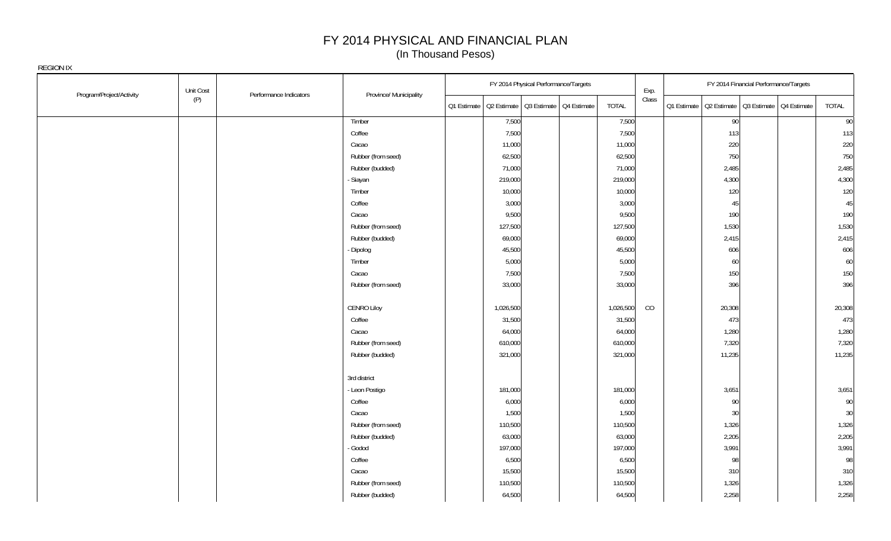# FY 2014 PHYSICAL AND FINANCIAL PLAN
(In Thousand Pesos)

REGION IX

| Program/Project/Activity | Unit Cost (P) | Performance Indicators | Province/ Municipality | FY 2014 Physical Performance/Targets | | | | | Exp. Class | FY 2014 Financial Performance/Targets | | | | |
|---|---|---|---|---|---|---|---|---|---|---|---|---|---|---|
| | | | | Q1 Estimate | Q2 Estimate | Q3 Estimate | Q4 Estimate | TOTAL | | Q1 Estimate | Q2 Estimate | Q3 Estimate | Q4 Estimate | TOTAL |
| | | | Timber | | 7,500 | | | 7,500 | | | 90 | | | 90 |
| | | | Coffee | | 7,500 | | | 7,500 | | | 113 | | | 113 |
| | | | Cacao | | 11,000 | | | 11,000 | | | 220 | | | 220 |
| | | | Rubber (from seed) | | 62,500 | | | 62,500 | | | 750 | | | 750 |
| | | | Rubber (budded) | | 71,000 | | | 71,000 | | | 2,485 | | | 2,485 |
| | | | - Siayan | | 219,000 | | | 219,000 | | | 4,300 | | | 4,300 |
| | | | Timber | | 10,000 | | | 10,000 | | | 120 | | | 120 |
| | | | Coffee | | 3,000 | | | 3,000 | | | 45 | | | 45 |
| | | | Cacao | | 9,500 | | | 9,500 | | | 190 | | | 190 |
| | | | Rubber (from seed) | | 127,500 | | | 127,500 | | | 1,530 | | | 1,530 |
| | | | Rubber (budded) | | 69,000 | | | 69,000 | | | 2,415 | | | 2,415 |
| | | | - Dipolog | | 45,500 | | | 45,500 | | | 606 | | | 606 |
| | | | Timber | | 5,000 | | | 5,000 | | | 60 | | | 60 |
| | | | Cacao | | 7,500 | | | 7,500 | | | 150 | | | 150 |
| | | | Rubber (from seed) | | 33,000 | | | 33,000 | | | 396 | | | 396 |
| | | | | | | | | | | | | | | |
| | | | CENRO Liloy | | 1,026,500 | | | 1,026,500 | CO | | 20,308 | | | 20,308 |
| | | | Coffee | | 31,500 | | | 31,500 | | | 473 | | | 473 |
| | | | Cacao | | 64,000 | | | 64,000 | | | 1,280 | | | 1,280 |
| | | | Rubber (from seed) | | 610,000 | | | 610,000 | | | 7,320 | | | 7,320 |
| | | | Rubber (budded) | | 321,000 | | | 321,000 | | | 11,235 | | | 11,235 |
| | | | | | | | | | | | | | | |
| | | | 3rd district | | | | | | | | | | | |
| | | | - Leon Postigo | | 181,000 | | | 181,000 | | | 3,651 | | | 3,651 |
| | | | Coffee | | 6,000 | | | 6,000 | | | 90 | | | 90 |
| | | | Cacao | | 1,500 | | | 1,500 | | | 30 | | | 30 |
| | | | Rubber (from seed) | | 110,500 | | | 110,500 | | | 1,326 | | | 1,326 |
| | | | Rubber (budded) | | 63,000 | | | 63,000 | | | 2,205 | | | 2,205 |
| | | | - Godod | | 197,000 | | | 197,000 | | | 3,991 | | | 3,991 |
| | | | Coffee | | 6,500 | | | 6,500 | | | 98 | | | 98 |
| | | | Cacao | | 15,500 | | | 15,500 | | | 310 | | | 310 |
| | | | Rubber (from seed) | | 110,500 | | | 110,500 | | | 1,326 | | | 1,326 |
| | | | Rubber (budded) | | 64,500 | | | 64,500 | | | 2,258 | | | 2,258 |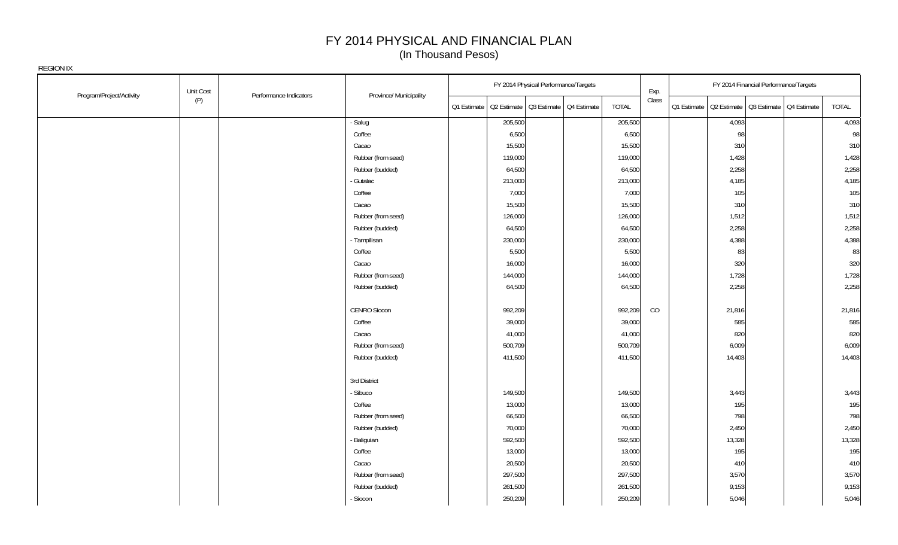# FY 2014 PHYSICAL AND FINANCIAL PLAN
(In Thousand Pesos)

REGION IX

| Program/Project/Activity | Unit Cost (P) | Performance Indicators | Province/ Municipality | FY 2014 Physical Performance/Targets | | | | | Exp. Class | FY 2014 Financial Performance/Targets | | | | |
|---|---|---|---|---|---|---|---|---|---|---|---|---|---|---|
| | | | | Q1 Estimate | Q2 Estimate | Q3 Estimate | Q4 Estimate | TOTAL | | Q1 Estimate | Q2 Estimate | Q3 Estimate | Q4 Estimate | TOTAL |
| | | | - Salug | | 205,500 | | | 205,500 | | | 4,093 | | | 4,093 |
| | | | Coffee | | 6,500 | | | 6,500 | | | 98 | | | 98 |
| | | | Cacao | | 15,500 | | | 15,500 | | | 310 | | | 310 |
| | | | Rubber (from seed) | | 119,000 | | | 119,000 | | | 1,428 | | | 1,428 |
| | | | Rubber (budded) | | 64,500 | | | 64,500 | | | 2,258 | | | 2,258 |
| | | | - Gutalac | | 213,000 | | | 213,000 | | | 4,185 | | | 4,185 |
| | | | Coffee | | 7,000 | | | 7,000 | | | 105 | | | 105 |
| | | | Cacao | | 15,500 | | | 15,500 | | | 310 | | | 310 |
| | | | Rubber (from seed) | | 126,000 | | | 126,000 | | | 1,512 | | | 1,512 |
| | | | Rubber (budded) | | 64,500 | | | 64,500 | | | 2,258 | | | 2,258 |
| | | | - Tampilisan | | 230,000 | | | 230,000 | | | 4,388 | | | 4,388 |
| | | | Coffee | | 5,500 | | | 5,500 | | | 83 | | | 83 |
| | | | Cacao | | 16,000 | | | 16,000 | | | 320 | | | 320 |
| | | | Rubber (from seed) | | 144,000 | | | 144,000 | | | 1,728 | | | 1,728 |
| | | | Rubber (budded) | | 64,500 | | | 64,500 | | | 2,258 | | | 2,258 |
| | | | | | | | | | | | | | | |
| | | | CENRO Siocon | | 992,209 | | | 992,209 | CO | | 21,816 | | | 21,816 |
| | | | Coffee | | 39,000 | | | 39,000 | | | 585 | | | 585 |
| | | | Cacao | | 41,000 | | | 41,000 | | | 820 | | | 820 |
| | | | Rubber (from seed) | | 500,709 | | | 500,709 | | | 6,009 | | | 6,009 |
| | | | Rubber (budded) | | 411,500 | | | 411,500 | | | 14,403 | | | 14,403 |
| | | | | | | | | | | | | | | |
| | | | 3rd District | | | | | | | | | | | |
| | | | - Sibuco | | 149,500 | | | 149,500 | | | 3,443 | | | 3,443 |
| | | | Coffee | | 13,000 | | | 13,000 | | | 195 | | | 195 |
| | | | Rubber (from seed) | | 66,500 | | | 66,500 | | | 798 | | | 798 |
| | | | Rubber (budded) | | 70,000 | | | 70,000 | | | 2,450 | | | 2,450 |
| | | | - Baliguian | | 592,500 | | | 592,500 | | | 13,328 | | | 13,328 |
| | | | Coffee | | 13,000 | | | 13,000 | | | 195 | | | 195 |
| | | | Cacao | | 20,500 | | | 20,500 | | | 410 | | | 410 |
| | | | Rubber (from seed) | | 297,500 | | | 297,500 | | | 3,570 | | | 3,570 |
| | | | Rubber (budded) | | 261,500 | | | 261,500 | | | 9,153 | | | 9,153 |
| | | | - Siocon | | 250,209 | | | 250,209 | | | 5,046 | | | 5,046 |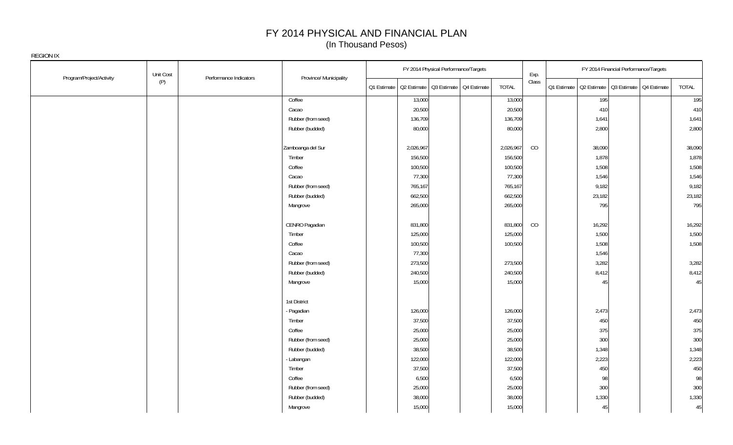# FY 2014 PHYSICAL AND FINANCIAL PLAN
(In Thousand Pesos)

REGION IX

| Program/Project/Activity | Unit Cost (P) | Performance Indicators | Province/ Municipality | FY 2014 Physical Performance/Targets | | | | | Exp. Class | FY 2014 Financial Performance/Targets | | | | |
|---|---|---|---|---|---|---|---|---|---|---|---|---|---|---|
| | | | | Q1 Estimate | Q2 Estimate | Q3 Estimate | Q4 Estimate | TOTAL | | Q1 Estimate | Q2 Estimate | Q3 Estimate | Q4 Estimate | TOTAL |
| | | | Coffee | | 13,000 | | | 13,000 | | | 195 | | | 195 |
| | | | Cacao | | 20,500 | | | 20,500 | | | 410 | | | 410 |
| | | | Rubber (from seed) | | 136,709 | | | 136,709 | | | 1,641 | | | 1,641 |
| | | | Rubber (budded) | | 80,000 | | | 80,000 | | | 2,800 | | | 2,800 |
| | | | Zamboanga del Sur | | 2,026,967 | | | 2,026,967 | CO | | 38,090 | | | 38,090 |
| | | | Timber | | 156,500 | | | 156,500 | | | 1,878 | | | 1,878 |
| | | | Coffee | | 100,500 | | | 100,500 | | | 1,508 | | | 1,508 |
| | | | Cacao | | 77,300 | | | 77,300 | | | 1,546 | | | 1,546 |
| | | | Rubber (from seed) | | 765,167 | | | 765,167 | | | 9,182 | | | 9,182 |
| | | | Rubber (budded) | | 662,500 | | | 662,500 | | | 23,182 | | | 23,182 |
| | | | Mangrove | | 265,000 | | | 265,000 | | | 795 | | | 795 |
| | | | CENRO Pagadian | | 831,800 | | | 831,800 | CO | | 16,292 | | | 16,292 |
| | | | Timber | | 125,000 | | | 125,000 | | | 1,500 | | | 1,500 |
| | | | Coffee | | 100,500 | | | 100,500 | | | 1,508 | | | 1,508 |
| | | | Cacao | | 77,300 | | | | | | 1,546 | | | |
| | | | Rubber (from seed) | | 273,500 | | | 273,500 | | | 3,282 | | | 3,282 |
| | | | Rubber (budded) | | 240,500 | | | 240,500 | | | 8,412 | | | 8,412 |
| | | | Mangrove | | 15,000 | | | 15,000 | | | 45 | | | 45 |
| | | | 1st District | | | | | | | | | | | |
| | | | - Pagadian | | 126,000 | | | 126,000 | | | 2,473 | | | 2,473 |
| | | | Timber | | 37,500 | | | 37,500 | | | 450 | | | 450 |
| | | | Coffee | | 25,000 | | | 25,000 | | | 375 | | | 375 |
| | | | Rubber (from seed) | | 25,000 | | | 25,000 | | | 300 | | | 300 |
| | | | Rubber (budded) | | 38,500 | | | 38,500 | | | 1,348 | | | 1,348 |
| | | | - Labangan | | 122,000 | | | 122,000 | | | 2,223 | | | 2,223 |
| | | | Timber | | 37,500 | | | 37,500 | | | 450 | | | 450 |
| | | | Coffee | | 6,500 | | | 6,500 | | | 98 | | | 98 |
| | | | Rubber (from seed) | | 25,000 | | | 25,000 | | | 300 | | | 300 |
| | | | Rubber (budded) | | 38,000 | | | 38,000 | | | 1,330 | | | 1,330 |
| | | | Mangrove | | 15,000 | | | 15,000 | | | 45 | | | 45 |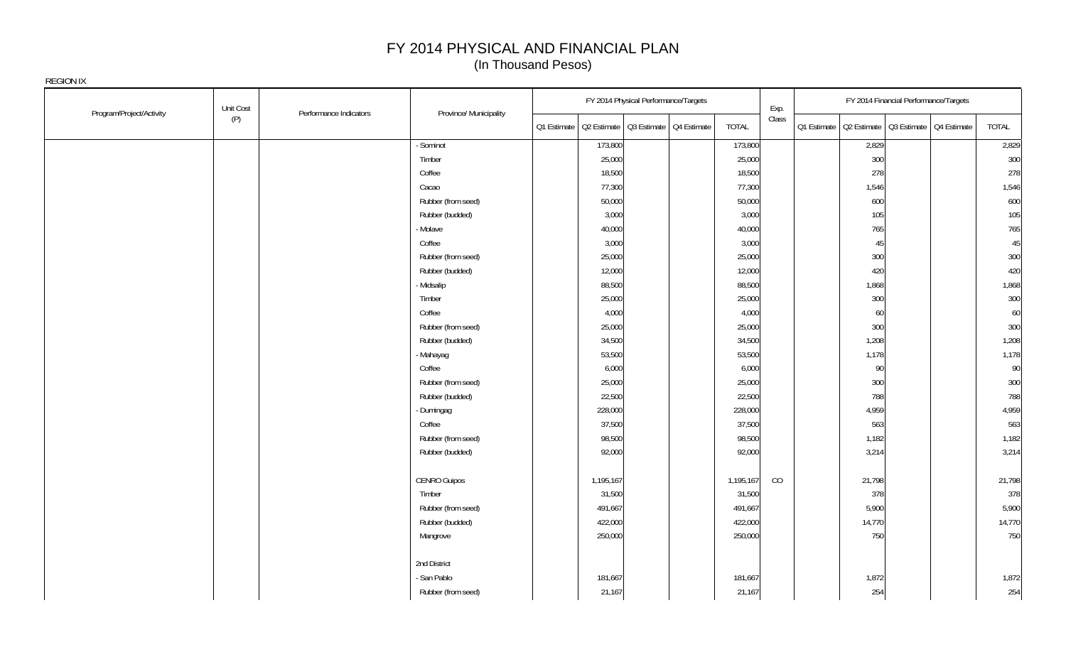# FY 2014 PHYSICAL AND FINANCIAL PLAN
(In Thousand Pesos)

REGION IX

| Program/Project/Activity | Unit Cost (P) | Performance Indicators | Province/ Municipality | FY 2014 Physical Performance/Targets | | | | | Exp. Class | FY 2014 Financial Performance/Targets | | | | |
|---|---|---|---|---|---|---|---|---|---|---|---|---|---|---|
| | | | | Q1 Estimate | Q2 Estimate | Q3 Estimate | Q4 Estimate | TOTAL | | Q1 Estimate | Q2 Estimate | Q3 Estimate | Q4 Estimate | TOTAL |
| | | | - Sominot | | 173,800 | | | 173,800 | | | 2,829 | | | 2,829 |
| | | | Timber | | 25,000 | | | 25,000 | | | 300 | | | 300 |
| | | | Coffee | | 18,500 | | | 18,500 | | | 278 | | | 278 |
| | | | Cacao | | 77,300 | | | 77,300 | | | 1,546 | | | 1,546 |
| | | | Rubber (from seed) | | 50,000 | | | 50,000 | | | 600 | | | 600 |
| | | | Rubber (budded) | | 3,000 | | | 3,000 | | | 105 | | | 105 |
| | | | - Molave | | 40,000 | | | 40,000 | | | 765 | | | 765 |
| | | | Coffee | | 3,000 | | | 3,000 | | | 45 | | | 45 |
| | | | Rubber (from seed) | | 25,000 | | | 25,000 | | | 300 | | | 300 |
| | | | Rubber (budded) | | 12,000 | | | 12,000 | | | 420 | | | 420 |
| | | | - Midsalip | | 88,500 | | | 88,500 | | | 1,868 | | | 1,868 |
| | | | Timber | | 25,000 | | | 25,000 | | | 300 | | | 300 |
| | | | Coffee | | 4,000 | | | 4,000 | | | 60 | | | 60 |
| | | | Rubber (from seed) | | 25,000 | | | 25,000 | | | 300 | | | 300 |
| | | | Rubber (budded) | | 34,500 | | | 34,500 | | | 1,208 | | | 1,208 |
| | | | - Mahayag | | 53,500 | | | 53,500 | | | 1,178 | | | 1,178 |
| | | | Coffee | | 6,000 | | | 6,000 | | | 90 | | | 90 |
| | | | Rubber (from seed) | | 25,000 | | | 25,000 | | | 300 | | | 300 |
| | | | Rubber (budded) | | 22,500 | | | 22,500 | | | 788 | | | 788 |
| | | | - Dumingag | | 228,000 | | | 228,000 | | | 4,959 | | | 4,959 |
| | | | Coffee | | 37,500 | | | 37,500 | | | 563 | | | 563 |
| | | | Rubber (from seed) | | 98,500 | | | 98,500 | | | 1,182 | | | 1,182 |
| | | | Rubber (budded) | | 92,000 | | | 92,000 | | | 3,214 | | | 3,214 |
| | | | | | | | | | | | | | | |
| | | | CENRO Guipos | | 1,195,167 | | | 1,195,167 | CO | | 21,798 | | | 21,798 |
| | | | Timber | | 31,500 | | | 31,500 | | | 378 | | | 378 |
| | | | Rubber (from seed) | | 491,667 | | | 491,667 | | | 5,900 | | | 5,900 |
| | | | Rubber (budded) | | 422,000 | | | 422,000 | | | 14,770 | | | 14,770 |
| | | | Mangrove | | 250,000 | | | 250,000 | | | 750 | | | 750 |
| | | | | | | | | | | | | | | |
| | | | 2nd District | | | | | | | | | | | |
| | | | - San Pablo | | 181,667 | | | 181,667 | | | 1,872 | | | 1,872 |
| | | | Rubber (from seed) | | 21,167 | | | 21,167 | | | 254 | | | 254 |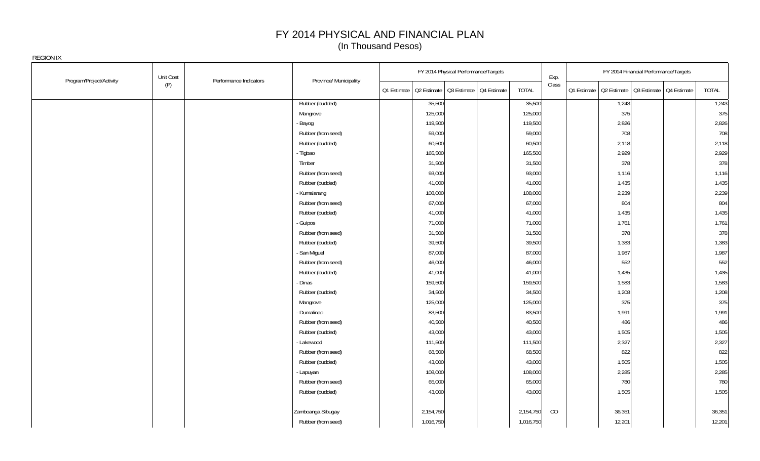# FY 2014 PHYSICAL AND FINANCIAL PLAN

(In Thousand Pesos)

REGION IX

| Program/Project/Activity | Unit Cost (P) | Performance Indicators | Province/ Municipality | FY 2014 Physical Performance/Targets | | | | | Exp. Class | FY 2014 Financial Performance/Targets | | | | |
|---|---|---|---|---|---|---|---|---|---|---|---|---|---|---|
| | | | | Q1 Estimate | Q2 Estimate | Q3 Estimate | Q4 Estimate | TOTAL | | Q1 Estimate | Q2 Estimate | Q3 Estimate | Q4 Estimate | TOTAL |
| | | | Rubber (budded) | | 35,500 | | | 35,500 | | | 1,243 | | | 1,243 |
| | | | Mangrove | | 125,000 | | | 125,000 | | | 375 | | | 375 |
| | | | - Bayog | | 119,500 | | | 119,500 | | | 2,826 | | | 2,826 |
| | | | Rubber (from seed) | | 59,000 | | | 59,000 | | | 708 | | | 708 |
| | | | Rubber (budded) | | 60,500 | | | 60,500 | | | 2,118 | | | 2,118 |
| | | | - Tigbao | | 165,500 | | | 165,500 | | | 2,929 | | | 2,929 |
| | | | Timber | | 31,500 | | | 31,500 | | | 378 | | | 378 |
| | | | Rubber (from seed) | | 93,000 | | | 93,000 | | | 1,116 | | | 1,116 |
| | | | Rubber (budded) | | 41,000 | | | 41,000 | | | 1,435 | | | 1,435 |
| | | | - Kumalarang | | 108,000 | | | 108,000 | | | 2,239 | | | 2,239 |
| | | | Rubber (from seed) | | 67,000 | | | 67,000 | | | 804 | | | 804 |
| | | | Rubber (budded) | | 41,000 | | | 41,000 | | | 1,435 | | | 1,435 |
| | | | - Guipos | | 71,000 | | | 71,000 | | | 1,761 | | | 1,761 |
| | | | Rubber (from seed) | | 31,500 | | | 31,500 | | | 378 | | | 378 |
| | | | Rubber (budded) | | 39,500 | | | 39,500 | | | 1,383 | | | 1,383 |
| | | | - San Miguel | | 87,000 | | | 87,000 | | | 1,987 | | | 1,987 |
| | | | Rubber (from seed) | | 46,000 | | | 46,000 | | | 552 | | | 552 |
| | | | Rubber (budded) | | 41,000 | | | 41,000 | | | 1,435 | | | 1,435 |
| | | | - Dinas | | 159,500 | | | 159,500 | | | 1,583 | | | 1,583 |
| | | | Rubber (budded) | | 34,500 | | | 34,500 | | | 1,208 | | | 1,208 |
| | | | Mangrove | | 125,000 | | | 125,000 | | | 375 | | | 375 |
| | | | - Dumalinao | | 83,500 | | | 83,500 | | | 1,991 | | | 1,991 |
| | | | Rubber (from seed) | | 40,500 | | | 40,500 | | | 486 | | | 486 |
| | | | Rubber (budded) | | 43,000 | | | 43,000 | | | 1,505 | | | 1,505 |
| | | | - Lakewood | | 111,500 | | | 111,500 | | | 2,327 | | | 2,327 |
| | | | Rubber (from seed) | | 68,500 | | | 68,500 | | | 822 | | | 822 |
| | | | Rubber (budded) | | 43,000 | | | 43,000 | | | 1,505 | | | 1,505 |
| | | | - Lapuyan | | 108,000 | | | 108,000 | | | 2,285 | | | 2,285 |
| | | | Rubber (from seed) | | 65,000 | | | 65,000 | | | 780 | | | 780 |
| | | | Rubber (budded) | | 43,000 | | | 43,000 | | | 1,505 | | | 1,505 |
| | | | Zamboanga Sibugay | | 2,154,750 | | | 2,154,750 | CO | | 36,351 | | | 36,351 |
| | | | Rubber (from seed) | | 1,016,750 | | | 1,016,750 | | | 12,201 | | | 12,201 |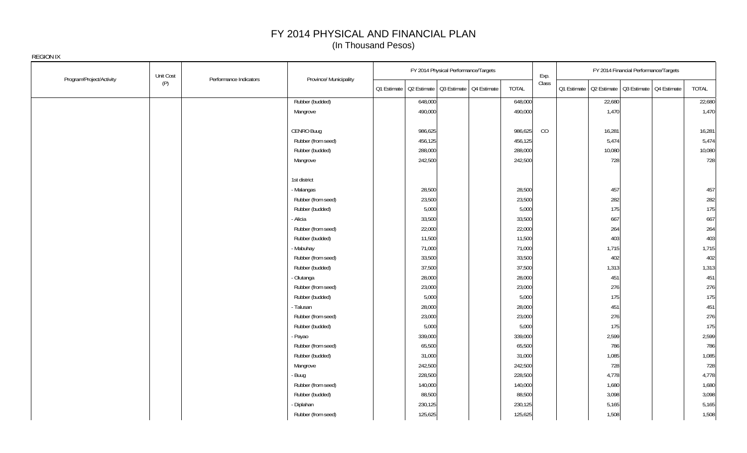# FY 2014 PHYSICAL AND FINANCIAL PLAN
(In Thousand Pesos)

REGION IX

| Program/Project/Activity | Unit Cost (P) | Performance Indicators | Province/ Municipality | FY 2014 Physical Performance/Targets | | | | | Exp. Class | FY 2014 Financial Performance/Targets | | | | |
|---|---|---|---|---|---|---|---|---|---|---|---|---|---|---|
| | | | | Q1 Estimate | Q2 Estimate | Q3 Estimate | Q4 Estimate | TOTAL | | Q1 Estimate | Q2 Estimate | Q3 Estimate | Q4 Estimate | TOTAL |
| | | | Rubber (budded) | | 648,000 | | | 648,000 | | | 22,680 | | | 22,680 |
| | | | Mangrove | | 490,000 | | | 490,000 | | | 1,470 | | | 1,470 |
| | | | CENRO Buug | | 986,625 | | | 986,625 | CO | | 16,281 | | | 16,281 |
| | | | Rubber (from seed) | | 456,125 | | | 456,125 | | | 5,474 | | | 5,474 |
| | | | Rubber (budded) | | 288,000 | | | 288,000 | | | 10,080 | | | 10,080 |
| | | | Mangrove | | 242,500 | | | 242,500 | | | 728 | | | 728 |
| | | | 1st district | | | | | | | | | | | |
| | | | - Malangas | | 28,500 | | | 28,500 | | | 457 | | | 457 |
| | | | Rubber (from seed) | | 23,500 | | | 23,500 | | | 282 | | | 282 |
| | | | Rubber (budded) | | 5,000 | | | 5,000 | | | 175 | | | 175 |
| | | | - Alicia | | 33,500 | | | 33,500 | | | 667 | | | 667 |
| | | | Rubber (from seed) | | 22,000 | | | 22,000 | | | 264 | | | 264 |
| | | | Rubber (budded) | | 11,500 | | | 11,500 | | | 403 | | | 403 |
| | | | - Mabuhay | | 71,000 | | | 71,000 | | | 1,715 | | | 1,715 |
| | | | Rubber (from seed) | | 33,500 | | | 33,500 | | | 402 | | | 402 |
| | | | Rubber (budded) | | 37,500 | | | 37,500 | | | 1,313 | | | 1,313 |
| | | | - Olutanga | | 28,000 | | | 28,000 | | | 451 | | | 451 |
| | | | Rubber (from seed) | | 23,000 | | | 23,000 | | | 276 | | | 276 |
| | | | Rubber (budded) | | 5,000 | | | 5,000 | | | 175 | | | 175 |
| | | | - Talusan | | 28,000 | | | 28,000 | | | 451 | | | 451 |
| | | | Rubber (from seed) | | 23,000 | | | 23,000 | | | 276 | | | 276 |
| | | | Rubber (budded) | | 5,000 | | | 5,000 | | | 175 | | | 175 |
| | | | - Payao | | 339,000 | | | 339,000 | | | 2,599 | | | 2,599 |
| | | | Rubber (from seed) | | 65,500 | | | 65,500 | | | 786 | | | 786 |
| | | | Rubber (budded) | | 31,000 | | | 31,000 | | | 1,085 | | | 1,085 |
| | | | Mangrove | | 242,500 | | | 242,500 | | | 728 | | | 728 |
| | | | - Buug | | 228,500 | | | 228,500 | | | 4,778 | | | 4,778 |
| | | | Rubber (from seed) | | 140,000 | | | 140,000 | | | 1,680 | | | 1,680 |
| | | | Rubber (budded) | | 88,500 | | | 88,500 | | | 3,098 | | | 3,098 |
| | | | - Diplahan | | 230,125 | | | 230,125 | | | 5,165 | | | 5,165 |
| | | | Rubber (from seed) | | 125,625 | | | 125,625 | | | 1,508 | | | 1,508 |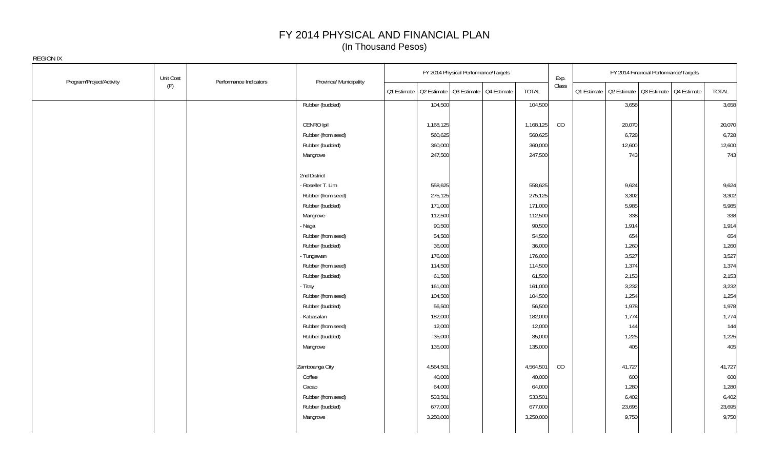# FY 2014 PHYSICAL AND FINANCIAL PLAN
(In Thousand Pesos)

REGION IX

| Program/Project/Activity | Unit Cost (P) | Performance Indicators | Province/ Municipality | FY 2014 Physical Performance/Targets | | | | | Exp. Class | FY 2014 Financial Performance/Targets | | | | |
|---|---|---|---|---|---|---|---|---|---|---|---|---|---|---|
| | | | | Q1 Estimate | Q2 Estimate | Q3 Estimate | Q4 Estimate | TOTAL | | Q1 Estimate | Q2 Estimate | Q3 Estimate | Q4 Estimate | TOTAL |
| | | | Rubber (budded) | | 104,500 | | | 104,500 | | | 3,658 | | | 3,658 |
| | | | | | | | | | | | | | | |
| | | | CENRO Ipil | | 1,168,125 | | | 1,168,125 | CO | | 20,070 | | | 20,070 |
| | | | Rubber (from seed) | | 560,625 | | | 560,625 | | | 6,728 | | | 6,728 |
| | | | Rubber (budded) | | 360,000 | | | 360,000 | | | 12,600 | | | 12,600 |
| | | | Mangrove | | 247,500 | | | 247,500 | | | 743 | | | 743 |
| | | | | | | | | | | | | | | |
| | | | 2nd District | | | | | | | | | | | |
| | | | - Roseller T. Lim | | 558,625 | | | 558,625 | | | 9,624 | | | 9,624 |
| | | | Rubber (from seed) | | 275,125 | | | 275,125 | | | 3,302 | | | 3,302 |
| | | | Rubber (budded) | | 171,000 | | | 171,000 | | | 5,985 | | | 5,985 |
| | | | Mangrove | | 112,500 | | | 112,500 | | | 338 | | | 338 |
| | | | - Naga | | 90,500 | | | 90,500 | | | 1,914 | | | 1,914 |
| | | | Rubber (from seed) | | 54,500 | | | 54,500 | | | 654 | | | 654 |
| | | | Rubber (budded) | | 36,000 | | | 36,000 | | | 1,260 | | | 1,260 |
| | | | - Tungawan | | 176,000 | | | 176,000 | | | 3,527 | | | 3,527 |
| | | | Rubber (from seed) | | 114,500 | | | 114,500 | | | 1,374 | | | 1,374 |
| | | | Rubber (budded) | | 61,500 | | | 61,500 | | | 2,153 | | | 2,153 |
| | | | - Titay | | 161,000 | | | 161,000 | | | 3,232 | | | 3,232 |
| | | | Rubber (from seed) | | 104,500 | | | 104,500 | | | 1,254 | | | 1,254 |
| | | | Rubber (budded) | | 56,500 | | | 56,500 | | | 1,978 | | | 1,978 |
| | | | - Kabasalan | | 182,000 | | | 182,000 | | | 1,774 | | | 1,774 |
| | | | Rubber (from seed) | | 12,000 | | | 12,000 | | | 144 | | | 144 |
| | | | Rubber (budded) | | 35,000 | | | 35,000 | | | 1,225 | | | 1,225 |
| | | | Mangrove | | 135,000 | | | 135,000 | | | 405 | | | 405 |
| | | | | | | | | | | | | | | |
| | | | Zamboanga City | | 4,564,501 | | | 4,564,501 | CO | | 41,727 | | | 41,727 |
| | | | Coffee | | 40,000 | | | 40,000 | | | 600 | | | 600 |
| | | | Cacao | | 64,000 | | | 64,000 | | | 1,280 | | | 1,280 |
| | | | Rubber (from seed) | | 533,501 | | | 533,501 | | | 6,402 | | | 6,402 |
| | | | Rubber (budded) | | 677,000 | | | 677,000 | | | 23,695 | | | 23,695 |
| | | | Mangrove | | 3,250,000 | | | 3,250,000 | | | 9,750 | | | 9,750 |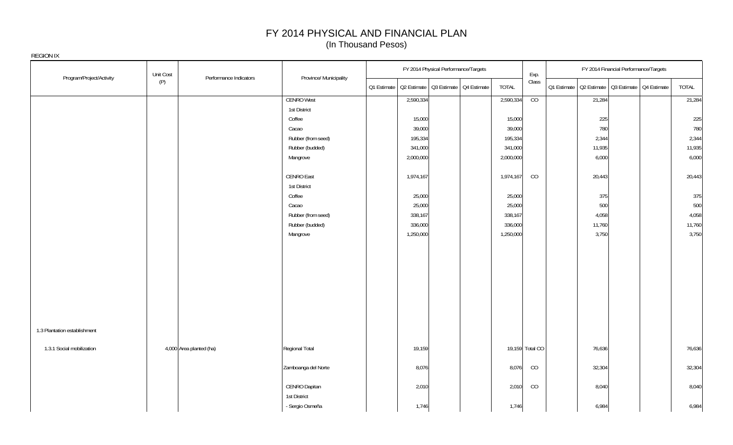# FY 2014 PHYSICAL AND FINANCIAL PLAN
(In Thousand Pesos)

REGION IX

| Program/Project/Activity | Unit Cost (P) | Performance Indicators | Province/ Municipality | FY 2014 Physical Performance/Targets | | | | | Exp. Class | FY 2014 Financial Performance/Targets | | | | |
|---|---|---|---|---|---|---|---|---|---|---|---|---|---|---|
| | | | | Q1 Estimate | Q2 Estimate | Q3 Estimate | Q4 Estimate | TOTAL | | Q1 Estimate | Q2 Estimate | Q3 Estimate | Q4 Estimate | TOTAL |
| | | | CENRO West | | 2,590,334 | | | 2,590,334 | CO | | 21,284 | | | 21,284 |
| | | | 1st District | | | | | | | | | | | |
| | | | Coffee | | 15,000 | | | 15,000 | | | 225 | | | 225 |
| | | | Cacao | | 39,000 | | | 39,000 | | | 780 | | | 780 |
| | | | Rubber (from seed) | | 195,334 | | | 195,334 | | | 2,344 | | | 2,344 |
| | | | Rubber (budded) | | 341,000 | | | 341,000 | | | 11,935 | | | 11,935 |
| | | | Mangrove | | 2,000,000 | | | 2,000,000 | | | 6,000 | | | 6,000 |
| | | | CENRO East | | 1,974,167 | | | 1,974,167 | CO | | 20,443 | | | 20,443 |
| | | | 1st District | | | | | | | | | | | |
| | | | Coffee | | 25,000 | | | 25,000 | | | 375 | | | 375 |
| | | | Cacao | | 25,000 | | | 25,000 | | | 500 | | | 500 |
| | | | Rubber (from seed) | | 338,167 | | | 338,167 | | | 4,058 | | | 4,058 |
| | | | Rubber (budded) | | 336,000 | | | 336,000 | | | 11,760 | | | 11,760 |
| | | | Mangrove | | 1,250,000 | | | 1,250,000 | | | 3,750 | | | 3,750 |
| 1.3 Plantation establishment | | | | | | | | | | | | | | |
| 1.3.1 Social mobilization | 4,000 | Area planted (ha) | Regional Total | | 19,159 | | | 19,159 | Total CO | | 76,636 | | | 76,636 |
| | | | Zamboanga del Norte | | 8,076 | | | 8,076 | CO | | 32,304 | | | 32,304 |
| | | | CENRO Dapitan | | 2,010 | | | 2,010 | CO | | 8,040 | | | 8,040 |
| | | | 1st District | | | | | | | | | | | |
| | | | - Sergio Osmeña | | 1,746 | | | 1,746 | | | 6,984 | | | 6,984 |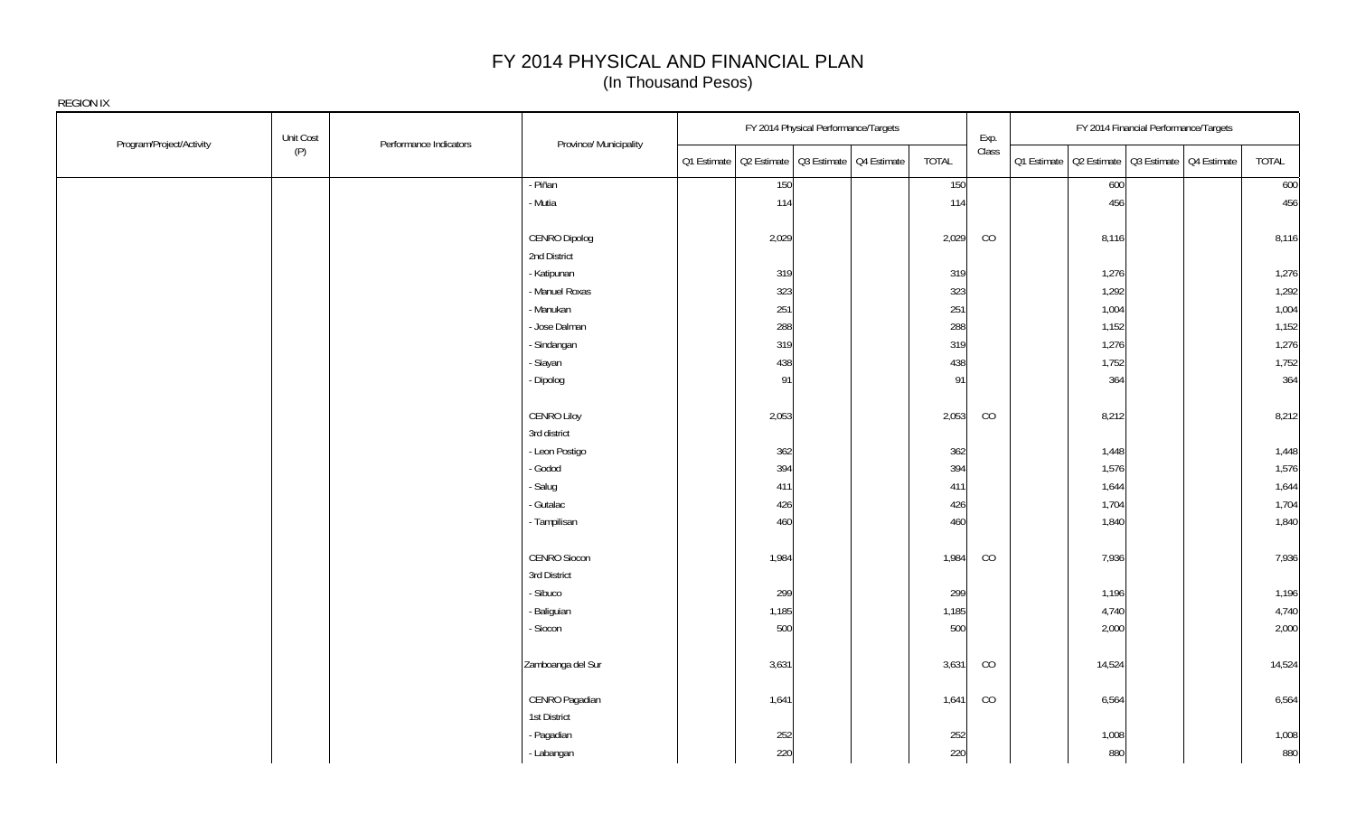# FY 2014 PHYSICAL AND FINANCIAL PLAN
(In Thousand Pesos)

REGION IX

| Program/Project/Activity | Unit Cost (P) | Performance Indicators | Province/ Municipality | FY 2014 Physical Performance/Targets | | | | | Exp. Class | FY 2014 Financial Performance/Targets | | | | |
|---|---|---|---|---|---|---|---|---|---|---|---|---|---|---|
| | | | | Q1 Estimate | Q2 Estimate | Q3 Estimate | Q4 Estimate | TOTAL | | Q1 Estimate | Q2 Estimate | Q3 Estimate | Q4 Estimate | TOTAL |
| | | | - Piñan | | 150 | | | 150 | | | 600 | | | 600 |
| | | | - Mutia | | 114 | | | 114 | | | 456 | | | 456 |
| | | | CENRO Dipolog | | 2,029 | | | 2,029 | CO | | 8,116 | | | 8,116 |
| | | | 2nd District | | | | | | | | | | | |
| | | | - Katipunan | | 319 | | | 319 | | | 1,276 | | | 1,276 |
| | | | - Manuel Roxas | | 323 | | | 323 | | | 1,292 | | | 1,292 |
| | | | - Manukan | | 251 | | | 251 | | | 1,004 | | | 1,004 |
| | | | - Jose Dalman | | 288 | | | 288 | | | 1,152 | | | 1,152 |
| | | | - Sindangan | | 319 | | | 319 | | | 1,276 | | | 1,276 |
| | | | - Siayan | | 438 | | | 438 | | | 1,752 | | | 1,752 |
| | | | - Dipolog | | 91 | | | 91 | | | 364 | | | 364 |
| | | | CENRO Liloy | | 2,053 | | | 2,053 | CO | | 8,212 | | | 8,212 |
| | | | 3rd district | | | | | | | | | | | |
| | | | - Leon Postigo | | 362 | | | 362 | | | 1,448 | | | 1,448 |
| | | | - Godod | | 394 | | | 394 | | | 1,576 | | | 1,576 |
| | | | - Salug | | 411 | | | 411 | | | 1,644 | | | 1,644 |
| | | | - Gutalac | | 426 | | | 426 | | | 1,704 | | | 1,704 |
| | | | - Tampilisan | | 460 | | | 460 | | | 1,840 | | | 1,840 |
| | | | CENRO Siocon | | 1,984 | | | 1,984 | CO | | 7,936 | | | 7,936 |
| | | | 3rd District | | | | | | | | | | | |
| | | | - Sibuco | | 299 | | | 299 | | | 1,196 | | | 1,196 |
| | | | - Baliguian | | 1,185 | | | 1,185 | | | 4,740 | | | 4,740 |
| | | | - Siocon | | 500 | | | 500 | | | 2,000 | | | 2,000 |
| | | | Zamboanga del Sur | | 3,631 | | | 3,631 | CO | | 14,524 | | | 14,524 |
| | | | CENRO Pagadian | | 1,641 | | | 1,641 | CO | | 6,564 | | | 6,564 |
| | | | 1st District | | | | | | | | | | | |
| | | | - Pagadian | | 252 | | | 252 | | | 1,008 | | | 1,008 |
| | | | - Labangan | | 220 | | | 220 | | | 880 | | | 880 |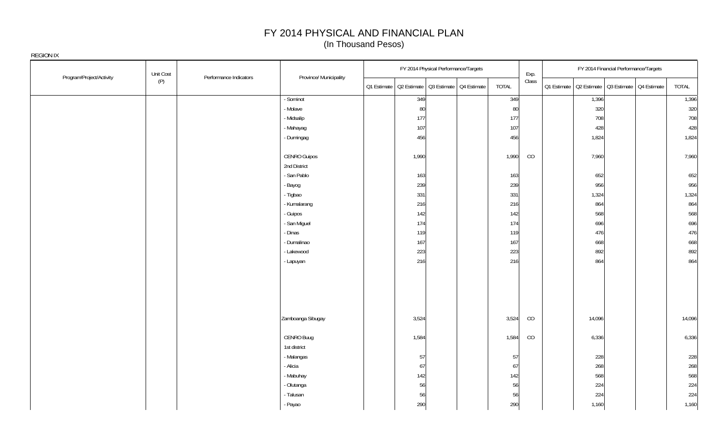# FY 2014 PHYSICAL AND FINANCIAL PLAN
(In Thousand Pesos)

REGION IX

| Program/Project/Activity | Unit Cost (P) | Performance Indicators | Province/ Municipality | FY 2014 Physical Performance/Targets | | | | | Exp. Class | FY 2014 Financial Performance/Targets | | | | |
|---|---|---|---|---|---|---|---|---|---|---|---|---|---|---|
| | | | | Q1 Estimate | Q2 Estimate | Q3 Estimate | Q4 Estimate | TOTAL | | Q1 Estimate | Q2 Estimate | Q3 Estimate | Q4 Estimate | TOTAL |
| | | | - Sominot | | 349 | | | 349 | | | 1,396 | | | 1,396 |
| | | | - Molave | | 80 | | | 80 | | | 320 | | | 320 |
| | | | - Midsalip | | 177 | | | 177 | | | 708 | | | 708 |
| | | | - Mahayag | | 107 | | | 107 | | | 428 | | | 428 |
| | | | - Dumingag | | 456 | | | 456 | | | 1,824 | | | 1,824 |
| | | | CENRO Guipos | | 1,990 | | | 1,990 | CO | | 7,960 | | | 7,960 |
| | | | 2nd District | | | | | | | | | | | |
| | | | - San Pablo | | 163 | | | 163 | | | 652 | | | 652 |
| | | | - Bayog | | 239 | | | 239 | | | 956 | | | 956 |
| | | | - Tigbao | | 331 | | | 331 | | | 1,324 | | | 1,324 |
| | | | - Kumalarang | | 216 | | | 216 | | | 864 | | | 864 |
| | | | - Guipos | | 142 | | | 142 | | | 568 | | | 568 |
| | | | - San Miguel | | 174 | | | 174 | | | 696 | | | 696 |
| | | | - Dinas | | 119 | | | 119 | | | 476 | | | 476 |
| | | | - Dumalinao | | 167 | | | 167 | | | 668 | | | 668 |
| | | | - Lakewood | | 223 | | | 223 | | | 892 | | | 892 |
| | | | - Lapuyan | | 216 | | | 216 | | | 864 | | | 864 |
| | | | Zamboanga Sibugay | | 3,524 | | | 3,524 | CO | | 14,096 | | | 14,096 |
| | | | CENRO Buug | | 1,584 | | | 1,584 | CO | | 6,336 | | | 6,336 |
| | | | 1st district | | | | | | | | | | | |
| | | | - Malangas | | 57 | | | 57 | | | 228 | | | 228 |
| | | | - Alicia | | 67 | | | 67 | | | 268 | | | 268 |
| | | | - Mabuhay | | 142 | | | 142 | | | 568 | | | 568 |
| | | | - Olutanga | | 56 | | | 56 | | | 224 | | | 224 |
| | | | - Talusan | | 56 | | | 56 | | | 224 | | | 224 |
| | | | - Payao | | 290 | | | 290 | | | 1,160 | | | 1,160 |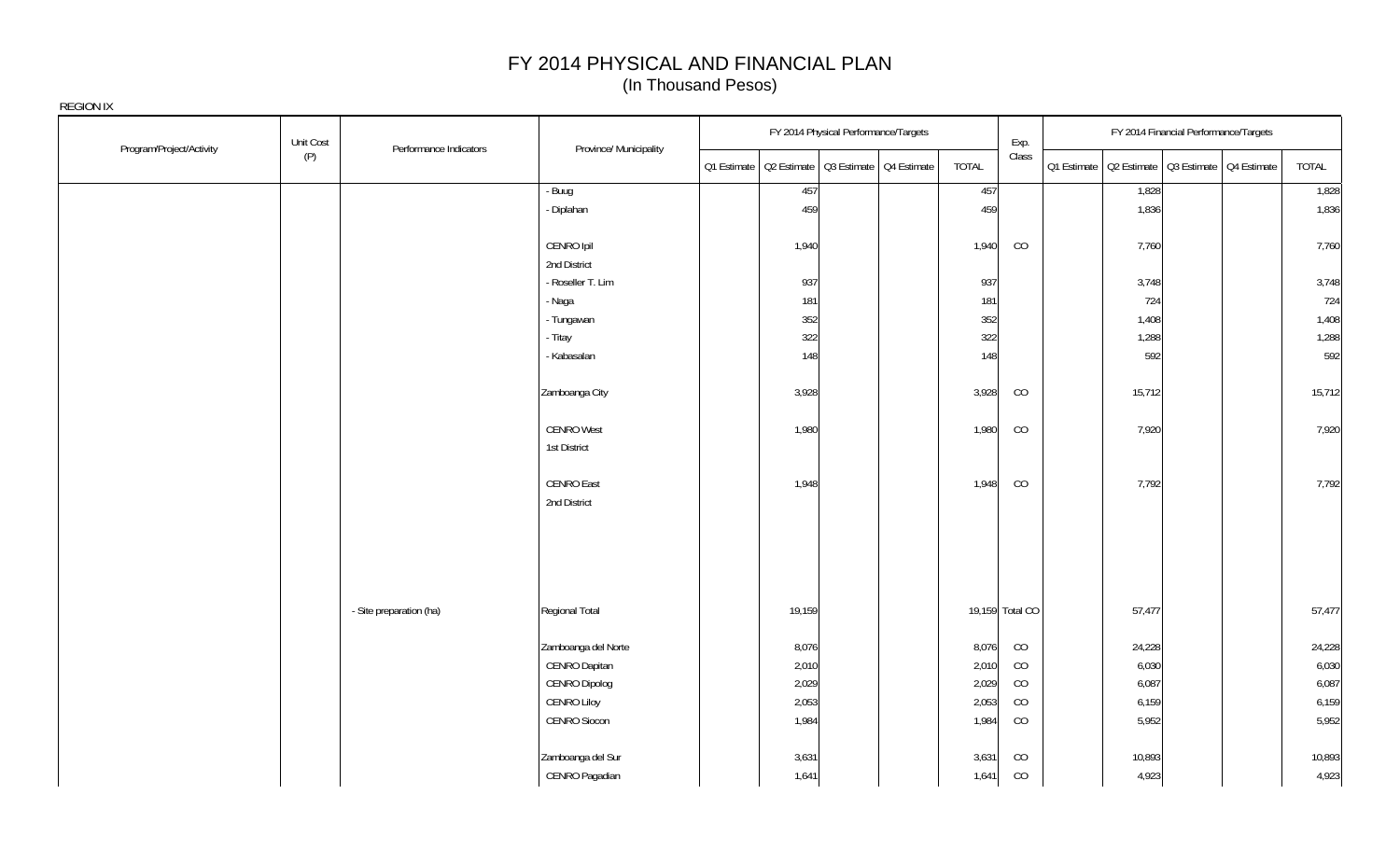# FY 2014 PHYSICAL AND FINANCIAL PLAN

(In Thousand Pesos)

REGION IX

| Program/Project/Activity | Unit Cost (P) | Performance Indicators | Province/ Municipality | FY 2014 Physical Performance/Targets | | | | | Exp. Class | FY 2014 Financial Performance/Targets | | | | |
|---|---|---|---|---|---|---|---|---|---|---|---|---|---|---|
| | | | | Q1 Estimate | Q2 Estimate | Q3 Estimate | Q4 Estimate | TOTAL | | Q1 Estimate | Q2 Estimate | Q3 Estimate | Q4 Estimate | TOTAL |
| | | | - Buug | | 457 | | | 457 | | | 1,828 | | | 1,828 |
| | | | - Diplahan | | 459 | | | 459 | | | 1,836 | | | 1,836 |
| | | | CENRO Ipil | | 1,940 | | | 1,940 | CO | | 7,760 | | | 7,760 |
| | | | 2nd District | | | | | | | | | | | |
| | | | - Roseller T. Lim | | 937 | | | 937 | | | 3,748 | | | 3,748 |
| | | | - Naga | | 181 | | | 181 | | | 724 | | | 724 |
| | | | - Tungawan | | 352 | | | 352 | | | 1,408 | | | 1,408 |
| | | | - Titay | | 322 | | | 322 | | | 1,288 | | | 1,288 |
| | | | - Kabasalan | | 148 | | | 148 | | | 592 | | | 592 |
| | | | Zamboanga City | | 3,928 | | | 3,928 | CO | | 15,712 | | | 15,712 |
| | | | CENRO West | | 1,980 | | | 1,980 | CO | | 7,920 | | | 7,920 |
| | | | 1st District | | | | | | | | | | | |
| | | | CENRO East | | 1,948 | | | 1,948 | CO | | 7,792 | | | 7,792 |
| | | | 2nd District | | | | | | | | | | | |
| | | - Site preparation (ha) | Regional Total | | 19,159 | | | 19,159 | Total CO | | 57,477 | | | 57,477 |
| | | | Zamboanga del Norte | | 8,076 | | | 8,076 | CO | | 24,228 | | | 24,228 |
| | | | CENRO Dapitan | | 2,010 | | | 2,010 | CO | | 6,030 | | | 6,030 |
| | | | CENRO Dipolog | | 2,029 | | | 2,029 | CO | | 6,087 | | | 6,087 |
| | | | CENRO Liloy | | 2,053 | | | 2,053 | CO | | 6,159 | | | 6,159 |
| | | | CENRO Siocon | | 1,984 | | | 1,984 | CO | | 5,952 | | | 5,952 |
| | | | Zamboanga del Sur | | 3,631 | | | 3,631 | CO | | 10,893 | | | 10,893 |
| | | | CENRO Pagadian | | 1,641 | | | 1,641 | CO | | 4,923 | | | 4,923 |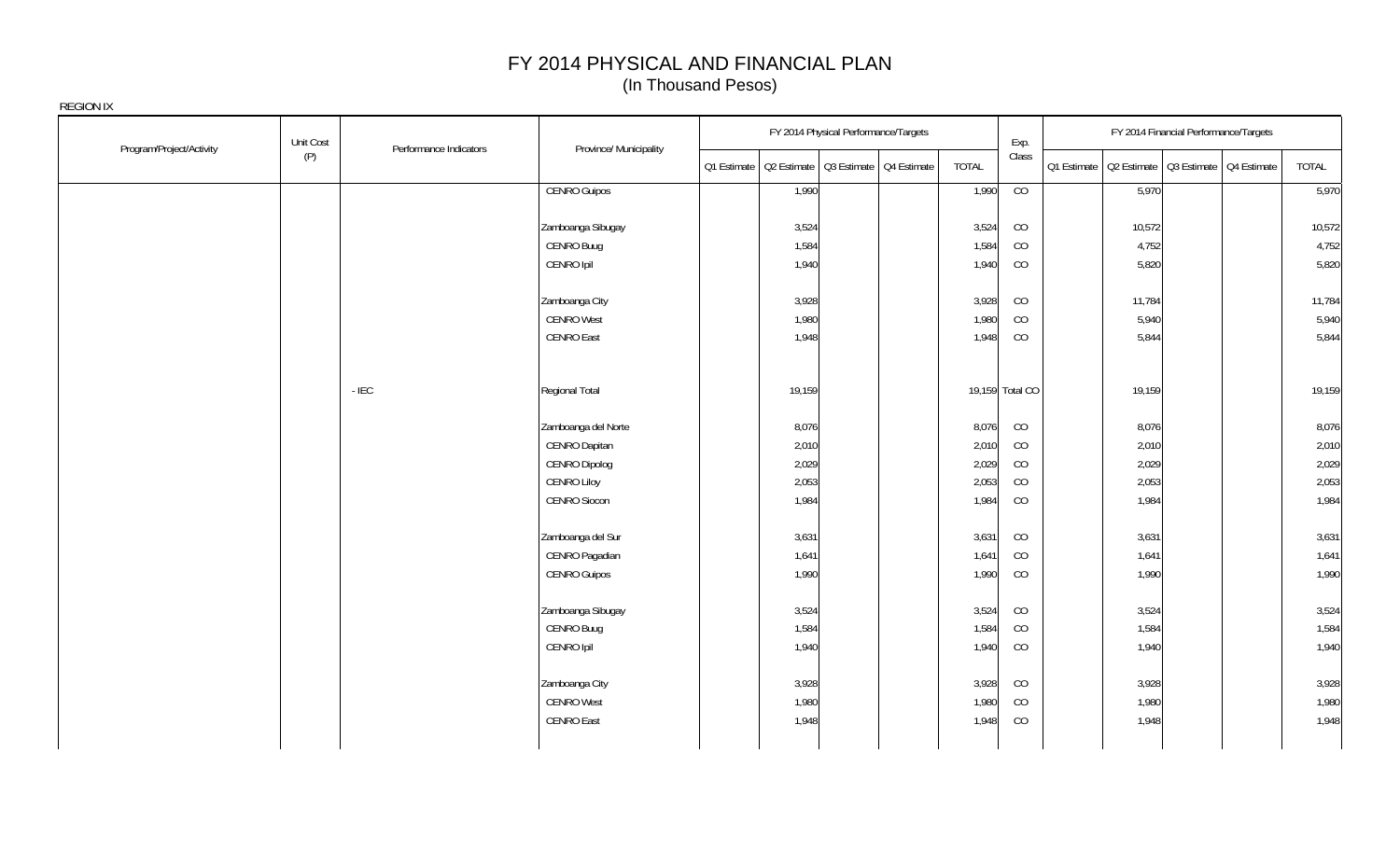# FY 2014 PHYSICAL AND FINANCIAL PLAN
(In Thousand Pesos)

REGION IX

| Program/Project/Activity | Unit Cost (P) | Performance Indicators | Province/ Municipality | FY 2014 Physical Performance/Targets | | | | | Exp. Class | FY 2014 Financial Performance/Targets | | | | |
|---|---|---|---|---|---|---|---|---|---|---|---|---|---|---|
| | | | | Q1 Estimate | Q2 Estimate | Q3 Estimate | Q4 Estimate | TOTAL | | Q1 Estimate | Q2 Estimate | Q3 Estimate | Q4 Estimate | TOTAL |
| | | | CENRO Guipos | | 1,990 | | | 1,990 | CO | | 5,970 | | | 5,970 |
| | | | Zamboanga Sibugay | | 3,524 | | | 3,524 | CO | | 10,572 | | | 10,572 |
| | | | CENRO Buug | | 1,584 | | | 1,584 | CO | | 4,752 | | | 4,752 |
| | | | CENRO Ipil | | 1,940 | | | 1,940 | CO | | 5,820 | | | 5,820 |
| | | | Zamboanga City | | 3,928 | | | 3,928 | CO | | 11,784 | | | 11,784 |
| | | | CENRO West | | 1,980 | | | 1,980 | CO | | 5,940 | | | 5,940 |
| | | | CENRO East | | 1,948 | | | 1,948 | CO | | 5,844 | | | 5,844 |
| | | - IEC | Regional Total | | 19,159 | | | 19,159 | Total CO | | 19,159 | | | 19,159 |
| | | | Zamboanga del Norte | | 8,076 | | | 8,076 | CO | | 8,076 | | | 8,076 |
| | | | CENRO Dapitan | | 2,010 | | | 2,010 | CO | | 2,010 | | | 2,010 |
| | | | CENRO Dipolog | | 2,029 | | | 2,029 | CO | | 2,029 | | | 2,029 |
| | | | CENRO Liloy | | 2,053 | | | 2,053 | CO | | 2,053 | | | 2,053 |
| | | | CENRO Siocon | | 1,984 | | | 1,984 | CO | | 1,984 | | | 1,984 |
| | | | Zamboanga del Sur | | 3,631 | | | 3,631 | CO | | 3,631 | | | 3,631 |
| | | | CENRO Pagadian | | 1,641 | | | 1,641 | CO | | 1,641 | | | 1,641 |
| | | | CENRO Guipos | | 1,990 | | | 1,990 | CO | | 1,990 | | | 1,990 |
| | | | Zamboanga Sibugay | | 3,524 | | | 3,524 | CO | | 3,524 | | | 3,524 |
| | | | CENRO Buug | | 1,584 | | | 1,584 | CO | | 1,584 | | | 1,584 |
| | | | CENRO Ipil | | 1,940 | | | 1,940 | CO | | 1,940 | | | 1,940 |
| | | | Zamboanga City | | 3,928 | | | 3,928 | CO | | 3,928 | | | 3,928 |
| | | | CENRO West | | 1,980 | | | 1,980 | CO | | 1,980 | | | 1,980 |
| | | | CENRO East | | 1,948 | | | 1,948 | CO | | 1,948 | | | 1,948 |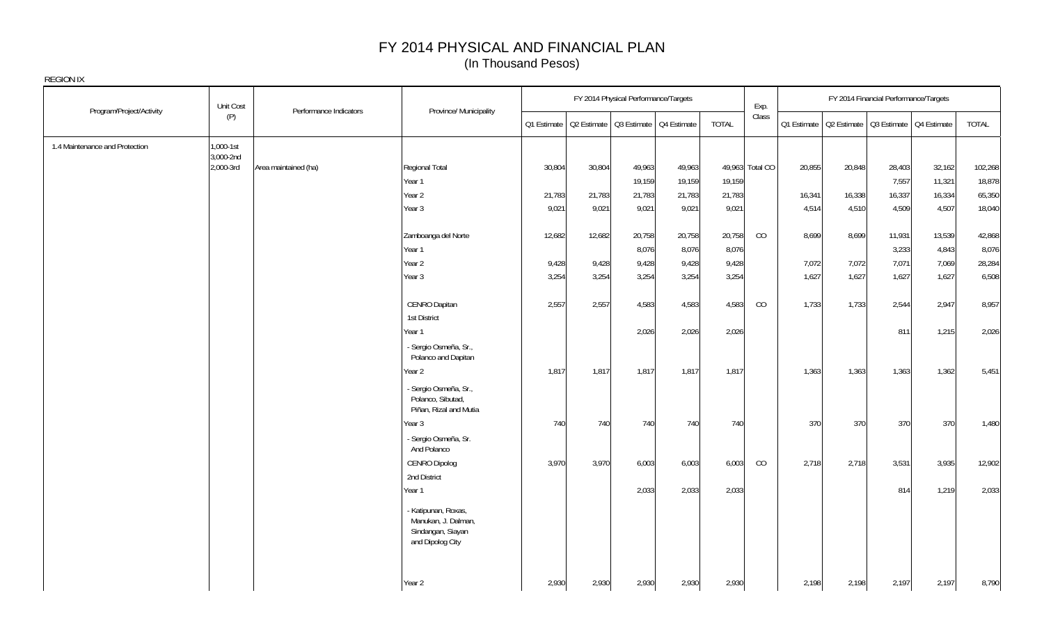# FY 2014 PHYSICAL AND FINANCIAL PLAN
(In Thousand Pesos)

REGION IX

| Program/Project/Activity | Unit Cost (P) | Performance Indicators | Province/ Municipality | FY 2014 Physical Performance/Targets | | | | | Exp. Class | FY 2014 Financial Performance/Targets | | | | |
|---|---|---|---|---|---|---|---|---|---|---|---|---|---|---|
| | | | | Q1 Estimate | Q2 Estimate | Q3 Estimate | Q4 Estimate | TOTAL | | Q1 Estimate | Q2 Estimate | Q3 Estimate | Q4 Estimate | TOTAL |
| 1.4 Maintenance and Protection | 1,000-1st 3,000-2nd 2,000-3rd | Area maintained (ha) | Regional Total | 30,804 | 30,804 | 49,963 | 49,963 | 49,963 | Total CO | 20,855 | 20,848 | 28,403 | 32,162 | 102,268 |
| | | | Year 1 | | | 19,159 | 19,159 | 19,159 | | | | 7,557 | 11,321 | 18,878 |
| | | | Year 2 | 21,783 | 21,783 | 21,783 | 21,783 | 21,783 | | 16,341 | 16,338 | 16,337 | 16,334 | 65,350 |
| | | | Year 3 | 9,021 | 9,021 | 9,021 | 9,021 | 9,021 | | 4,514 | 4,510 | 4,509 | 4,507 | 18,040 |
| | | | Zamboanga del Norte | 12,682 | 12,682 | 20,758 | 20,758 | 20,758 | CO | 8,699 | 8,699 | 11,931 | 13,539 | 42,868 |
| | | | Year 1 | | | 8,076 | 8,076 | 8,076 | | | | 3,233 | 4,843 | 8,076 |
| | | | Year 2 | 9,428 | 9,428 | 9,428 | 9,428 | 9,428 | | 7,072 | 7,072 | 7,071 | 7,069 | 28,284 |
| | | | Year 3 | 3,254 | 3,254 | 3,254 | 3,254 | 3,254 | | 1,627 | 1,627 | 1,627 | 1,627 | 6,508 |
| | | | CENRO Dapitan 1st District | 2,557 | 2,557 | 4,583 | 4,583 | 4,583 | CO | 1,733 | 1,733 | 2,544 | 2,947 | 8,957 |
| | | | Year 1 - Sergio Osmeña, Sr., Polanco and Dapitan | | | 2,026 | 2,026 | 2,026 | | | | 811 | 1,215 | 2,026 |
| | | | Year 2 - Sergio Osmeña, Sr., Polanco, Sibutad, Piñan, Rizal and Mutia | 1,817 | 1,817 | 1,817 | 1,817 | 1,817 | | 1,363 | 1,363 | 1,363 | 1,362 | 5,451 |
| | | | Year 3 - Sergio Osmeña, Sr. And Polanco | 740 | 740 | 740 | 740 | 740 | | 370 | 370 | 370 | 370 | 1,480 |
| | | | CENRO Dipolog 2nd District | 3,970 | 3,970 | 6,003 | 6,003 | 6,003 | CO | 2,718 | 2,718 | 3,531 | 3,935 | 12,902 |
| | | | Year 1 - Katipunan, Roxas, Manukan, J. Dalman, Sindangan, Siayan and Dipolog City | | | 2,033 | 2,033 | 2,033 | | | | 814 | 1,219 | 2,033 |
| | | | Year 2 | 2,930 | 2,930 | 2,930 | 2,930 | 2,930 | | 2,198 | 2,198 | 2,197 | 2,197 | 8,790 |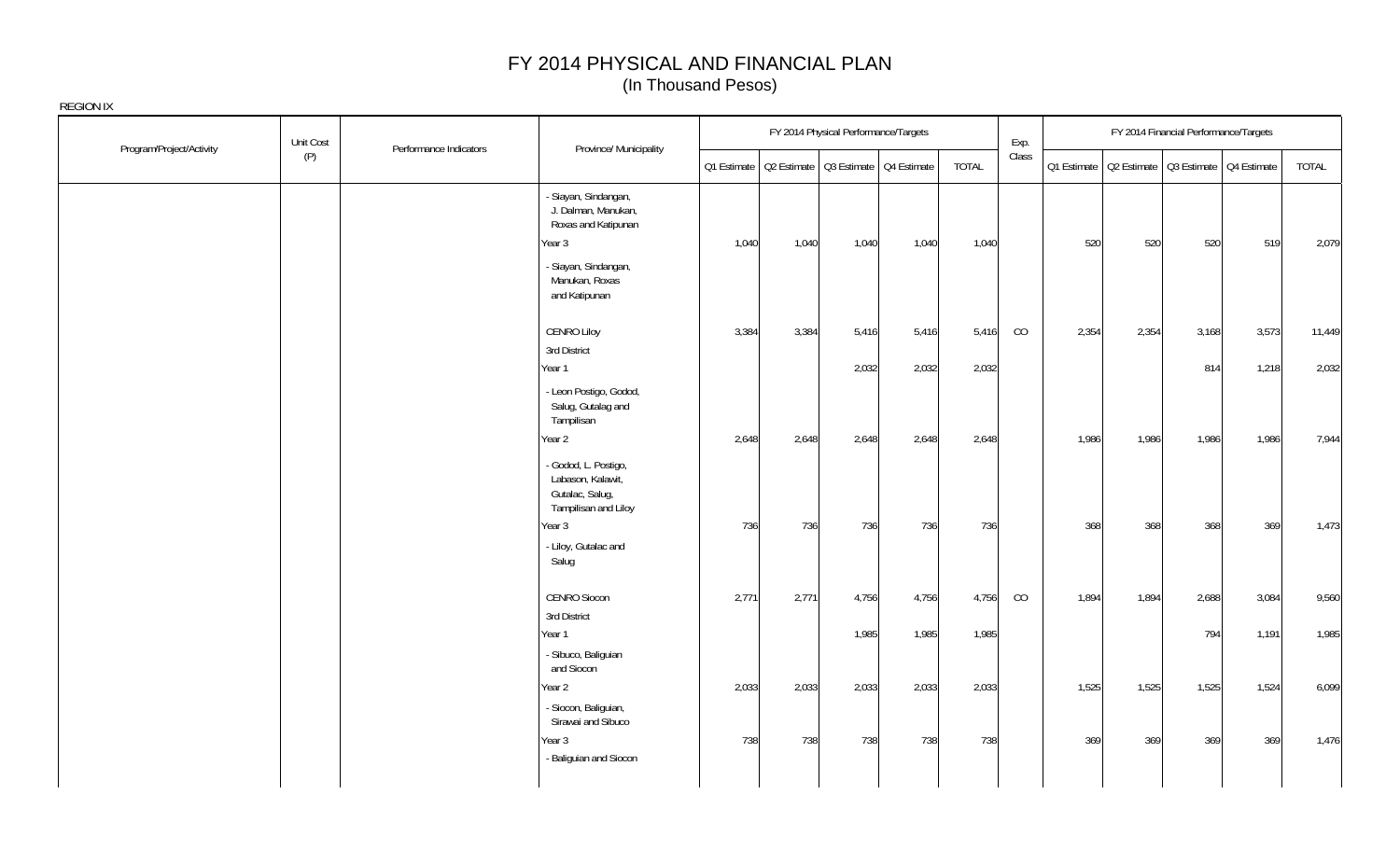# FY 2014 PHYSICAL AND FINANCIAL PLAN
(In Thousand Pesos)

REGION IX

| Program/Project/Activity | Unit Cost (P) | Performance Indicators | Province/ Municipality | FY 2014 Physical Performance/Targets | | | | | Exp. Class | FY 2014 Financial Performance/Targets | | | | |
|---|---|---|---|---|---|---|---|---|---|---|---|---|---|---|
| | | | | Q1 Estimate | Q2 Estimate | Q3 Estimate | Q4 Estimate | TOTAL | | Q1 Estimate | Q2 Estimate | Q3 Estimate | Q4 Estimate | TOTAL |
| | | | - Siayan, Sindangan, J. Dalman, Manukan, Roxas and Katipunan | | | | | | | | | | | |
| | | | Year 3 | 1,040 | 1,040 | 1,040 | 1,040 | 1,040 | | 520 | 520 | 520 | 519 | 2,079 |
| | | | - Siayan, Sindangan, Manukan, Roxas and Katipunan | | | | | | | | | | | |
| | | | CENRO Liloy | 3,384 | 3,384 | 5,416 | 5,416 | 5,416 | CO | 2,354 | 2,354 | 3,168 | 3,573 | 11,449 |
| | | | 3rd District | | | | | | | | | | | |
| | | | Year 1 | | | 2,032 | 2,032 | 2,032 | | | | 814 | 1,218 | 2,032 |
| | | | - Leon Postigo, Godod, Salug, Gutalag and Tampilisan | | | | | | | | | | | |
| | | | Year 2 | 2,648 | 2,648 | 2,648 | 2,648 | 2,648 | | 1,986 | 1,986 | 1,986 | 1,986 | 7,944 |
| | | | - Godod, L. Postigo, Labason, Kalawit, Gutalac, Salug, Tampilisan and Liloy | | | | | | | | | | | |
| | | | Year 3 | 736 | 736 | 736 | 736 | 736 | | 368 | 368 | 368 | 369 | 1,473 |
| | | | - Liloy, Gutalac and Salug | | | | | | | | | | | |
| | | | CENRO Siocon | 2,771 | 2,771 | 4,756 | 4,756 | 4,756 | CO | 1,894 | 1,894 | 2,688 | 3,084 | 9,560 |
| | | | 3rd District | | | | | | | | | | | |
| | | | Year 1 | | | 1,985 | 1,985 | 1,985 | | | | 794 | 1,191 | 1,985 |
| | | | - Sibuco, Baliguian and Siocon | | | | | | | | | | | |
| | | | Year 2 | 2,033 | 2,033 | 2,033 | 2,033 | 2,033 | | 1,525 | 1,525 | 1,525 | 1,524 | 6,099 |
| | | | - Siocon, Baliguian, Sirawai and Sibuco | | | | | | | | | | | |
| | | | Year 3 | 738 | 738 | 738 | 738 | 738 | | 369 | 369 | 369 | 369 | 1,476 |
| | | | - Baliguian and Siocon | | | | | | | | | | | |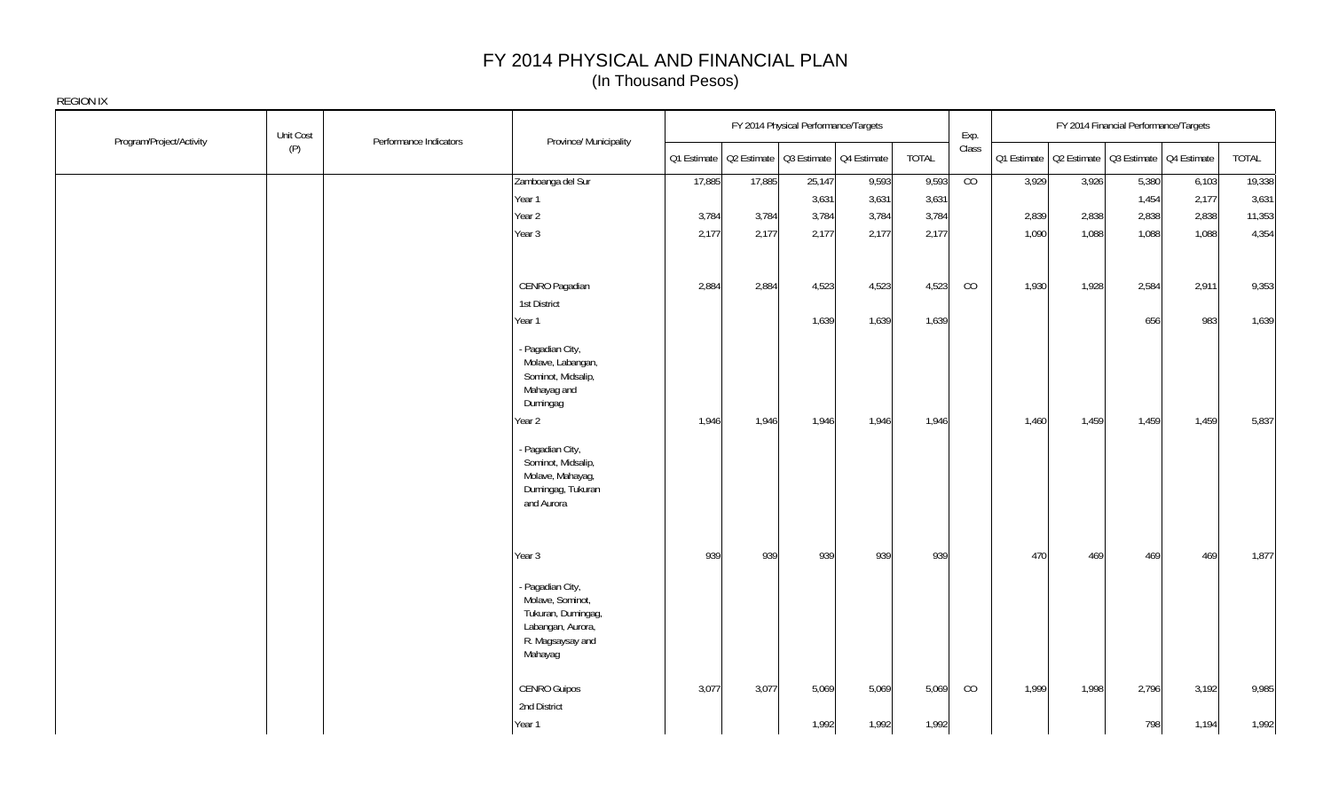# FY 2014 PHYSICAL AND FINANCIAL PLAN
(In Thousand Pesos)

REGION IX

| Program/Project/Activity | Unit Cost (P) | Performance Indicators | Province/ Municipality | FY 2014 Physical Performance/Targets | | | | | Exp. Class | FY 2014 Financial Performance/Targets | | | | |
|---|---|---|---|---|---|---|---|---|---|---|---|---|---|---|
| | | | | Q1 Estimate | Q2 Estimate | Q3 Estimate | Q4 Estimate | TOTAL | | Q1 Estimate | Q2 Estimate | Q3 Estimate | Q4 Estimate | TOTAL |
| | | | Zamboanga del Sur | 17,885 | 17,885 | 25,147 | 9,593 | 9,593 | CO | 3,929 | 3,926 | 5,380 | 6,103 | 19,338 |
| | | | Year 1 | | | 3,631 | 3,631 | 3,631 | | | | 1,454 | 2,177 | 3,631 |
| | | | Year 2 | 3,784 | 3,784 | 3,784 | 3,784 | 3,784 | | 2,839 | 2,838 | 2,838 | 2,838 | 11,353 |
| | | | Year 3 | 2,177 | 2,177 | 2,177 | 2,177 | 2,177 | | 1,090 | 1,088 | 1,088 | 1,088 | 4,354 |
| | | | CENRO Pagadian | 2,884 | 2,884 | 4,523 | 4,523 | 4,523 | CO | 1,930 | 1,928 | 2,584 | 2,911 | 9,353 |
| | | | 1st District | | | | | | | | | | | |
| | | | Year 1 | | | 1,639 | 1,639 | 1,639 | | | | 656 | 983 | 1,639 |
| | | | - Pagadian City, Molave, Labangan, Sominot, Midsalip, Mahayag and Dumingag | | | | | | | | | | | |
| | | | Year 2 | 1,946 | 1,946 | 1,946 | 1,946 | 1,946 | | 1,460 | 1,459 | 1,459 | 1,459 | 5,837 |
| | | | - Pagadian City, Sominot, Midsalip, Molave, Mahayag, Dumingag, Tukuran and Aurora | | | | | | | | | | | |
| | | | Year 3 | 939 | 939 | 939 | 939 | 939 | | 470 | 469 | 469 | 469 | 1,877 |
| | | | - Pagadian City, Molave, Sominot, Tukuran, Dumingag, Labangan, Aurora, R. Magsaysay and Mahayag | | | | | | | | | | | |
| | | | CENRO Guipos | 3,077 | 3,077 | 5,069 | 5,069 | 5,069 | CO | 1,999 | 1,998 | 2,796 | 3,192 | 9,985 |
| | | | 2nd District | | | | | | | | | | | |
| | | | Year 1 | | | 1,992 | 1,992 | 1,992 | | | | 798 | 1,194 | 1,992 |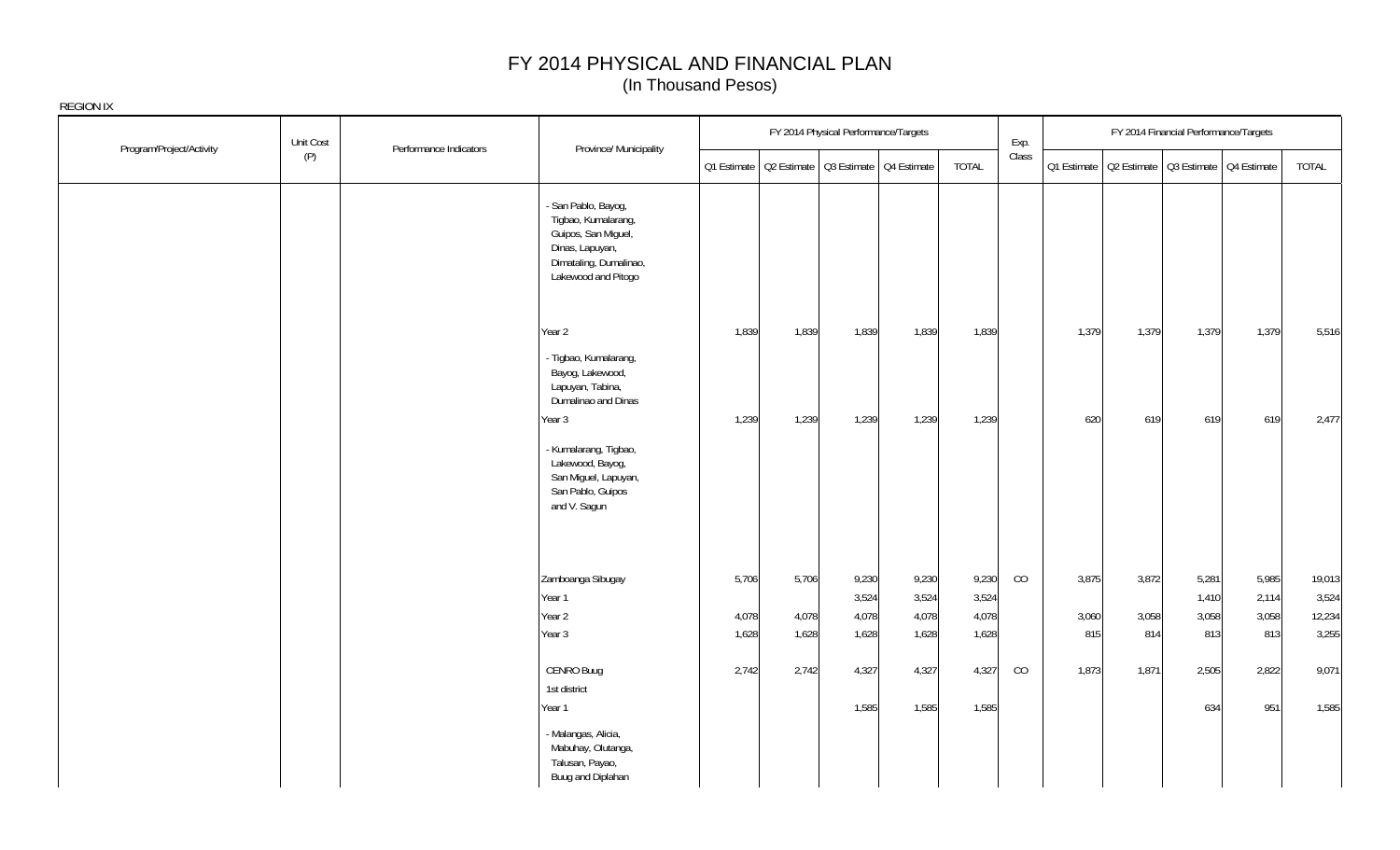# FY 2014 PHYSICAL AND FINANCIAL PLAN
(In Thousand Pesos)

REGION IX

| Program/Project/Activity | Unit Cost (P) | Performance Indicators | Province/ Municipality | FY 2014 Physical Performance/Targets | | | | | Exp. Class | FY 2014 Financial Performance/Targets | | | | |
|---|---|---|---|---|---|---|---|---|---|---|---|---|---|---|
| | | | | Q1 Estimate | Q2 Estimate | Q3 Estimate | Q4 Estimate | TOTAL | | Q1 Estimate | Q2 Estimate | Q3 Estimate | Q4 Estimate | TOTAL |
| | | | - San Pablo, Bayog, Tigbao, Kumalarang, Guipos, San Miguel, Dinas, Lapuyan, Dimataling, Dumalinao, Lakewood and Pitogo | | | | | | | | | | | |
| | | | Year 2 | 1,839 | 1,839 | 1,839 | 1,839 | 1,839 | | 1,379 | 1,379 | 1,379 | 1,379 | 5,516 |
| | | | - Tigbao, Kumalarang, Bayog, Lakewood, Lapuyan, Tabina, Dumalinao and Dinas | | | | | | | | | | | |
| | | | Year 3 | 1,239 | 1,239 | 1,239 | 1,239 | 1,239 | | 620 | 619 | 619 | 619 | 2,477 |
| | | | - Kumalarang, Tigbao, Lakewood, Bayog, San Miguel, Lapuyan, San Pablo, Guipos and V. Sagun | | | | | | | | | | | |
| | | | Zamboanga Sibugay | 5,706 | 5,706 | 9,230 | 9,230 | 9,230 | CO | 3,875 | 3,872 | 5,281 | 5,985 | 19,013 |
| | | | Year 1 | | | 3,524 | 3,524 | 3,524 | | | | 1,410 | 2,114 | 3,524 |
| | | | Year 2 | 4,078 | 4,078 | 4,078 | 4,078 | 4,078 | | 3,060 | 3,058 | 3,058 | 3,058 | 12,234 |
| | | | Year 3 | 1,628 | 1,628 | 1,628 | 1,628 | 1,628 | | 815 | 814 | 813 | 813 | 3,255 |
| | | | CENRO Buug | 2,742 | 2,742 | 4,327 | 4,327 | 4,327 | CO | 1,873 | 1,871 | 2,505 | 2,822 | 9,071 |
| | | | 1st district | | | | | | | | | | | |
| | | | Year 1 | | | 1,585 | 1,585 | 1,585 | | | | 634 | 951 | 1,585 |
| | | | - Malangas, Alicia, Mabuhay, Olutanga, Talusan, Payao, Buug and Diplahan | | | | | | | | | | | |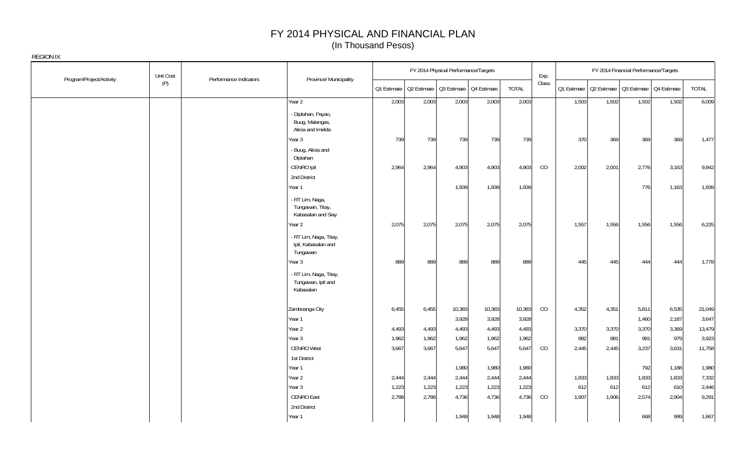# FY 2014 PHYSICAL AND FINANCIAL PLAN
(In Thousand Pesos)

REGION IX

| Program/Project/Activity | Unit Cost (P) | Performance Indicators | Province/ Municipality | FY 2014 Physical Performance/Targets | | | | | Exp. Class | FY 2014 Financial Performance/Targets | | | | |
|---|---|---|---|---|---|---|---|---|---|---|---|---|---|---|
| | | | | Q1 Estimate | Q2 Estimate | Q3 Estimate | Q4 Estimate | TOTAL | | Q1 Estimate | Q2 Estimate | Q3 Estimate | Q4 Estimate | TOTAL |
| | | | Year 2 | 2,003 | 2,003 | 2,003 | 2,003 | 2,003 | | 1,503 | 1,502 | 1,502 | 1,502 | 6,009 |
| | | | - Diplahan, Payao, Buug, Malangas, Alicia and Imelda | | | | | | | | | | | |
| | | | Year 3 | 739 | 739 | 739 | 739 | 739 | | 370 | 369 | 369 | 369 | 1,477 |
| | | | - Buug, Alicia and Diplahan | | | | | | | | | | | |
| | | | CENRO Ipil | 2,964 | 2,964 | 4,903 | 4,903 | 4,903 | CO | 2,002 | 2,001 | 2,776 | 3,163 | 9,942 |
| | | | 2nd District | | | | | | | | | | | |
| | | | Year 1 | | | 1,939 | 1,939 | 1,939 | | | | 776 | 1,163 | 1,939 |
| | | | - RT Lim, Naga, Tungawan, Titay, Kabasalan and Siay | | | | | | | | | | | |
| | | | Year 2 | 2,075 | 2,075 | 2,075 | 2,075 | 2,075 | | 1,557 | 1,556 | 1,556 | 1,556 | 6,225 |
| | | | - RT Lim, Naga, Titay, Ipil, Kabasalan and Tungawan | | | | | | | | | | | |
| | | | Year 3 | 889 | 889 | 889 | 889 | 889 | | 445 | 445 | 444 | 444 | 1,778 |
| | | | - RT Lim, Naga, Titay, Tungawan, Ipil and Kabasalan | | | | | | | | | | | |
| | | | Zamboanga City | 6,455 | 6,455 | 10,383 | 10,383 | 10,383 | CO | 4,352 | 4,351 | 5,811 | 6,535 | 21,049 |
| | | | Year 1 | | | 3,928 | 3,928 | 3,928 | | | | 1,460 | 2,187 | 3,647 |
| | | | Year 2 | 4,493 | 4,493 | 4,493 | 4,493 | 4,493 | | 3,370 | 3,370 | 3,370 | 3,369 | 13,479 |
| | | | Year 3 | 1,962 | 1,962 | 1,962 | 1,962 | 1,962 | | 982 | 981 | 981 | 979 | 3,923 |
| | | | CENRO West | 3,667 | 3,667 | 5,647 | 5,647 | 5,647 | CO | 2,445 | 2,445 | 3,237 | 3,631 | 11,758 |
| | | | 1st District | | | | | | | | | | | |
| | | | Year 1 | | | 1,980 | 1,980 | 1,980 | | | | 792 | 1,188 | 1,980 |
| | | | Year 2 | 2,444 | 2,444 | 2,444 | 2,444 | 2,444 | | 1,833 | 1,833 | 1,833 | 1,833 | 7,332 |
| | | | Year 3 | 1,223 | 1,223 | 1,223 | 1,223 | 1,223 | | 612 | 612 | 612 | 610 | 2,446 |
| | | | CENRO East | 2,788 | 2,788 | 4,736 | 4,736 | 4,736 | CO | 1,907 | 1,906 | 2,574 | 2,904 | 9,291 |
| | | | 2nd District | | | | | | | | | | | |
| | | | Year 1 | | | 1,948 | 1,948 | 1,948 | | | | 668 | 999 | 1,667 |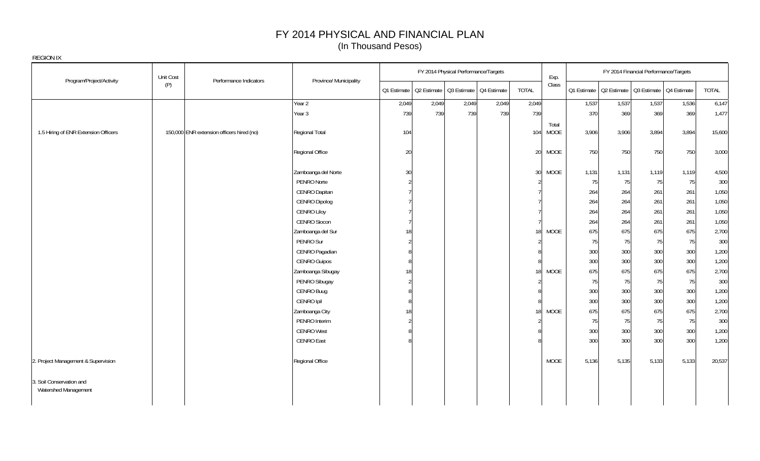# FY 2014 PHYSICAL AND FINANCIAL PLAN
(In Thousand Pesos)

REGION IX

| Program/Project/Activity | Unit Cost (P) | Performance Indicators | Province/ Municipality | FY 2014 Physical Performance/Targets | | | | | Exp. Class | FY 2014 Financial Performance/Targets | | | | |
|---|---|---|---|---|---|---|---|---|---|---|---|---|---|---|
| | | | | Q1 Estimate | Q2 Estimate | Q3 Estimate | Q4 Estimate | TOTAL | | Q1 Estimate | Q2 Estimate | Q3 Estimate | Q4 Estimate | TOTAL |
| | | | Year 2 | 2,049 | 2,049 | 2,049 | 2,049 | 2,049 | | 1,537 | 1,537 | 1,537 | 1,536 | 6,147 |
| | | | Year 3 | 739 | 739 | 739 | 739 | 739 | | 370 | 369 | 369 | 369 | 1,477 |
| 1.5 Hiring of ENR Extension Officers | 150,000 | ENR extension officers hired (no) | Regional Total | 104 | | | | 104 | Total MOOE | 3,906 | 3,906 | 3,894 | 3,894 | 15,600 |
| | | | Regional Office | 20 | | | | 20 | MOOE | 750 | 750 | 750 | 750 | 3,000 |
| | | | Zamboanga del Norte | 30 | | | | 30 | MOOE | 1,131 | 1,131 | 1,119 | 1,119 | 4,500 |
| | | | PENRO Norte | 2 | | | | 2 | | 75 | 75 | 75 | 75 | 300 |
| | | | CENRO Dapitan | 7 | | | | 7 | | 264 | 264 | 261 | 261 | 1,050 |
| | | | CENRO Dipolog | 7 | | | | 7 | | 264 | 264 | 261 | 261 | 1,050 |
| | | | CENRO Liloy | 7 | | | | 7 | | 264 | 264 | 261 | 261 | 1,050 |
| | | | CENRO Siocon | 7 | | | | 7 | | 264 | 264 | 261 | 261 | 1,050 |
| | | | Zamboanga del Sur | 18 | | | | 18 | MOOE | 675 | 675 | 675 | 675 | 2,700 |
| | | | PENRO Sur | 2 | | | | 2 | | 75 | 75 | 75 | 75 | 300 |
| | | | CENRO Pagadian | 8 | | | | 8 | | 300 | 300 | 300 | 300 | 1,200 |
| | | | CENRO Guipos | 8 | | | | 8 | | 300 | 300 | 300 | 300 | 1,200 |
| | | | Zamboanga Sibugay | 18 | | | | 18 | MOOE | 675 | 675 | 675 | 675 | 2,700 |
| | | | PENRO Sibugay | 2 | | | | 2 | | 75 | 75 | 75 | 75 | 300 |
| | | | CENRO Buug | 8 | | | | 8 | | 300 | 300 | 300 | 300 | 1,200 |
| | | | CENRO Ipil | 8 | | | | 8 | | 300 | 300 | 300 | 300 | 1,200 |
| | | | Zamboanga City | 18 | | | | 18 | MOOE | 675 | 675 | 675 | 675 | 2,700 |
| | | | PENRO Interim | 2 | | | | 2 | | 75 | 75 | 75 | 75 | 300 |
| | | | CENRO West | 8 | | | | 8 | | 300 | 300 | 300 | 300 | 1,200 |
| | | | CENRO East | 8 | | | | 8 | | 300 | 300 | 300 | 300 | 1,200 |
| 2. Project Management & Supervision | | | Regional Office | | | | | | MOOE | 5,136 | 5,135 | 5,133 | 5,133 | 20,537 |
| 3. Soil Conservation and Watershed Management | | | | | | | | | | | | | | |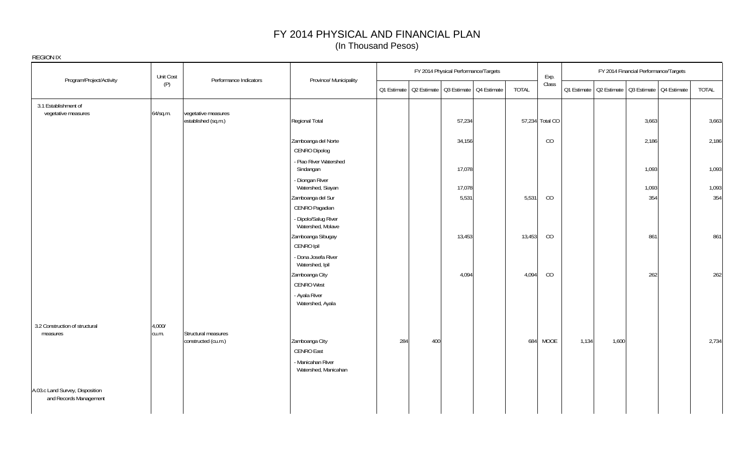# FY 2014 PHYSICAL AND FINANCIAL PLAN
(In Thousand Pesos)

REGION IX

| Program/Project/Activity | Unit Cost (P) | Performance Indicators | Province/ Municipality | FY 2014 Physical Performance/Targets | | | | | Exp. Class | FY 2014 Financial Performance/Targets | | | | |
|---|---|---|---|---|---|---|---|---|---|---|---|---|---|---|
| | | | | Q1 Estimate | Q2 Estimate | Q3 Estimate | Q4 Estimate | TOTAL | | Q1 Estimate | Q2 Estimate | Q3 Estimate | Q4 Estimate | TOTAL |
| 3.1 Establishment of vegetative measures | 64/sq.m. | vegetative measures established (sq.m.) | Regional Total | | | 57,234 | | 57,234 | Total CO | | | 3,663 | | 3,663 |
| | | | Zamboanga del Norte | | | 34,156 | | | CO | | | 2,186 | | 2,186 |
| | | | CENRO Dipolog | | | | | | | | | | | |
| | | | - Piao River Watershed Sindangan | | | 17,078 | | | | | | 1,093 | | 1,093 |
| | | | - Diongan River Watershed, Siayan | | | 17,078 | | | | | | 1,093 | | 1,093 |
| | | | Zamboanga del Sur | | | 5,531 | | 5,531 | CO | | | 354 | | 354 |
| | | | CENRO Pagadian | | | | | | | | | | | |
| | | | - Dipolo/Salug River Watershed, Molave | | | | | | | | | | | |
| | | | Zamboanga Sibugay | | | 13,453 | | 13,453 | CO | | | 861 | | 861 |
| | | | CENRO Ipil | | | | | | | | | | | |
| | | | - Dona Josefa River Watershed, Ipil | | | | | | | | | | | |
| | | | Zamboanga City | | | 4,094 | | 4,094 | CO | | | 262 | | 262 |
| | | | CENRO West | | | | | | | | | | | |
| | | | - Ayala River Watershed, Ayala | | | | | | | | | | | |
| 3.2 Construction of structural measures | 4,000/ cu.m. | Structural measures constructed (cu.m.) | Zamboanga City | 284 | 400 | | | 684 | MOOE | 1,134 | 1,600 | | | 2,734 |
| | | | CENRO East | | | | | | | | | | | |
| | | | - Manicahan River Watershed, Manicahan | | | | | | | | | | | |
| A.03.c Land Survey, Disposition and Records Management | | | | | | | | | | | | | | |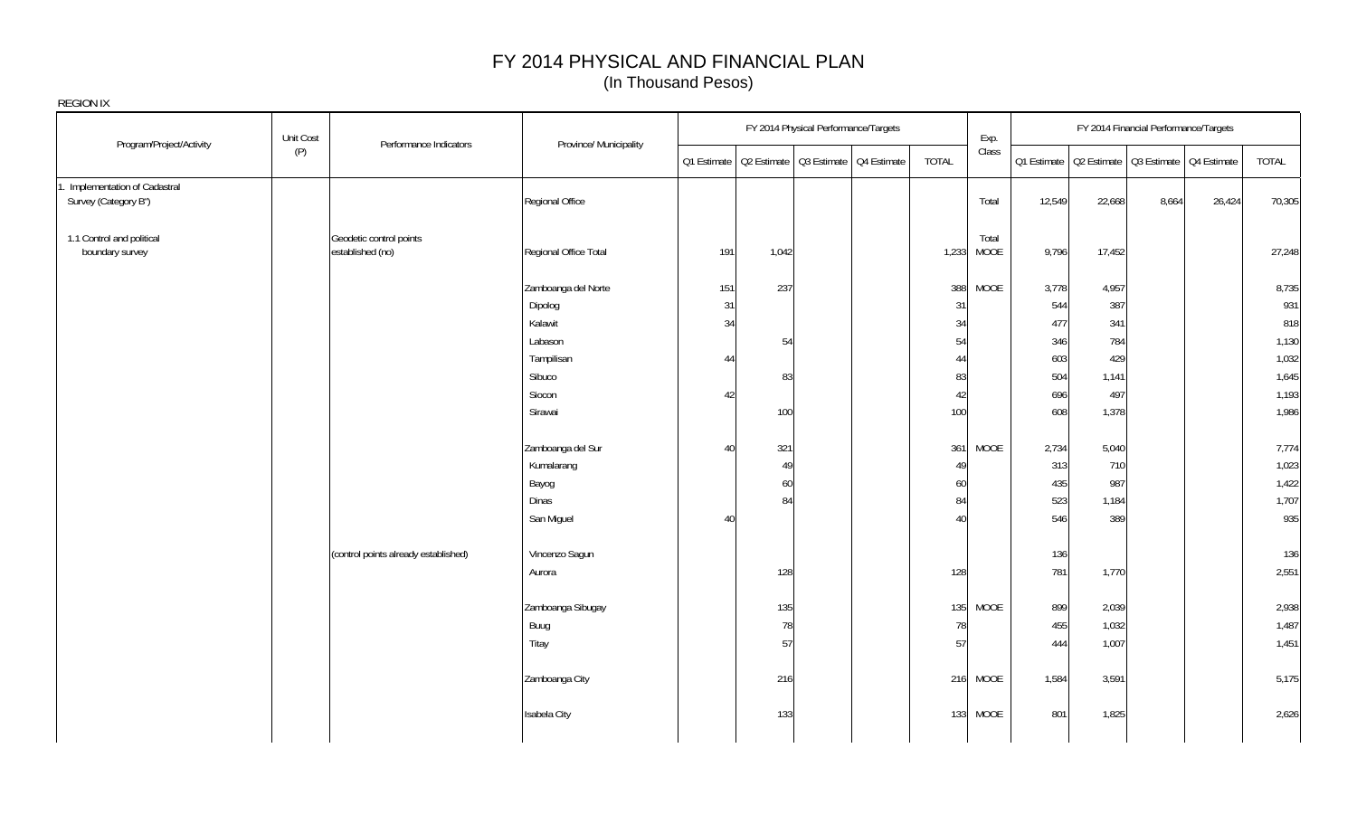# FY 2014 PHYSICAL AND FINANCIAL PLAN
(In Thousand Pesos)

REGION IX

| Program/Project/Activity | Unit Cost (P) | Performance Indicators | Province/ Municipality | FY 2014 Physical Performance/Targets | | | | | Exp. Class | FY 2014 Financial Performance/Targets | | | | |
|---|---|---|---|---|---|---|---|---|---|---|---|---|---|---|
| | | | | Q1 Estimate | Q2 Estimate | Q3 Estimate | Q4 Estimate | TOTAL | | Q1 Estimate | Q2 Estimate | Q3 Estimate | Q4 Estimate | TOTAL |
| 1. Implementation of Cadastral Survey (Category B") | | | Regional Office | | | | | | Total | 12,549 | 22,668 | 8,664 | 26,424 | 70,305 |
| 1.1 Control and political boundary survey | | Geodetic control points established (no) | Regional Office Total | 191 | 1,042 | | | 1,233 | Total MOOE | 9,796 | 17,452 | | | 27,248 |
| | | | Zamboanga del Norte | 151 | 237 | | | 388 | MOOE | 3,778 | 4,957 | | | 8,735 |
| | | | Dipolog | 31 | | | | 31 | | 544 | 387 | | | 931 |
| | | | Katawit | 34 | | | | 34 | | 477 | 341 | | | 818 |
| | | | Labason | | 54 | | | 54 | | 346 | 784 | | | 1,130 |
| | | | Tampilisan | 44 | | | | 44 | | 603 | 429 | | | 1,032 |
| | | | Sibuco | | 83 | | | 83 | | 504 | 1,141 | | | 1,645 |
| | | | Siocon | 42 | | | | 42 | | 696 | 497 | | | 1,193 |
| | | | Sirawai | | 100 | | | 100 | | 608 | 1,378 | | | 1,986 |
| | | | Zamboanga del Sur | 40 | 321 | | | 361 | MOOE | 2,734 | 5,040 | | | 7,774 |
| | | | Kumalarang | | 49 | | | 49 | | 313 | 710 | | | 1,023 |
| | | | Bayog | | 60 | | | 60 | | 435 | 987 | | | 1,422 |
| | | | Dinas | | 84 | | | 84 | | 523 | 1,184 | | | 1,707 |
| | | | San Miguel | 40 | | | | 40 | | 546 | 389 | | | 935 |
| | | (control points already established) | Vincenzo Sagun | | | | | | | 136 | | | | 136 |
| | | | Aurora | | 128 | | | 128 | | 781 | 1,770 | | | 2,551 |
| | | | Zamboanga Sibugay | | 135 | | | 135 | MOOE | 899 | 2,039 | | | 2,938 |
| | | | Buug | | 78 | | | 78 | | 455 | 1,032 | | | 1,487 |
| | | | Titay | | 57 | | | 57 | | 444 | 1,007 | | | 1,451 |
| | | | Zamboanga City | | 216 | | | 216 | MOOE | 1,584 | 3,591 | | | 5,175 |
| | | | Isabela City | | 133 | | | 133 | MOOE | 801 | 1,825 | | | 2,626 |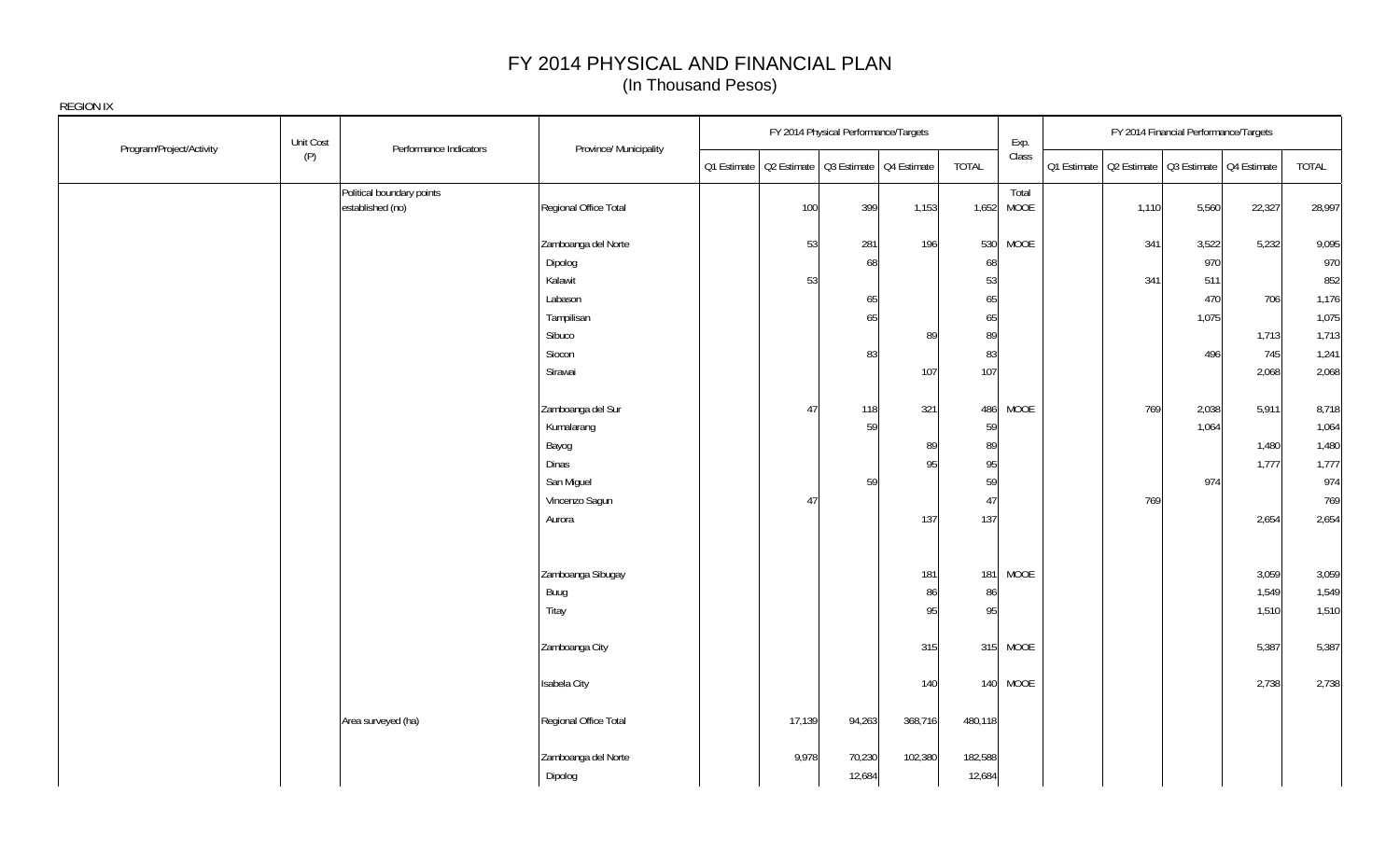# FY 2014 PHYSICAL AND FINANCIAL PLAN
(In Thousand Pesos)

REGION IX

| Program/Project/Activity | Unit Cost (P) | Performance Indicators | Province/ Municipality | FY 2014 Physical Performance/Targets | | | | | Exp. Class | FY 2014 Financial Performance/Targets | | | | |
|---|---|---|---|---|---|---|---|---|---|---|---|---|---|---|
| | | | | Q1 Estimate | Q2 Estimate | Q3 Estimate | Q4 Estimate | TOTAL | | Q1 Estimate | Q2 Estimate | Q3 Estimate | Q4 Estimate | TOTAL |
| | | Political boundary points established (no) | Regional Office Total | | 100 | 399 | 1,153 | 1,652 | Total MOOE | | 1,110 | 5,560 | 22,327 | 28,997 |
| | | | Zamboanga del Norte | | 53 | 281 | 196 | 530 | MOOE | | 341 | 3,522 | 5,232 | 9,095 |
| | | | Dipolog | | | 68 | | 68 | | | | 970 | | 970 |
| | | | Kalawit | | 53 | | | 53 | | | 341 | 511 | | 852 |
| | | | Labason | | | 65 | | 65 | | | | 470 | 706 | 1,176 |
| | | | Tampilisan | | | 65 | | 65 | | | | 1,075 | | 1,075 |
| | | | Sibuco | | | | 89 | 89 | | | | | 1,713 | 1,713 |
| | | | Siocon | | | 83 | | 83 | | | | 496 | 745 | 1,241 |
| | | | Sirawai | | | | 107 | 107 | | | | | 2,068 | 2,068 |
| | | | Zamboanga del Sur | | 47 | 118 | 321 | 486 | MOOE | | 769 | 2,038 | 5,911 | 8,718 |
| | | | Kumalarang | | | 59 | | 59 | | | | 1,064 | | 1,064 |
| | | | Bayog | | | | 89 | 89 | | | | | 1,480 | 1,480 |
| | | | Dinas | | | | 95 | 95 | | | | | 1,777 | 1,777 |
| | | | San Miguel | | | 59 | | 59 | | | | 974 | | 974 |
| | | | Vincenzo Sagun | | 47 | | | 47 | | | 769 | | | 769 |
| | | | Aurora | | | | 137 | 137 | | | | | 2,654 | 2,654 |
| | | | Zamboanga Sibugay | | | | 181 | 181 | MOOE | | | | 3,059 | 3,059 |
| | | | Buug | | | | 86 | 86 | | | | | 1,549 | 1,549 |
| | | | Titay | | | | 95 | 95 | | | | | 1,510 | 1,510 |
| | | | Zamboanga City | | | | 315 | 315 | MOOE | | | | 5,387 | 5,387 |
| | | | Isabela City | | | | 140 | 140 | MOOE | | | | 2,738 | 2,738 |
| | | Area surveyed (ha) | Regional Office Total | | 17,139 | 94,263 | 368,716 | 480,118 | | | | | | |
| | | | Zamboanga del Norte | | 9,978 | 70,230 | 102,380 | 182,588 | | | | | | |
| | | | Dipolog | | | 12,684 | | 12,684 | | | | | | |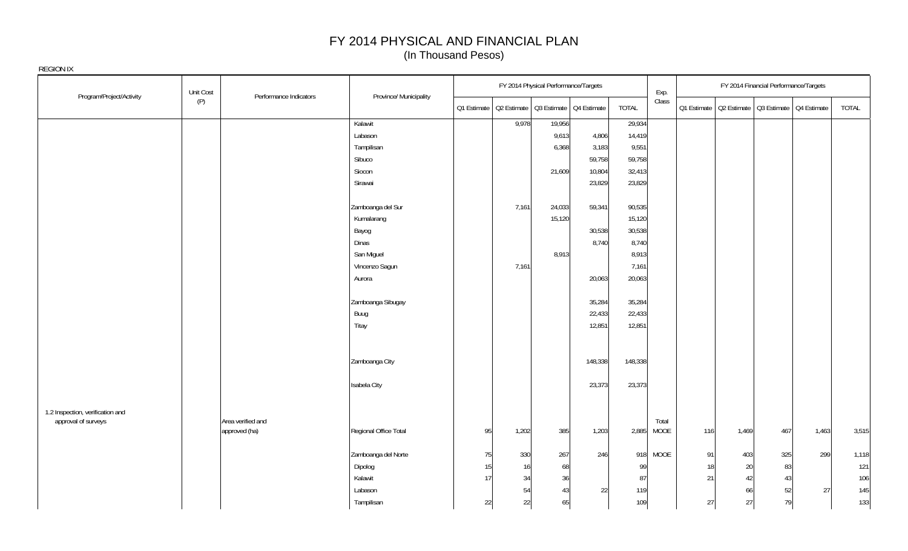# FY 2014 PHYSICAL AND FINANCIAL PLAN
(In Thousand Pesos)

REGION IX

| Program/Project/Activity | Unit Cost (P) | Performance Indicators | Province/ Municipality | FY 2014 Physical Performance/Targets | | | | | Exp. Class | FY 2014 Financial Performance/Targets | | | | |
|---|---|---|---|---|---|---|---|---|---|---|---|---|---|---|
| | | | | Q1 Estimate | Q2 Estimate | Q3 Estimate | Q4 Estimate | TOTAL | | Q1 Estimate | Q2 Estimate | Q3 Estimate | Q4 Estimate | TOTAL |
| | | | Kalawit | | 9,978 | 19,956 | | 29,934 | | | | | | |
| | | | Labason | | | 9,613 | 4,806 | 14,419 | | | | | | |
| | | | Tampilisan | | | 6,368 | 3,183 | 9,551 | | | | | | |
| | | | Sibuco | | | | 59,758 | 59,758 | | | | | | |
| | | | Siocon | | | 21,609 | 10,804 | 32,413 | | | | | | |
| | | | Sirawai | | | | 23,829 | 23,829 | | | | | | |
| | | | Zamboanga del Sur | | 7,161 | 24,033 | 59,341 | 90,535 | | | | | | |
| | | | Kumalarang | | | 15,120 | | 15,120 | | | | | | |
| | | | Bayog | | | | 30,538 | 30,538 | | | | | | |
| | | | Dinas | | | | 8,740 | 8,740 | | | | | | |
| | | | San Miguel | | | 8,913 | | 8,913 | | | | | | |
| | | | Vincenzo Sagun | | 7,161 | | | 7,161 | | | | | | |
| | | | Aurora | | | | 20,063 | 20,063 | | | | | | |
| | | | Zamboanga Sibugay | | | | 35,284 | 35,284 | | | | | | |
| | | | Buug | | | | 22,433 | 22,433 | | | | | | |
| | | | Titay | | | | 12,851 | 12,851 | | | | | | |
| | | | Zamboanga City | | | | 148,338 | 148,338 | | | | | | |
| | | | Isabela City | | | | 23,373 | 23,373 | | | | | | |
| 1.2 Inspection, verification and approval of surveys | | Area verified and approved (ha) | Regional Office Total | 95 | 1,202 | 385 | 1,203 | 2,885 | Total MOOE | 116 | 1,469 | 467 | 1,463 | 3,515 |
| | | | Zamboanga del Norte | 75 | 330 | 267 | 246 | 918 | MOOE | 91 | 403 | 325 | 299 | 1,118 |
| | | | Dipolog | 15 | 16 | 68 | | 99 | | 18 | 20 | 83 | | 121 |
| | | | Kalawit | 17 | 34 | 36 | | 87 | | 21 | 42 | 43 | | 106 |
| | | | Labason | | 54 | 43 | 22 | 119 | | | 66 | 52 | 27 | 145 |
| | | | Tampilisan | 22 | 22 | 65 | | 109 | | 27 | 27 | 79 | | 133 |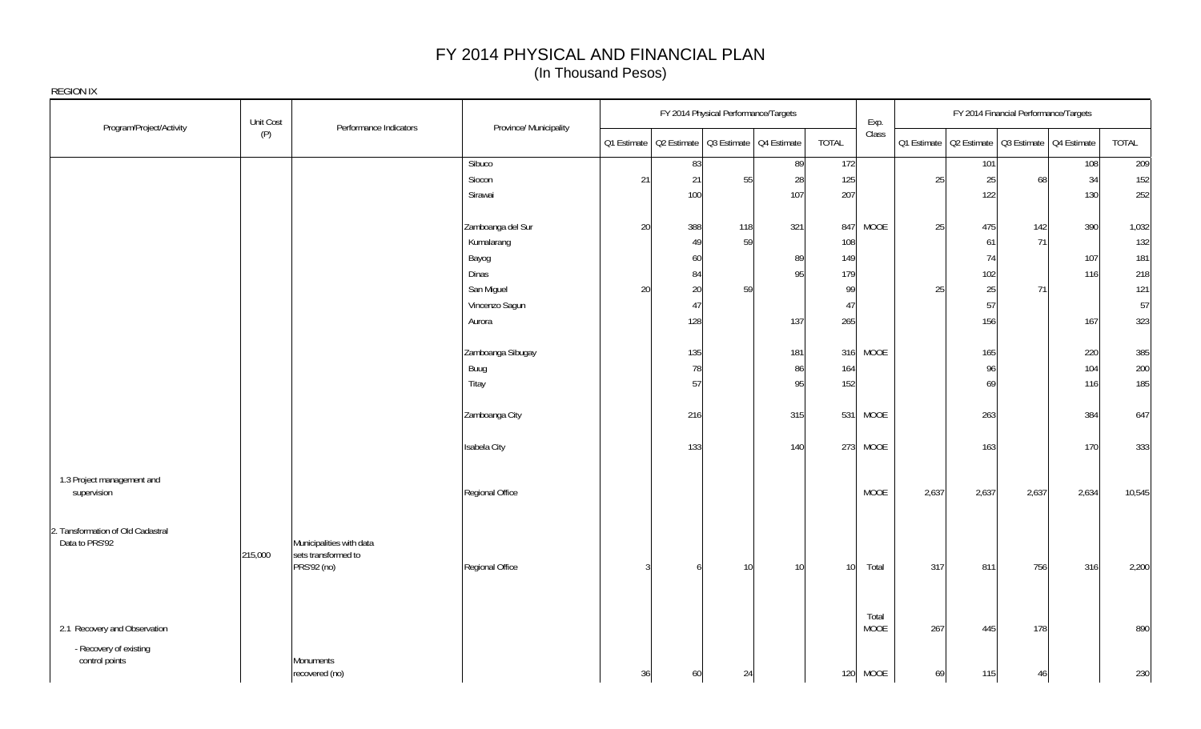# FY 2014 PHYSICAL AND FINANCIAL PLAN
(In Thousand Pesos)

REGION IX

| Program/Project/Activity | Unit Cost (P) | Performance Indicators | Province/ Municipality | FY 2014 Physical Performance/Targets | | | | | Exp. Class | FY 2014 Financial Performance/Targets | | | | |
|---|---|---|---|---|---|---|---|---|---|---|---|---|---|---|
| | | | | Q1 Estimate | Q2 Estimate | Q3 Estimate | Q4 Estimate | TOTAL | | Q1 Estimate | Q2 Estimate | Q3 Estimate | Q4 Estimate | TOTAL |
| | | | Sibuco | | 83 | | 89 | 172 | | | 101 | | 108 | 209 |
| | | | Siocon | 21 | 21 | 55 | 28 | 125 | | 25 | 25 | 68 | 34 | 152 |
| | | | Sirawai | | 100 | | 107 | 207 | | | 122 | | 130 | 252 |
| | | | Zamboanga del Sur | 20 | 388 | 118 | 321 | 847 | MOOE | 25 | 475 | 142 | 390 | 1,032 |
| | | | Kumalarang | | 49 | 59 | | 108 | | | 61 | 71 | | 132 |
| | | | Bayog | | 60 | | 89 | 149 | | | 74 | | 107 | 181 |
| | | | Dinas | | 84 | | 95 | 179 | | | 102 | | 116 | 218 |
| | | | San Miguel | 20 | 20 | 59 | | 99 | | 25 | 25 | 71 | | 121 |
| | | | Vincenzo Sagun | | 47 | | | 47 | | | 57 | | | 57 |
| | | | Aurora | | 128 | | 137 | 265 | | | 156 | | 167 | 323 |
| | | | Zamboanga Sibugay | | 135 | | 181 | 316 | MOOE | | 165 | | 220 | 385 |
| | | | Buug | | 78 | | 86 | 164 | | | 96 | | 104 | 200 |
| | | | Titay | | 57 | | 95 | 152 | | | 69 | | 116 | 185 |
| | | | Zamboanga City | | 216 | | 315 | 531 | MOOE | | 263 | | 384 | 647 |
| | | | Isabela City | | 133 | | 140 | 273 | MOOE | | 163 | | 170 | 333 |
| 1.3 Project management and supervision | | | Regional Office | | | | | | MOOE | 2,637 | 2,637 | 2,637 | 2,634 | 10,545 |
| 2. Tansformation of Old Cadastral Data to PRS'92 | 215,000 | Municipalities with data sets transformed to PRS'92 (no) | Regional Office | 3 | 6 | 10 | 10 | 10 | Total | 317 | 811 | 756 | 316 | 2,200 |
| 2.1 Recovery and Observation | | | | | | | | | Total MOOE | 267 | 445 | 178 | | 890 |
| - Recovery of existing control points | | Monuments recovered (no) | | 36 | 60 | 24 | | 120 | MOOE | 69 | 115 | 46 | | 230 |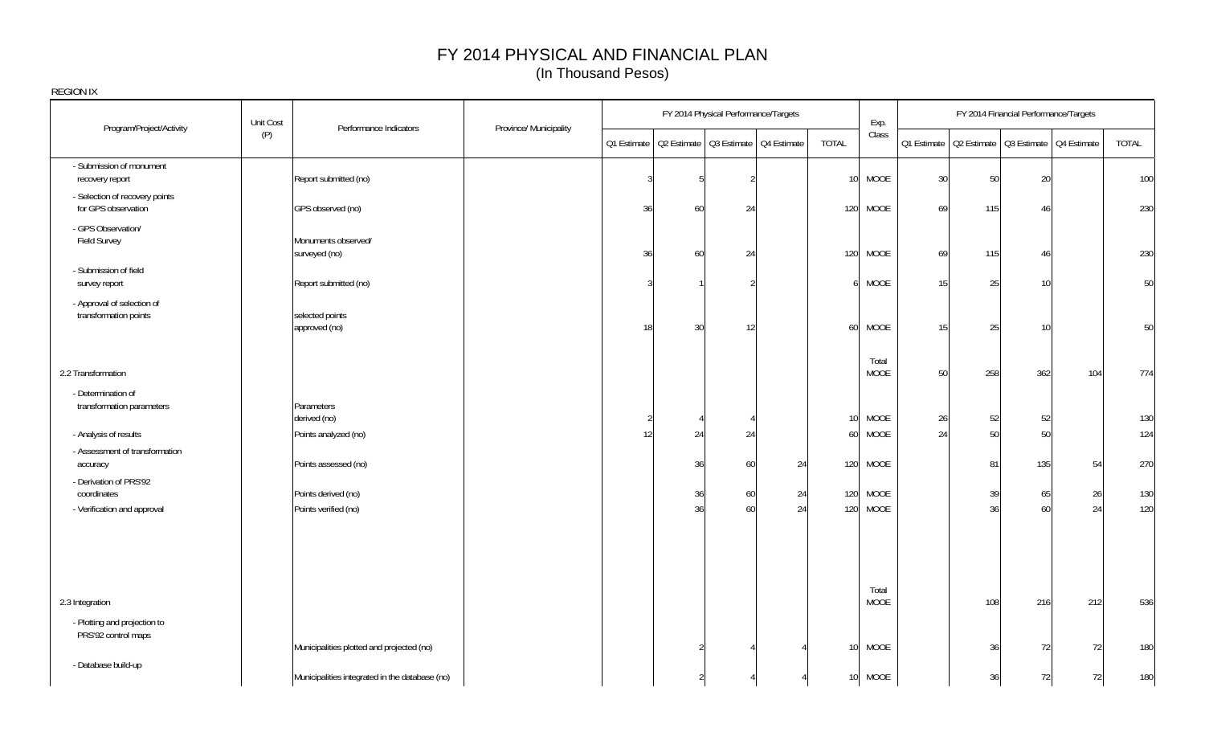# FY 2014 PHYSICAL AND FINANCIAL PLAN
(In Thousand Pesos)

REGION IX

| Program/Project/Activity | Unit Cost (P) | Performance Indicators | Province/ Municipality | FY 2014 Physical Performance/Targets | | | | | Exp. Class | FY 2014 Financial Performance/Targets | | | | |
|---|---|---|---|---|---|---|---|---|---|---|---|---|---|---|
| | | | | Q1 Estimate | Q2 Estimate | Q3 Estimate | Q4 Estimate | TOTAL | | Q1 Estimate | Q2 Estimate | Q3 Estimate | Q4 Estimate | TOTAL |
| - Submission of monument recovery report | | Report submitted (no) | | 3 | 5 | 2 | | 10 | MOOE | 30 | 50 | 20 | | 100 |
| - Selection of recovery points for GPS observation | | GPS observed (no) | | 36 | 60 | 24 | | 120 | MOOE | 69 | 115 | 46 | | 230 |
| - GPS Observation/ Field Survey | | Monuments observed/ surveyed (no) | | 36 | 60 | 24 | | 120 | MOOE | 69 | 115 | 46 | | 230 |
| - Submission of field survey report | | Report submitted (no) | | 3 | 1 | 2 | | 6 | MOOE | 15 | 25 | 10 | | 50 |
| - Approval of selection of transformation points | | selected points approved (no) | | 18 | 30 | 12 | | 60 | MOOE | 15 | 25 | 10 | | 50 |
| 2.2 Transformation | | | | | | | | | Total MOOE | 50 | 258 | 362 | 104 | 774 |
| - Determination of transformation parameters | | Parameters derived (no) | | 2 | 4 | 4 | | 10 | MOOE | 26 | 52 | 52 | | 130 |
| - Analysis of results | | Points analyzed (no) | | 12 | 24 | 24 | | 60 | MOOE | 24 | 50 | 50 | | 124 |
| - Assessment of transformation accuracy | | Points assessed (no) | | | 36 | 60 | 24 | 120 | MOOE | | 81 | 135 | 54 | 270 |
| - Derivation of PRS'92 coordinates | | Points derived (no) | | | 36 | 60 | 24 | 120 | MOOE | | 39 | 65 | 26 | 130 |
| - Verification and approval | | Points verified (no) | | | 36 | 60 | 24 | 120 | MOOE | | 36 | 60 | 24 | 120 |
| 2.3 Integration | | | | | | | | | Total MOOE | | 108 | 216 | 212 | 536 |
| - Plotting and projection to PRS'92 control maps | | Municipalities plotted and projected (no) | | | 2 | 4 | 4 | 10 | MOOE | | 36 | 72 | 72 | 180 |
| - Database build-up | | Municipalities integrated in the database (no) | | | 2 | 4 | 4 | 10 | MOOE | | 36 | 72 | 72 | 180 |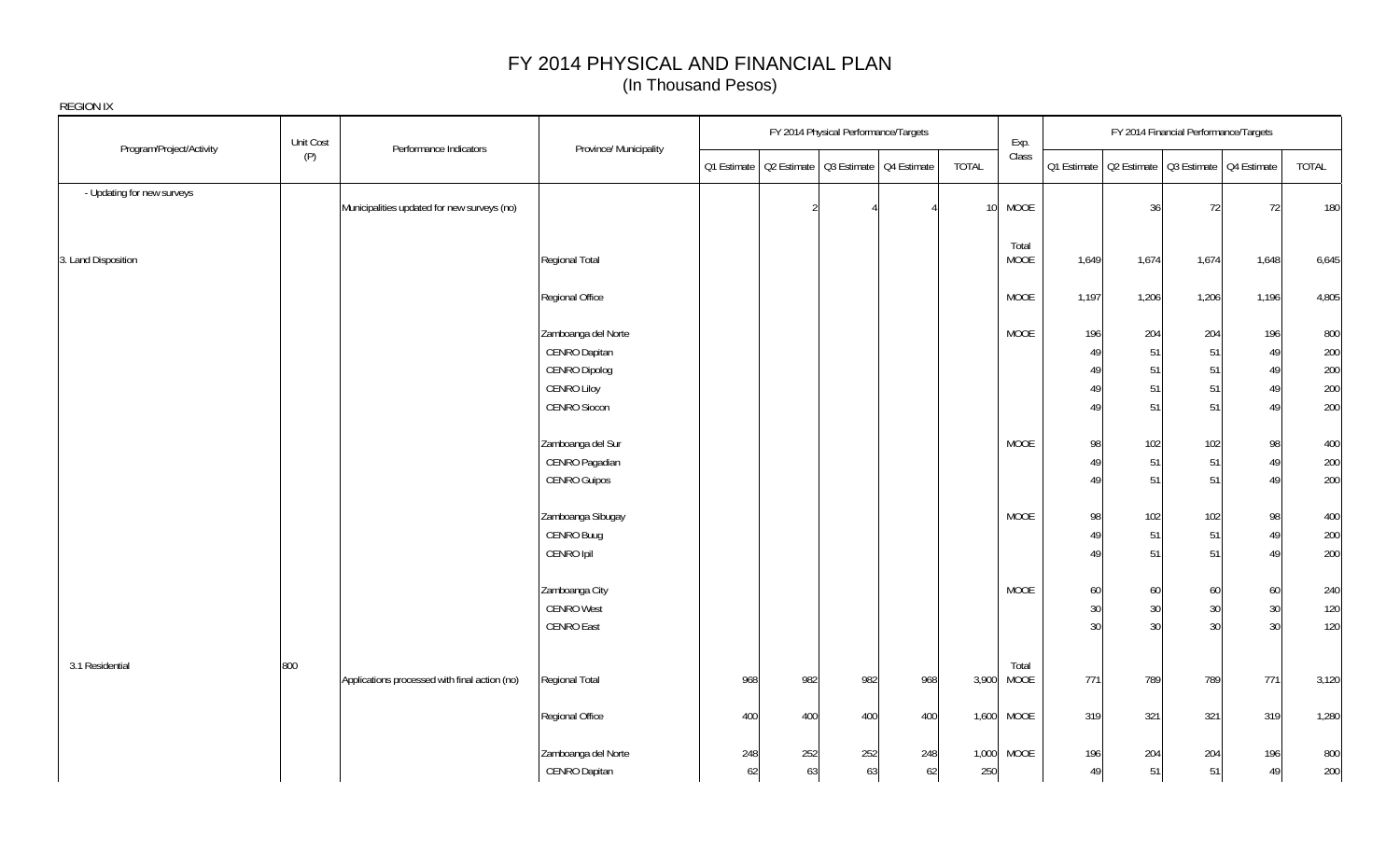# FY 2014 PHYSICAL AND FINANCIAL PLAN
(In Thousand Pesos)

REGION IX

| Program/Project/Activity | Unit Cost (P) | Performance Indicators | Province/ Municipality | FY 2014 Physical Performance/Targets | | | | | Exp. Class | FY 2014 Financial Performance/Targets | | | | |
|---|---|---|---|---|---|---|---|---|---|---|---|---|---|---|
| | | | | Q1 Estimate | Q2 Estimate | Q3 Estimate | Q4 Estimate | TOTAL | | Q1 Estimate | Q2 Estimate | Q3 Estimate | Q4 Estimate | TOTAL |
| - Updating for new surveys | | Municipalities updated for new surveys (no) | | | 2 | 4 | 4 | 10 | MOOE | | 36 | 72 | 72 | 180 |
| 3. Land Disposition | | | Regional Total | | | | | | Total MOOE | 1,649 | 1,674 | 1,674 | 1,648 | 6,645 |
| | | | Regional Office | | | | | | MOOE | 1,197 | 1,206 | 1,206 | 1,196 | 4,805 |
| | | | Zamboanga del Norte | | | | | | MOOE | 196 | 204 | 204 | 196 | 800 |
| | | | CENRO Dapitan | | | | | | | 49 | 51 | 51 | 49 | 200 |
| | | | CENRO Dipolog | | | | | | | 49 | 51 | 51 | 49 | 200 |
| | | | CENRO Liloy | | | | | | | 49 | 51 | 51 | 49 | 200 |
| | | | CENRO Siocon | | | | | | | 49 | 51 | 51 | 49 | 200 |
| | | | Zamboanga del Sur | | | | | | MOOE | 98 | 102 | 102 | 98 | 400 |
| | | | CENRO Pagadian | | | | | | | 49 | 51 | 51 | 49 | 200 |
| | | | CENRO Guipos | | | | | | | 49 | 51 | 51 | 49 | 200 |
| | | | Zamboanga Sibugay | | | | | | MOOE | 98 | 102 | 102 | 98 | 400 |
| | | | CENRO Buug | | | | | | | 49 | 51 | 51 | 49 | 200 |
| | | | CENRO Ipil | | | | | | | 49 | 51 | 51 | 49 | 200 |
| | | | Zamboanga City | | | | | | MOOE | 60 | 60 | 60 | 60 | 240 |
| | | | CENRO West | | | | | | | 30 | 30 | 30 | 30 | 120 |
| | | | CENRO East | | | | | | | 30 | 30 | 30 | 30 | 120 |
| 3.1 Residential | 800 | Applications processed with final action (no) | Regional Total | 968 | 982 | 982 | 968 | 3,900 | Total MOOE | 771 | 789 | 789 | 771 | 3,120 |
| | | | Regional Office | 400 | 400 | 400 | 400 | 1,600 | MOOE | 319 | 321 | 321 | 319 | 1,280 |
| | | | Zamboanga del Norte | 248 | 252 | 252 | 248 | 1,000 | MOOE | 196 | 204 | 204 | 196 | 800 |
| | | | CENRO Dapitan | 62 | 63 | 63 | 62 | 250 | | 49 | 51 | 51 | 49 | 200 |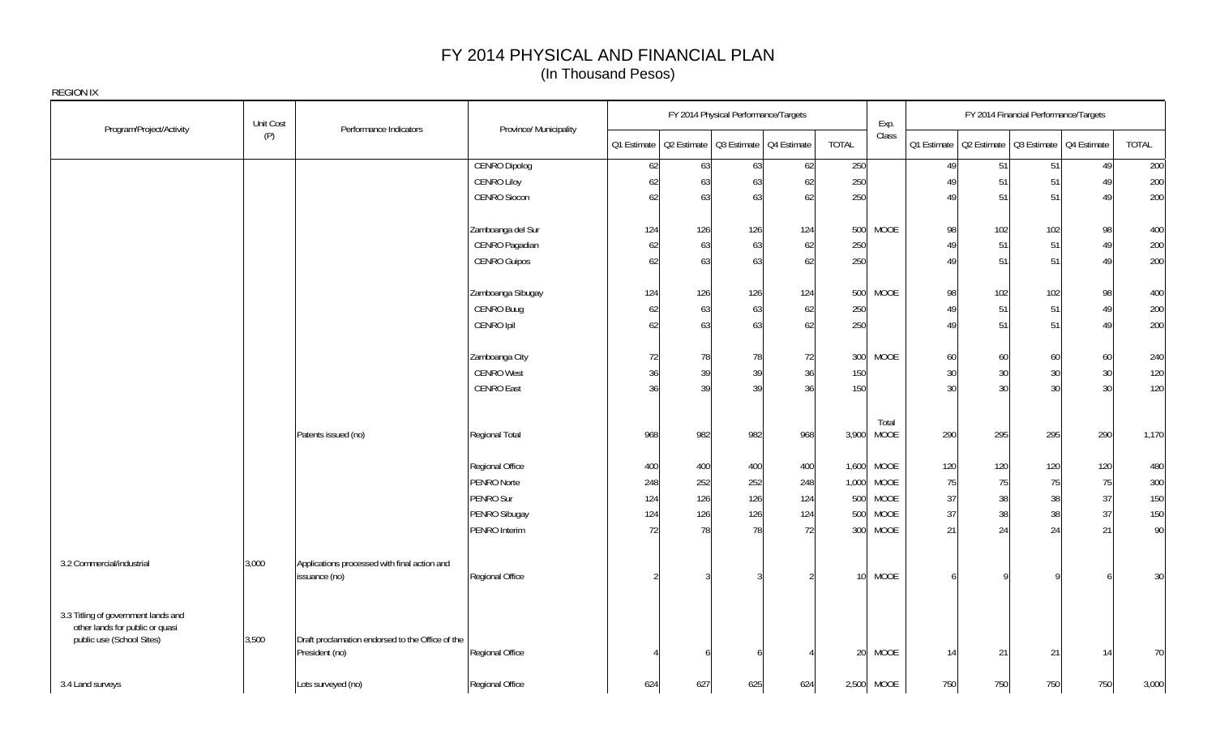# FY 2014 PHYSICAL AND FINANCIAL PLAN
## (In Thousand Pesos)

REGION IX

| Program/Project/Activity | Unit Cost (P) | Performance Indicators | Province/ Municipality | FY 2014 Physical Performance/Targets | | | | | Exp. Class | FY 2014 Financial Performance/Targets | | | | |
|---|---|---|---|---|---|---|---|---|---|---|---|---|---|---|
| | | | | Q1 Estimate | Q2 Estimate | Q3 Estimate | Q4 Estimate | TOTAL | | Q1 Estimate | Q2 Estimate | Q3 Estimate | Q4 Estimate | TOTAL |
| | | | CENRO Dipolog | 62 | 63 | 63 | 62 | 250 | | 49 | 51 | 51 | 49 | 200 |
| | | | CENRO Liloy | 62 | 63 | 63 | 62 | 250 | | 49 | 51 | 51 | 49 | 200 |
| | | | CENRO Siocon | 62 | 63 | 63 | 62 | 250 | | 49 | 51 | 51 | 49 | 200 |
| | | | Zamboanga del Sur | 124 | 126 | 126 | 124 | 500 | MOOE | 98 | 102 | 102 | 98 | 400 |
| | | | CENRO Pagadian | 62 | 63 | 63 | 62 | 250 | | 49 | 51 | 51 | 49 | 200 |
| | | | CENRO Guipos | 62 | 63 | 63 | 62 | 250 | | 49 | 51 | 51 | 49 | 200 |
| | | | Zamboanga Sibugay | 124 | 126 | 126 | 124 | 500 | MOOE | 98 | 102 | 102 | 98 | 400 |
| | | | CENRO Buug | 62 | 63 | 63 | 62 | 250 | | 49 | 51 | 51 | 49 | 200 |
| | | | CENRO Ipil | 62 | 63 | 63 | 62 | 250 | | 49 | 51 | 51 | 49 | 200 |
| | | | Zamboanga City | 72 | 78 | 78 | 72 | 300 | MOOE | 60 | 60 | 60 | 60 | 240 |
| | | | CENRO West | 36 | 39 | 39 | 36 | 150 | | 30 | 30 | 30 | 30 | 120 |
| | | | CENRO East | 36 | 39 | 39 | 36 | 150 | | 30 | 30 | 30 | 30 | 120 |
| | | Patents issued (no) | Regional Total | 968 | 982 | 982 | 968 | 3,900 | Total MOOE | 290 | 295 | 295 | 290 | 1,170 |
| | | | Regional Office | 400 | 400 | 400 | 400 | 1,600 | MOOE | 120 | 120 | 120 | 120 | 480 |
| | | | PENRO Norte | 248 | 252 | 252 | 248 | 1,000 | MOOE | 75 | 75 | 75 | 75 | 300 |
| | | | PENRO Sur | 124 | 126 | 126 | 124 | 500 | MOOE | 37 | 38 | 38 | 37 | 150 |
| | | | PENRO Sibugay | 124 | 126 | 126 | 124 | 500 | MOOE | 37 | 38 | 38 | 37 | 150 |
| | | | PENRO Interim | 72 | 78 | 78 | 72 | 300 | MOOE | 21 | 24 | 24 | 21 | 90 |
| 3.2 Commercial/industrial | 3,000 | Applications processed with final action and issuance (no) | Regional Office | 2 | 3 | 3 | 2 | 10 | MOOE | 6 | 9 | 9 | 6 | 30 |
| 3.3 Titling of government lands and other lands for public or quasi public use (School Sites) | 3,500 | Draft proclamation endorsed to the Office of the President (no) | Regional Office | 4 | 6 | 6 | 4 | 20 | MOOE | 14 | 21 | 21 | 14 | 70 |
| 3.4 Land surveys | | Lots surveyed (no) | Regional Office | 624 | 627 | 625 | 624 | 2,500 | MOOE | 750 | 750 | 750 | 750 | 3,000 |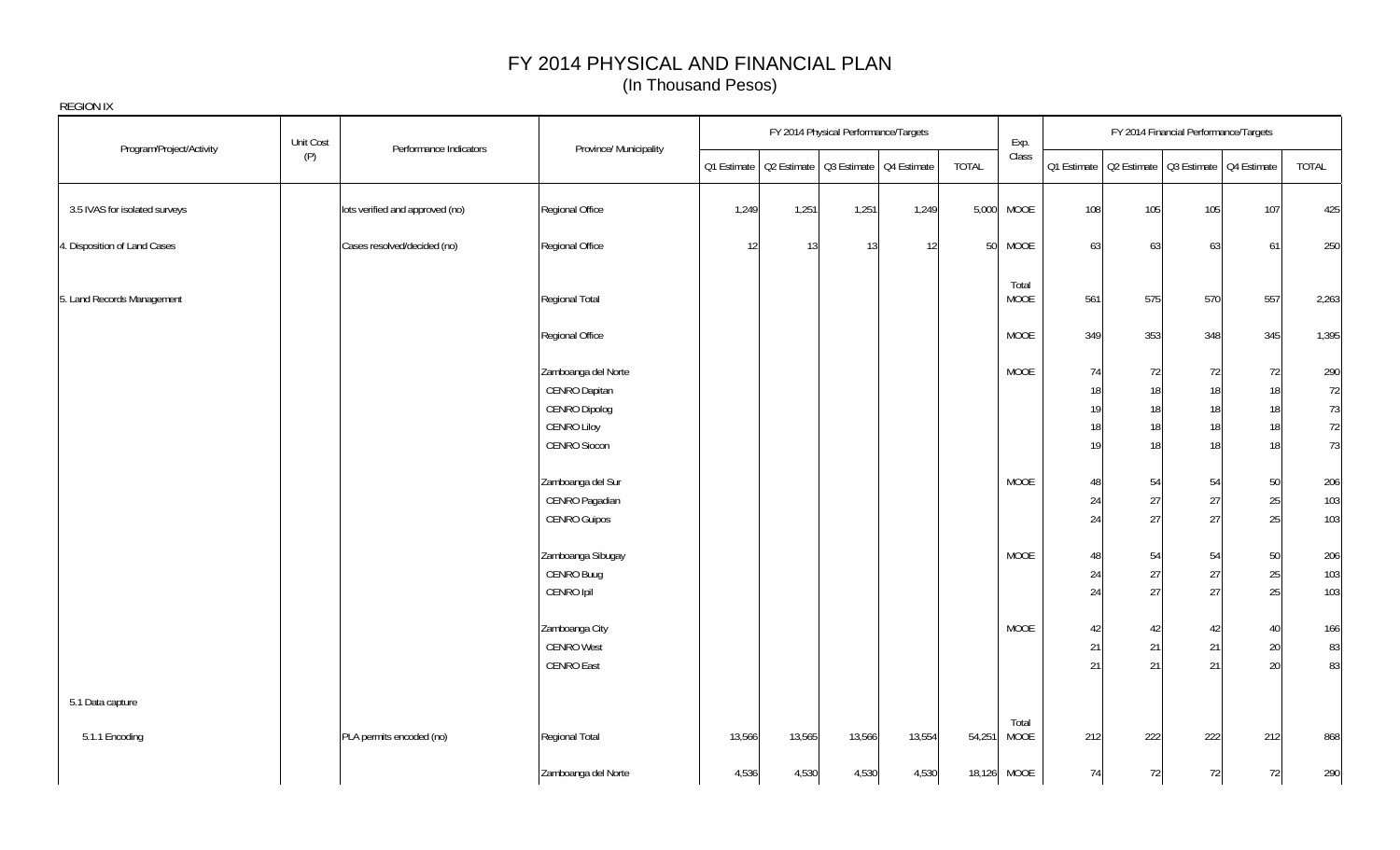# FY 2014 PHYSICAL AND FINANCIAL PLAN

(In Thousand Pesos)

REGION IX

| Program/Project/Activity | Unit Cost (P) | Performance Indicators | Province/ Municipality | FY 2014 Physical Performance/Targets | | | | | Exp. Class | FY 2014 Financial Performance/Targets | | | | |
|---|---|---|---|---|---|---|---|---|---|---|---|---|---|---|
| | | | | Q1 Estimate | Q2 Estimate | Q3 Estimate | Q4 Estimate | TOTAL | | Q1 Estimate | Q2 Estimate | Q3 Estimate | Q4 Estimate | TOTAL |
| 3.5 IVAS for isolated surveys | | lots verified and approved (no) | Regional Office | 1,249 | 1,251 | 1,251 | 1,249 | 5,000 | MOOE | 108 | 105 | 105 | 107 | 425 |
| 4. Disposition of Land Cases | | Cases resolved/decided (no) | Regional Office | 12 | 13 | 13 | 12 | 50 | MOOE | 63 | 63 | 63 | 61 | 250 |
| 5. Land Records Management | | | Regional Total | | | | | | Total MOOE | 561 | 575 | 570 | 557 | 2,263 |
| | | | Regional Office | | | | | | MOOE | 349 | 353 | 348 | 345 | 1,395 |
| | | | Zamboanga del Norte | | | | | | MOOE | 74 | 72 | 72 | 72 | 290 |
| | | | CENRO Dapitan | | | | | | | 18 | 18 | 18 | 18 | 72 |
| | | | CENRO Dipolog | | | | | | | 19 | 18 | 18 | 18 | 73 |
| | | | CENRO Liloy | | | | | | | 18 | 18 | 18 | 18 | 72 |
| | | | CENRO Siocon | | | | | | | 19 | 18 | 18 | 18 | 73 |
| | | | Zamboanga del Sur | | | | | | MOOE | 48 | 54 | 54 | 50 | 206 |
| | | | CENRO Pagadian | | | | | | | 24 | 27 | 27 | 25 | 103 |
| | | | CENRO Guipos | | | | | | | 24 | 27 | 27 | 25 | 103 |
| | | | Zamboanga Sibugay | | | | | | MOOE | 48 | 54 | 54 | 50 | 206 |
| | | | CENRO Buug | | | | | | | 24 | 27 | 27 | 25 | 103 |
| | | | CENRO Ipil | | | | | | | 24 | 27 | 27 | 25 | 103 |
| | | | Zamboanga City | | | | | | MOOE | 42 | 42 | 42 | 40 | 166 |
| | | | CENRO West | | | | | | | 21 | 21 | 21 | 20 | 83 |
| | | | CENRO East | | | | | | | 21 | 21 | 21 | 20 | 83 |
| 5.1 Data capture | | | | | | | | | | | | | | |
| 5.1.1 Encoding | | PLA permits encoded (no) | Regional Total | 13,566 | 13,565 | 13,566 | 13,554 | 54,251 | Total MOOE | 212 | 222 | 222 | 212 | 868 |
| | | | Zamboanga del Norte | 4,536 | 4,530 | 4,530 | 4,530 | 18,126 | MOOE | 74 | 72 | 72 | 72 | 290 |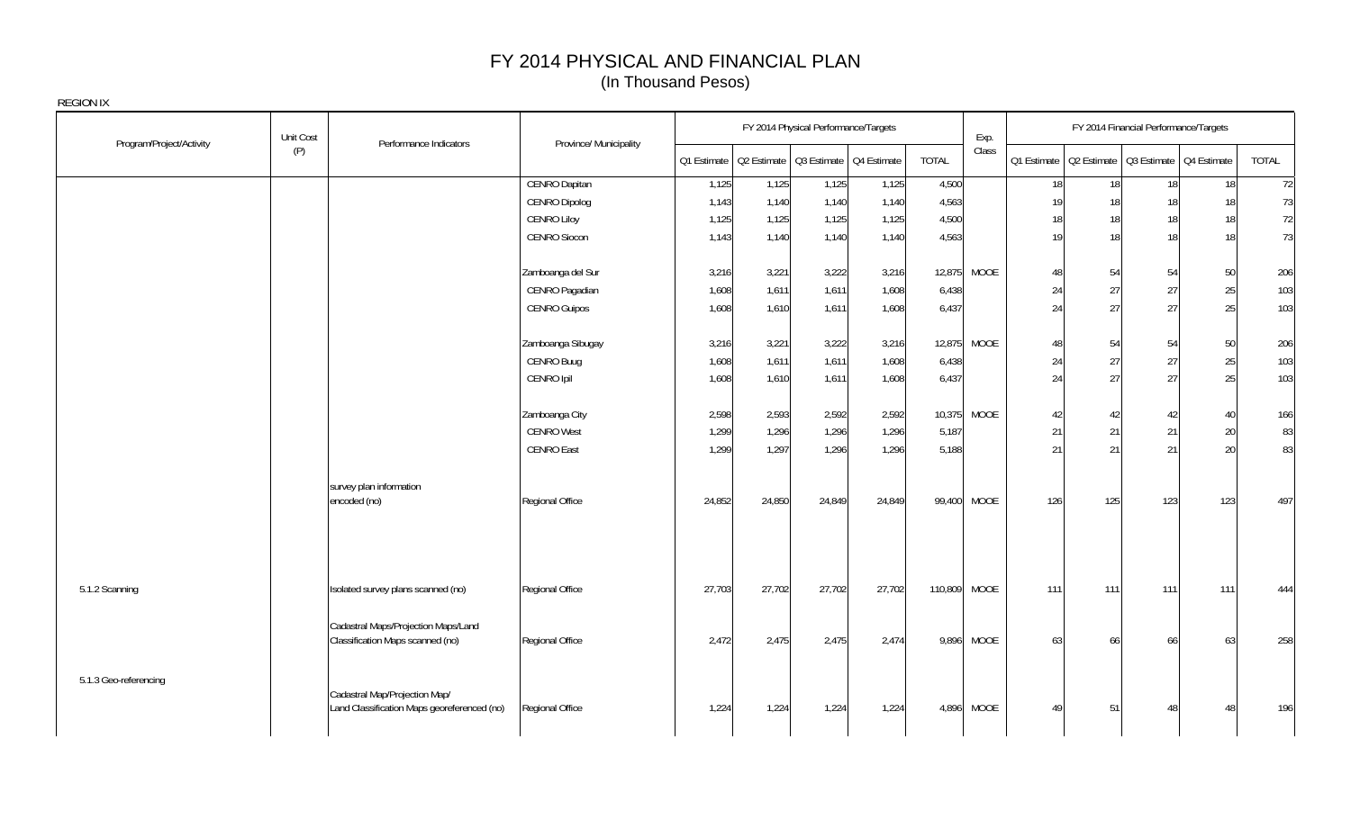# FY 2014 PHYSICAL AND FINANCIAL PLAN
(In Thousand Pesos)

REGION IX

| Program/Project/Activity | Unit Cost (P) | Performance Indicators | Province/ Municipality | FY 2014 Physical Performance/Targets | | | | | Exp. Class | FY 2014 Financial Performance/Targets | | | | |
|---|---|---|---|---|---|---|---|---|---|---|---|---|---|---|
| | | | | Q1 Estimate | Q2 Estimate | Q3 Estimate | Q4 Estimate | TOTAL | | Q1 Estimate | Q2 Estimate | Q3 Estimate | Q4 Estimate | TOTAL |
| | | | CENRO Dapitan | 1,125 | 1,125 | 1,125 | 1,125 | 4,500 | | 18 | 18 | 18 | 18 | 72 |
| | | | CENRO Dipolog | 1,143 | 1,140 | 1,140 | 1,140 | 4,563 | | 19 | 18 | 18 | 18 | 73 |
| | | | CENRO Liloy | 1,125 | 1,125 | 1,125 | 1,125 | 4,500 | | 18 | 18 | 18 | 18 | 72 |
| | | | CENRO Siocon | 1,143 | 1,140 | 1,140 | 1,140 | 4,563 | | 19 | 18 | 18 | 18 | 73 |
| | | | Zamboanga del Sur | 3,216 | 3,221 | 3,222 | 3,216 | 12,875 | MOOE | 48 | 54 | 54 | 50 | 206 |
| | | | CENRO Pagadian | 1,608 | 1,611 | 1,611 | 1,608 | 6,438 | | 24 | 27 | 27 | 25 | 103 |
| | | | CENRO Guipos | 1,608 | 1,610 | 1,611 | 1,608 | 6,437 | | 24 | 27 | 27 | 25 | 103 |
| | | | Zamboanga Sibugay | 3,216 | 3,221 | 3,222 | 3,216 | 12,875 | MOOE | 48 | 54 | 54 | 50 | 206 |
| | | | CENRO Buug | 1,608 | 1,611 | 1,611 | 1,608 | 6,438 | | 24 | 27 | 27 | 25 | 103 |
| | | | CENRO Ipil | 1,608 | 1,610 | 1,611 | 1,608 | 6,437 | | 24 | 27 | 27 | 25 | 103 |
| | | | Zamboanga City | 2,598 | 2,593 | 2,592 | 2,592 | 10,375 | MOOE | 42 | 42 | 42 | 40 | 166 |
| | | | CENRO West | 1,299 | 1,296 | 1,296 | 1,296 | 5,187 | | 21 | 21 | 21 | 20 | 83 |
| | | | CENRO East | 1,299 | 1,297 | 1,296 | 1,296 | 5,188 | | 21 | 21 | 21 | 20 | 83 |
| | | survey plan information encoded (no) | Regional Office | 24,852 | 24,850 | 24,849 | 24,849 | 99,400 | MOOE | 126 | 125 | 123 | 123 | 497 |
| 5.1.2 Scanning | | Isolated survey plans scanned (no) | Regional Office | 27,703 | 27,702 | 27,702 | 27,702 | 110,809 | MOOE | 111 | 111 | 111 | 111 | 444 |
| | | Cadastral Maps/Projection Maps/Land Classification Maps scanned (no) | Regional Office | 2,472 | 2,475 | 2,475 | 2,474 | 9,896 | MOOE | 63 | 66 | 66 | 63 | 258 |
| 5.1.3 Geo-referencing | | Cadastral Map/Projection Map/ Land Classification Maps georeferenced (no) | Regional Office | 1,224 | 1,224 | 1,224 | 1,224 | 4,896 | MOOE | 49 | 51 | 48 | 48 | 196 |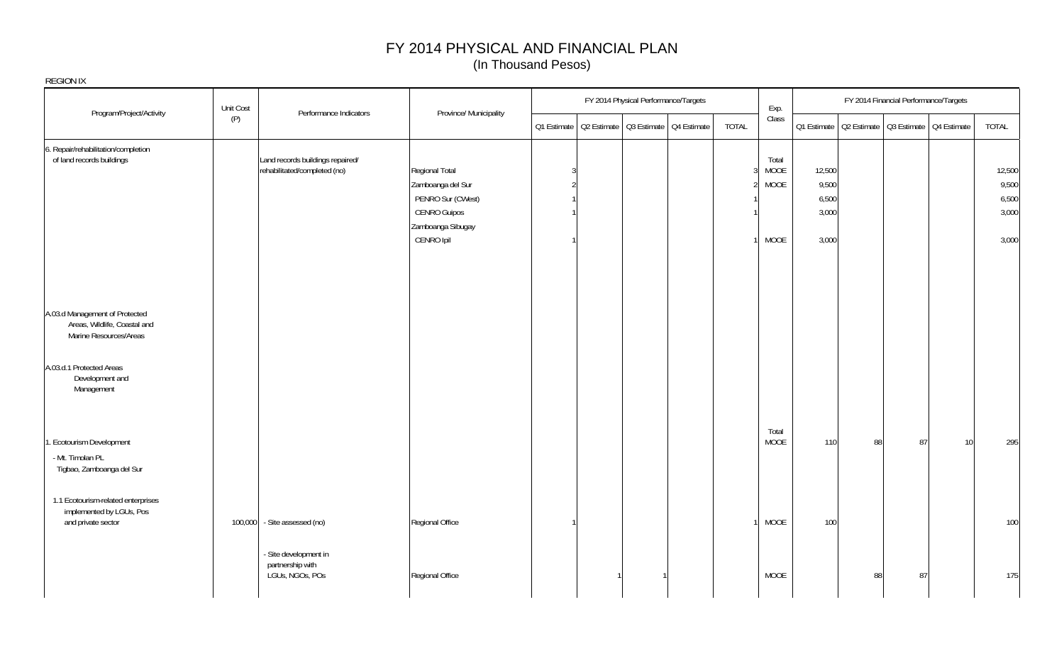# FY 2014 PHYSICAL AND FINANCIAL PLAN
(In Thousand Pesos)

REGION IX

| Program/Project/Activity | Unit Cost (P) | Performance Indicators | Province/ Municipality | FY 2014 Physical Performance/Targets | | | | | Exp. Class | FY 2014 Financial Performance/Targets | | | | |
|---|---|---|---|---|---|---|---|---|---|---|---|---|---|---|
| | | | | Q1 Estimate | Q2 Estimate | Q3 Estimate | Q4 Estimate | TOTAL | | Q1 Estimate | Q2 Estimate | Q3 Estimate | Q4 Estimate | TOTAL |
| 6. Repair/rehabilitation/completion of land records buildings | | Land records buildings repaired/ rehabilitated/completed (no) | Regional Total | 3 | | | | 3 | Total MOOE | 12,500 | | | | 12,500 |
| | | | Zamboanga del Sur | 2 | | | | 2 | MOOE | 9,500 | | | | 9,500 |
| | | | PENRO Sur (CWest) | 1 | | | | 1 | | 6,500 | | | | 6,500 |
| | | | CENRO Guipos | 1 | | | | 1 | | 3,000 | | | | 3,000 |
| | | | Zamboanga Sibugay | | | | | | | | | | | |
| | | | CENRO Ipil | 1 | | | | 1 | MOOE | 3,000 | | | | 3,000 |
| A.03.d Management of Protected Areas, Wildlife, Coastal and Marine Resources/Areas | | | | | | | | | | | | | | |
| A.03.d.1 Protected Areas Development and Management | | | | | | | | | | | | | | |
| 1. Ecotourism Development | | | | | | | | | Total MOOE | 110 | 88 | 87 | 10 | 295 |
| - Mt. Timolan PL Tigbao, Zamboanga del Sur | | | | | | | | | | | | | | |
| 1.1 Ecotourism-related enterprises implemented by LGUs, Pos and private sector | 100,000 | - Site assessed (no) | Regional Office | 1 | | | | 1 | MOOE | 100 | | | | 100 |
| | | - Site development in partnership with LGUs, NGOs, POs | Regional Office | | 1 | 1 | | | MOOE | | 88 | 87 | | 175 |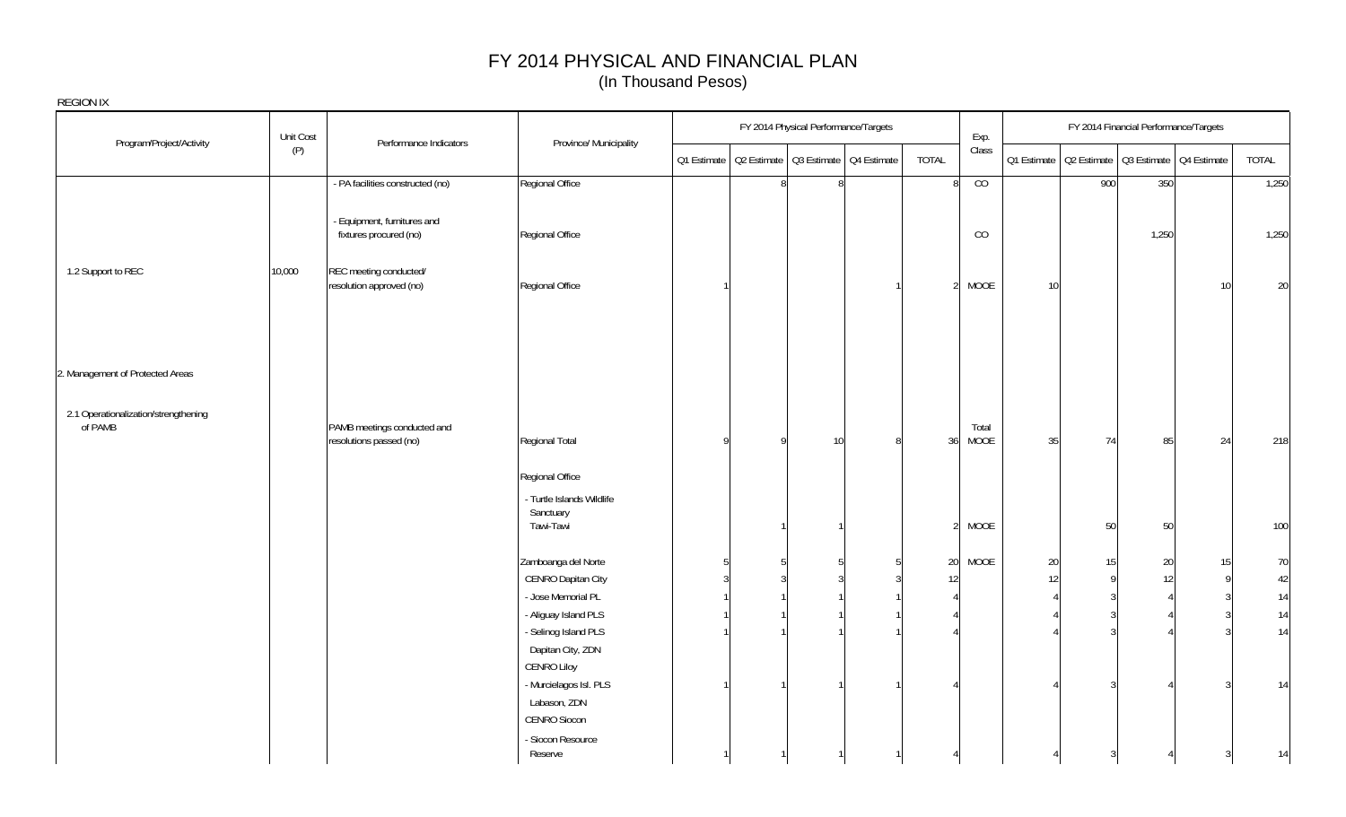# FY 2014 PHYSICAL AND FINANCIAL PLAN

(In Thousand Pesos)

REGION IX

| Program/Project/Activity | Unit Cost (P) | Performance Indicators | Province/ Municipality | FY 2014 Physical Performance/Targets | | | | | Exp. Class | FY 2014 Financial Performance/Targets | | | | |
|---|---|---|---|---|---|---|---|---|---|---|---|---|---|---|
| | | | | Q1 Estimate | Q2 Estimate | Q3 Estimate | Q4 Estimate | TOTAL | | Q1 Estimate | Q2 Estimate | Q3 Estimate | Q4 Estimate | TOTAL |
| | | - PA facilities constructed (no) | Regional Office | | 8 | 8 | | 8 | CO | | 900 | 350 | | 1,250 |
| | | - Equipment, furnitures and fixtures procured (no) | Regional Office | | | | | | CO | | | 1,250 | | 1,250 |
| 1.2 Support to REC | 10,000 | REC meeting conducted/ resolution approved (no) | Regional Office | 1 | | | 1 | 2 | MOOE | 10 | | | 10 | 20 |
| 2. Management of Protected Areas | | | | | | | | | | | | | | |
| 2.1 Operationalization/strengthening of PAMB | | PAMB meetings conducted and resolutions passed (no) | Regional Total | 9 | 9 | 10 | 8 | 36 | Total MOOE | 35 | 74 | 85 | 24 | 218 |
| | | | Regional Office | | | | | | | | | | | |
| | | | - Turtle Islands Wildlife Sanctuary Tawi-Tawi | | 1 | 1 | | 2 | MOOE | | 50 | 50 | | 100 |
| | | | Zamboanga del Norte | 5 | 5 | 5 | 5 | 20 | MOOE | 20 | 15 | 20 | 15 | 70 |
| | | | CENRO Dapitan City | 3 | 3 | 3 | 3 | 12 | | 12 | 9 | 12 | 9 | 42 |
| | | | - Jose Memorial PL | 1 | 1 | 1 | 1 | 4 | | 4 | 3 | 4 | 3 | 14 |
| | | | - Aliguay Island PLS | 1 | 1 | 1 | 1 | 4 | | 4 | 3 | 4 | 3 | 14 |
| | | | - Selinog Island PLS Dapitan City, ZDN | 1 | 1 | 1 | 1 | 4 | | 4 | 3 | 4 | 3 | 14 |
| | | | CENRO Liloy | | | | | | | | | | | |
| | | | - Murcielagos Isl. PLS Labason, ZDN | 1 | 1 | 1 | 1 | 4 | | 4 | 3 | 4 | 3 | 14 |
| | | | CENRO Siocon | | | | | | | | | | | |
| | | | - Siocon Resource Reserve | 1 | 1 | 1 | 1 | 4 | | 4 | 3 | 4 | 3 | 14 |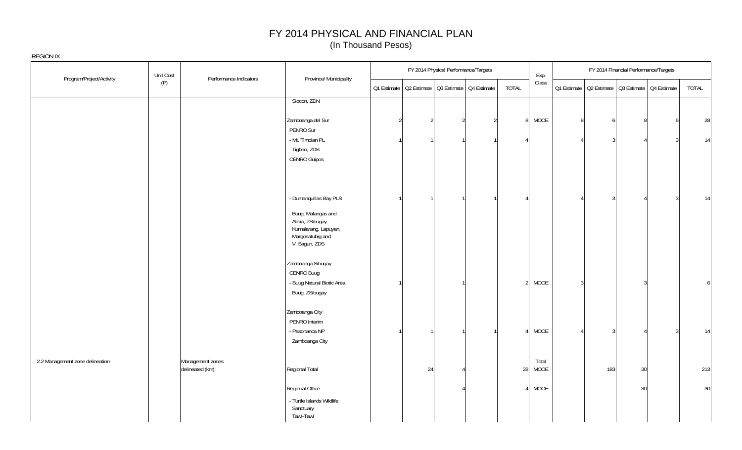# FY 2014 PHYSICAL AND FINANCIAL PLAN
(In Thousand Pesos)

REGION IX

| Program/Project/Activity | Unit Cost (P) | Performance Indicators | Province/ Municipality | FY 2014 Physical Performance/Targets | | | | | Exp. Class | FY 2014 Financial Performance/Targets | | | | |
|---|---|---|---|---|---|---|---|---|---|---|---|---|---|---|
| | | | | Q1 Estimate | Q2 Estimate | Q3 Estimate | Q4 Estimate | TOTAL | | Q1 Estimate | Q2 Estimate | Q3 Estimate | Q4 Estimate | TOTAL |
| | | | Siocon, ZDN | | | | | | | | | | | |
| | | | Zamboanga del Sur | 2 | 2 | 2 | 2 | 8 | MOOE | 8 | 6 | 8 | 6 | 28 |
| | | | PENRO Sur | | | | | | | | | | | |
| | | | - Mt. Timolan PL | 1 | 1 | 1 | 1 | 4 | | 4 | 3 | 4 | 3 | 14 |
| | | | Tigbao, ZDS | | | | | | | | | | | |
| | | | CENRO Guipos | | | | | | | | | | | |
| | | | - Dumanquillas Bay PLS | 1 | 1 | 1 | 1 | 4 | | 4 | 3 | 4 | 3 | 14 |
| | | | Buug, Malangas and Alicia, ZSibugay Kumalarang, Lapuyan, Margosatubig and V. Sagun, ZDS | | | | | | | | | | | |
| | | | Zamboanga Sibugay | | | | | | | | | | | |
| | | | CENRO Buug | | | | | | | | | | | |
| | | | - Buug Natural Biotic Area | 1 | | 1 | | 2 | MOOE | 3 | | 3 | | 6 |
| | | | Buug, ZSibugay | | | | | | | | | | | |
| | | | Zamboanga City | | | | | | | | | | | |
| | | | PENRO Interim | | | | | | | | | | | |
| | | | - Pasonanca NP | 1 | 1 | 1 | 1 | 4 | MOOE | 4 | 3 | 4 | 3 | 14 |
| | | | Zamboanga City | | | | | | | | | | | |
| 2.2 Management zone delineation | | Management zones delineated (km) | Regional Total | | 24 | 4 | | 28 | Total MOOE | | 183 | 30 | | 213 |
| | | | Regional Office | | | 4 | | 4 | MOOE | | | 30 | | 30 |
| | | | - Turtle Islands Wildlife Sanctuary Tawi-Tawi | | | | | | | | | | | |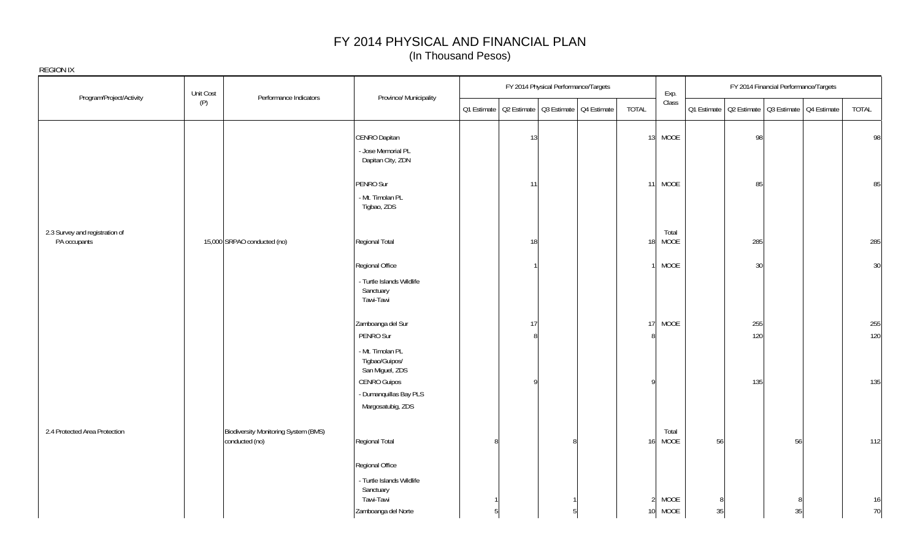# FY 2014 PHYSICAL AND FINANCIAL PLAN
(In Thousand Pesos)

REGION IX

| Program/Project/Activity | Unit Cost (P) | Performance Indicators | Province/ Municipality | FY 2014 Physical Performance/Targets | | | | | Exp. Class | FY 2014 Financial Performance/Targets | | | | |
|---|---|---|---|---|---|---|---|---|---|---|---|---|---|---|
| | | | | Q1 Estimate | Q2 Estimate | Q3 Estimate | Q4 Estimate | TOTAL | | Q1 Estimate | Q2 Estimate | Q3 Estimate | Q4 Estimate | TOTAL |
| | | | CENRO Dapitan | | 13 | | | 13 | MOOE | | 98 | | | 98 |
| | | | - Jose Memorial PL Dapitan City, ZDN | | | | | | | | | | | |
| | | | PENRO Sur | | 11 | | | 11 | MOOE | | 85 | | | 85 |
| | | | - Mt. Timolan PL Tigbao, ZDS | | | | | | | | | | | |
| 2.3 Survey and registration of PA occupants | 15,000 | SRPAO conducted (no) | Regional Total | | 18 | | | 18 | Total MOOE | | 285 | | | 285 |
| | | | Regional Office | | 1 | | | 1 | MOOE | | 30 | | | 30 |
| | | | - Turtle Islands Wildlife Sanctuary Tawi-Tawi | | | | | | | | | | | |
| | | | Zamboanga del Sur | | 17 | | | 17 | MOOE | | 255 | | | 255 |
| | | | PENRO Sur | | 8 | | | 8 | | | 120 | | | 120 |
| | | | - Mt. Timolan PL Tigbao/Guipos/ San Miguel, ZDS | | | | | | | | | | | |
| | | | CENRO Guipos | | 9 | | | 9 | | | 135 | | | 135 |
| | | | - Dumanquillas Bay PLS Margosatubig, ZDS | | | | | | | | | | | |
| 2.4 Protected Area Protection | | Biodiversity Monitoring System (BMS) conducted (no) | Regional Total | 8 | | 8 | | 16 | Total MOOE | 56 | | 56 | | 112 |
| | | | Regional Office | | | | | | | | | | | |
| | | | - Turtle Islands Wildlife Sanctuary Tawi-Tawi | 1 | | 1 | | 2 | MOOE | 8 | | 8 | | 16 |
| | | | Zamboanga del Norte | 5 | | 5 | | 10 | MOOE | 35 | | 35 | | 70 |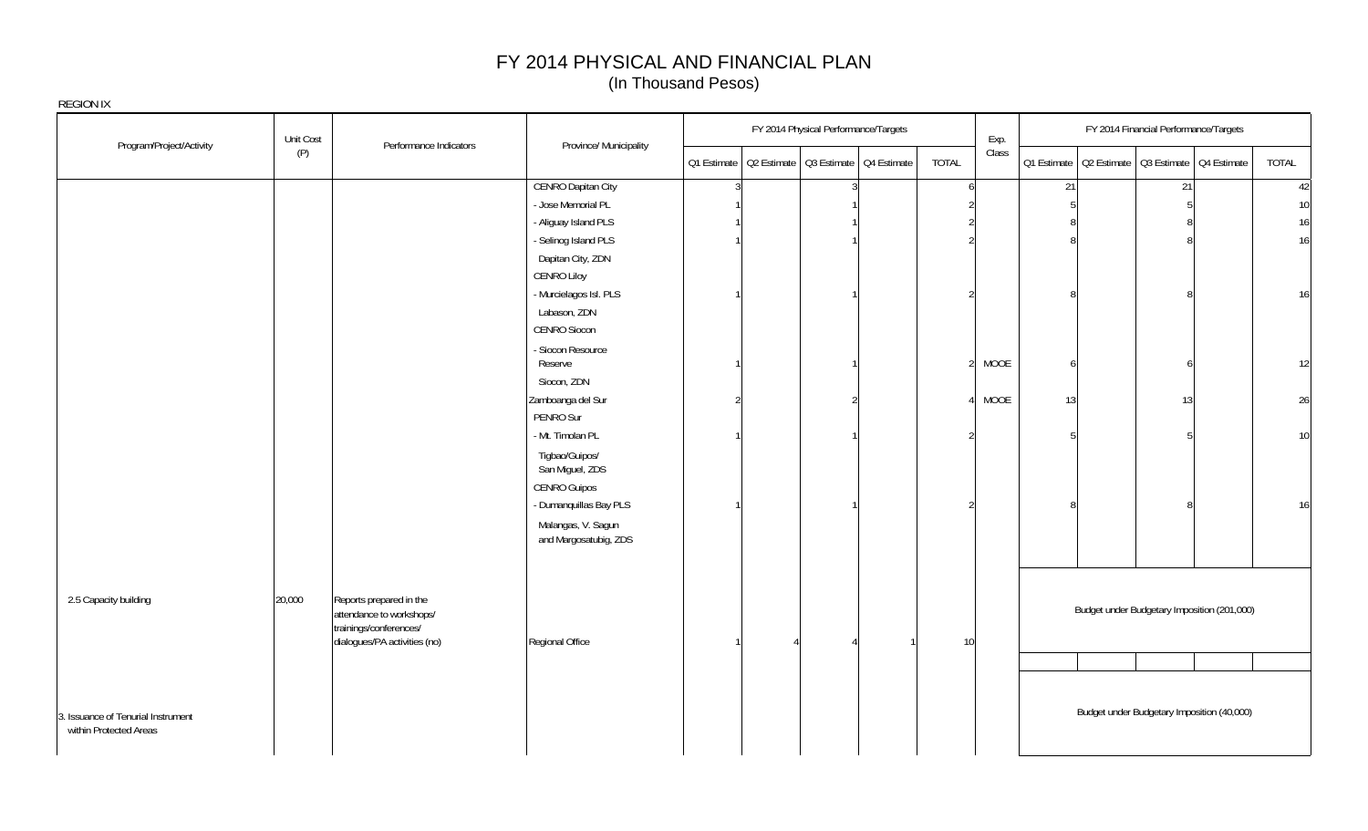# FY 2014 PHYSICAL AND FINANCIAL PLAN
(In Thousand Pesos)

REGION IX

| Program/Project/Activity | Unit Cost (P) | Performance Indicators | Province/ Municipality | FY 2014 Physical Performance/Targets | | | | | Exp. Class | FY 2014 Financial Performance/Targets | | | | |
|---|---|---|---|---|---|---|---|---|---|---|---|---|---|---|
| | | | | Q1 Estimate | Q2 Estimate | Q3 Estimate | Q4 Estimate | TOTAL | | Q1 Estimate | Q2 Estimate | Q3 Estimate | Q4 Estimate | TOTAL |
| | | | CENRO Dapitan City | 3 | | 3 | | 6 | | 21 | | 21 | | 42 |
| | | | - Jose Memorial PL | 1 | | 1 | | 2 | | 5 | | 5 | | 10 |
| | | | - Aliguay Island PLS | 1 | | 1 | | 2 | | 8 | | 8 | | 16 |
| | | | - Selinog Island PLS | 1 | | 1 | | 2 | | 8 | | 8 | | 16 |
| | | | Dapitan City, ZDN | | | | | | | | | | | |
| | | | CENRO Liloy | | | | | | | | | | | |
| | | | - Murcielagos Isl. PLS | 1 | | 1 | | 2 | | 8 | | 8 | | 16 |
| | | | Labason, ZDN | | | | | | | | | | | |
| | | | CENRO Siocon | | | | | | | | | | | |
| | | | - Siocon Resource Reserve | 1 | | 1 | | 2 | MOOE | 6 | | 6 | | 12 |
| | | | Siocon, ZDN | | | | | | | | | | | |
| | | | Zamboanga del Sur | 2 | | 2 | | 4 | MOOE | 13 | | 13 | | 26 |
| | | | PENRO Sur | | | | | | | | | | | |
| | | | - Mt. Timolan PL | 1 | | 1 | | 2 | | 5 | | 5 | | 10 |
| | | | Tigbao/Guipos/ San Miguel, ZDS | | | | | | | | | | | |
| | | | CENRO Guipos | | | | | | | | | | | |
| | | | - Dumanquillas Bay PLS | 1 | | 1 | | 2 | | 8 | | 8 | | 16 |
| | | | Malangas, V. Sagun and Margosatubig, ZDS | | | | | | | | | | | |
| 2.5 Capacity building | 20,000 | Reports prepared in the attendance to workshops/ trainings/conferences/ dialogues/PA activities (no) | Regional Office | 1 | 4 | 4 | 1 | 10 | | Budget under Budgetary Imposition (201,000) | | | | |
| 3. Issuance of Tenurial Instrument within Protected Areas | | | | | | | | | | Budget under Budgetary Imposition (40,000) | | | | |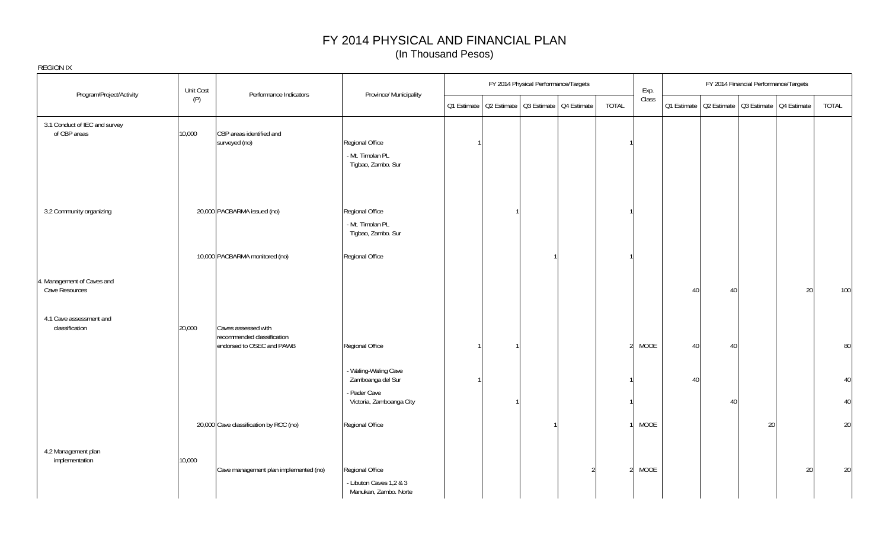# FY 2014 PHYSICAL AND FINANCIAL PLAN

(In Thousand Pesos)

REGION IX

| Program/Project/Activity | Unit Cost (P) | Performance Indicators | Province/ Municipality | FY 2014 Physical Performance/Targets | | | | | Exp. Class | FY 2014 Financial Performance/Targets | | | | |
|---|---|---|---|---|---|---|---|---|---|---|---|---|---|---|
| | | | | Q1 Estimate | Q2 Estimate | Q3 Estimate | Q4 Estimate | TOTAL | | Q1 Estimate | Q2 Estimate | Q3 Estimate | Q4 Estimate | TOTAL |
| 3.1 Conduct of IEC and survey of CBP areas | 10,000 | CBP areas identified and surveyed (no) | Regional Office | 1 | | | | 1 | | | | | | |
| | | | - Mt. Timolan PL Tigbao, Zambo. Sur | | | | | | | | | | | |
| 3.2 Community organizing | 20,000 | PACBARMA issued (no) | Regional Office | | 1 | | | 1 | | | | | | |
| | | | - Mt. Timolan PL Tigbao, Zambo. Sur | | | | | | | | | | | |
| | 10,000 | PACBARMA monitored (no) | Regional Office | | | 1 | | 1 | | | | | | |
| 4. Management of Caves and Cave Resources | | | | | | | | | | 40 | 40 | | 20 | 100 |
| 4.1 Cave assessment and classification | 20,000 | Caves assessed with recommended classification endorsed to OSEC and PAWB | Regional Office | 1 | 1 | | | 2 | MOOE | 40 | 40 | | | 80 |
| | | | - Waling-Waling Cave Zamboanga del Sur | 1 | | | | 1 | | 40 | | | | 40 |
| | | | - Pader Cave Victoria, Zamboanga City | | 1 | | | 1 | | | 40 | | | 40 |
| | 20,000 | Cave classification by RCC (no) | Regional Office | | | 1 | | 1 | MOOE | | | 20 | | 20 |
| 4.2 Management plan implementation | 10,000 | Cave management plan implemented (no) | Regional Office | | | | 2 | 2 | MOOE | | | | 20 | 20 |
| | | | - Libuton Caves 1,2 & 3 Manukan, Zambo. Norte | | | | | | | | | | | |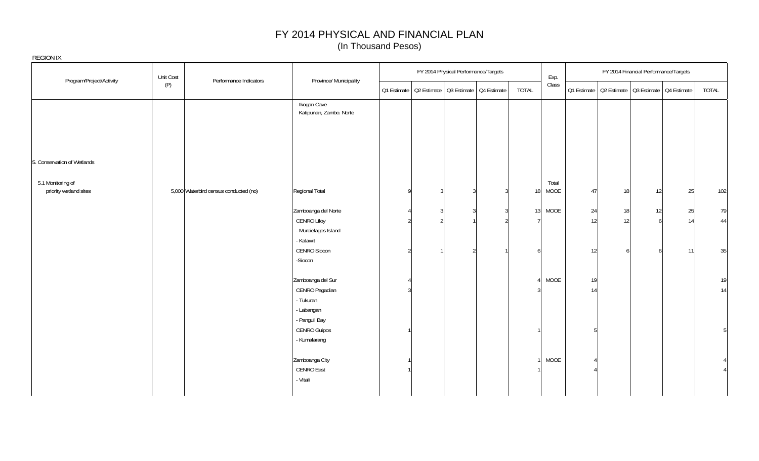# FY 2014 PHYSICAL AND FINANCIAL PLAN

(In Thousand Pesos)

REGION IX

| Program/Project/Activity | Unit Cost (P) | Performance Indicators | Province/ Municipality | FY 2014 Physical Performance/Targets | | | | | Exp. Class | FY 2014 Financial Performance/Targets | | | | |
|---|---|---|---|---|---|---|---|---|---|---|---|---|---|---|
| | | | | Q1 Estimate | Q2 Estimate | Q3 Estimate | Q4 Estimate | TOTAL | | Q1 Estimate | Q2 Estimate | Q3 Estimate | Q4 Estimate | TOTAL |
| | | | - Ikogan Cave Katipunan, Zambo. Norte | | | | | | | | | | | |
| 5. Conservation of Wetlands | | | | | | | | | | | | | | |
| 5.1 Monitoring of priority wetland sites | 5,000 | Waterbird census conducted (no) | Regional Total | 9 | 3 | 3 | 3 | 18 | Total MOOE | 47 | 18 | 12 | 25 | 102 |
| | | | Zamboanga del Norte | 4 | 3 | 3 | 3 | 13 | MOOE | 24 | 18 | 12 | 25 | 79 |
| | | | CENRO Liloy | 2 | 2 | 1 | 2 | 7 | | 12 | 12 | 6 | 14 | 44 |
| | | | - Murcielagos Island | | | | | | | | | | | |
| | | | - Kalawit | | | | | | | | | | | |
| | | | CENRO Siocon | 2 | 1 | 2 | 1 | 6 | | 12 | 6 | 6 | 11 | 35 |
| | | | -Siocon | | | | | | | | | | | |
| | | | Zamboanga del Sur | 4 | | | | 4 | MOOE | 19 | | | | 19 |
| | | | CENRO Pagadian | 3 | | | | 3 | | 14 | | | | 14 |
| | | | - Tukuran | | | | | | | | | | | |
| | | | - Labangan | | | | | | | | | | | |
| | | | - Panguil Bay | | | | | | | | | | | |
| | | | CENRO Guipos | 1 | | | | 1 | | 5 | | | | 5 |
| | | | - Kumalarang | | | | | | | | | | | |
| | | | Zamboanga City | 1 | | | | 1 | MOOE | 4 | | | | 4 |
| | | | CENRO East | 1 | | | | 1 | | 4 | | | | 4 |
| | | | - Vitali | | | | | | | | | | | |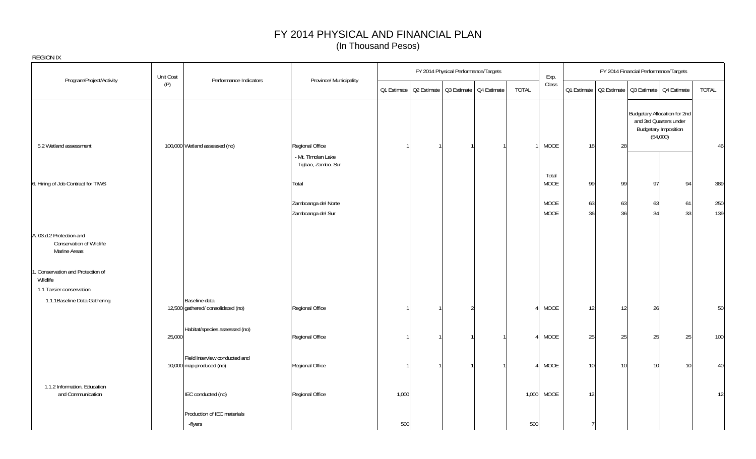# FY 2014 PHYSICAL AND FINANCIAL PLAN
(In Thousand Pesos)

REGION IX

| Program/Project/Activity | Unit Cost (P) | Performance Indicators | Province/ Municipality | FY 2014 Physical Performance/Targets | | | | | Exp. Class | FY 2014 Financial Performance/Targets | | | | |
|---|---|---|---|---|---|---|---|---|---|---|---|---|---|---|
| | | | | Q1 Estimate | Q2 Estimate | Q3 Estimate | Q4 Estimate | TOTAL | | Q1 Estimate | Q2 Estimate | Q3 Estimate | Q4 Estimate | TOTAL |
| 5.2 Wetland assessment | 100,000 | Wetland assessed (no) | Regional Office | 1 | 1 | 1 | 1 | 1 | MOOE | 18 | 28 | Budgetary Allocation for 2nd and 3rd Quarters under Budgetary Imposition (54,000) | | 46 |
| | | | - Mt. Timolan Lake Tigbao, Zambo. Sur | | | | | | | | | | | |
| 6. Hiring of Job Contract for TIWS | | | Total | | | | | | Total MOOE | 99 | 99 | 97 | 94 | 389 |
| | | | Zamboanga del Norte | | | | | | MOOE | 63 | 63 | 63 | 61 | 250 |
| | | | Zamboanga del Sur | | | | | | MOOE | 36 | 36 | 34 | 33 | 139 |
| A. 03.d.2 Protection and Conservation of Wildlife Marine Areas | | | | | | | | | | | | | | |
| 1. Conservation and Protection of Wildlife | | | | | | | | | | | | | | |
| 1.1 Tarsier conservation | | | | | | | | | | | | | | |
| 1.1.1Baseline Data Gathering | 12,500 | Baseline data gathered/ consolidated (no) | Regional Office | 1 | 1 | 2 | | 4 | MOOE | 12 | 12 | 26 | | 50 |
| | 25,000 | Habitat/species assessed (no) | Regional Office | 1 | 1 | 1 | 1 | 4 | MOOE | 25 | 25 | 25 | 25 | 100 |
| | 10,000 | Field interview conducted and map produced (no) | Regional Office | 1 | 1 | 1 | 1 | 4 | MOOE | 10 | 10 | 10 | 10 | 40 |
| 1.1.2 Information, Education and Communication | | IEC conducted (no) | Regional Office | 1,000 | | | | 1,000 | MOOE | 12 | | | | 12 |
| | | Production of IEC materials -flyers | | 500 | | | | 500 | | 7 | | | | |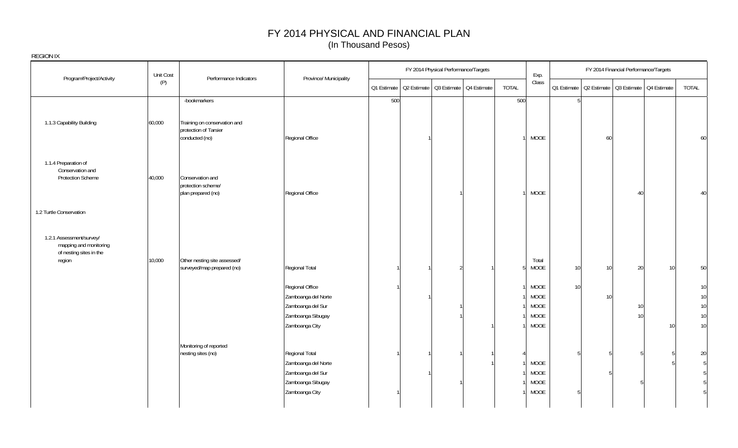# FY 2014 PHYSICAL AND FINANCIAL PLAN
(In Thousand Pesos)

REGION IX

| Program/Project/Activity | Unit Cost (P) | Performance Indicators | Province/ Municipality | FY 2014 Physical Performance/Targets | | | | | Exp. Class | FY 2014 Financial Performance/Targets | | | | |
|---|---|---|---|---|---|---|---|---|---|---|---|---|---|---|
| | | | | Q1 Estimate | Q2 Estimate | Q3 Estimate | Q4 Estimate | TOTAL | | Q1 Estimate | Q2 Estimate | Q3 Estimate | Q4 Estimate | TOTAL |
| | | -bookmarkers | | 500 | | | | 500 | | 5 | | | | |
| 1.1.3 Capability Building | 60,000 | Training on conservation and protection of Tarsier conducted (no) | Regional Office | | 1 | | | 1 | MOOE | | 60 | | | 60 |
| 1.1.4 Preparation of Conservation and Protection Scheme | 40,000 | Conservation and protection scheme/ plan prepared (no) | Regional Office | | | 1 | | 1 | MOOE | | | 40 | | 40 |
| 1.2 Turtle Conservation | | | | | | | | | | | | | | |
| 1.2.1 Assessment/survey/ mapping and monitoring of nesting sites in the region | 10,000 | Other nesting site assessed/ surveyed/map prepared (no) | Regional Total | 1 | 1 | 2 | 1 | 5 | Total MOOE | 10 | 10 | 20 | 10 | 50 |
| | | | Regional Office | 1 | | | | 1 | MOOE | 10 | | | | 10 |
| | | | Zamboanga del Norte | | 1 | | | 1 | MOOE | | 10 | | | 10 |
| | | | Zamboanga del Sur | | | 1 | | 1 | MOOE | | | 10 | | 10 |
| | | | Zamboanga Sibugay | | | 1 | | 1 | MOOE | | | 10 | | 10 |
| | | | Zamboanga City | | | | 1 | 1 | MOOE | | | | 10 | 10 |
| | | Monitoring of reported nesting sites (no) | Regional Total | 1 | 1 | 1 | 1 | 4 | | 5 | 5 | 5 | 5 | 20 |
| | | | Zamboanga del Norte | | | | 1 | 1 | MOOE | | | | 5 | 5 |
| | | | Zamboanga del Sur | | 1 | | | 1 | MOOE | | 5 | | | 5 |
| | | | Zamboanga Sibugay | | | 1 | | 1 | MOOE | | | 5 | | 5 |
| | | | Zamboanga City | 1 | | | | 1 | MOOE | 5 | | | | 5 |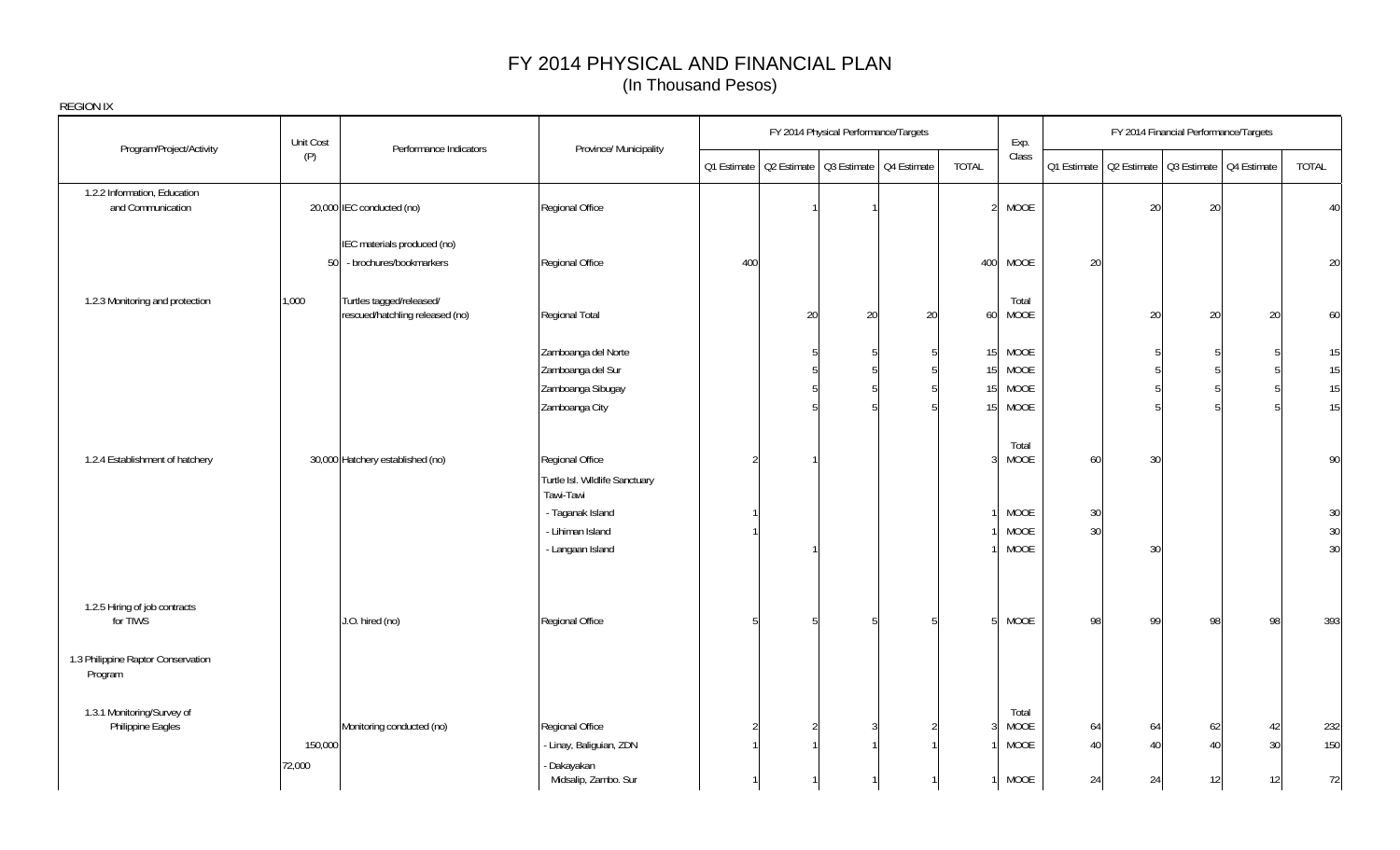# FY 2014 PHYSICAL AND FINANCIAL PLAN
(In Thousand Pesos)

REGION IX

| Program/Project/Activity | Unit Cost (P) | Performance Indicators | Province/ Municipality | FY 2014 Physical Performance/Targets | | | | | Exp. Class | FY 2014 Financial Performance/Targets | | | | |
|---|---|---|---|---|---|---|---|---|---|---|---|---|---|---|
| | | | | Q1 Estimate | Q2 Estimate | Q3 Estimate | Q4 Estimate | TOTAL | | Q1 Estimate | Q2 Estimate | Q3 Estimate | Q4 Estimate | TOTAL |
| 1.2.2 Information, Education and Communication | 20,000 | IEC conducted (no) | Regional Office | | 1 | 1 | | 2 | MOOE | | 20 | 20 | | 40 |
| | | IEC materials produced (no) | | | | | | | | | | | | |
| | 50 | - brochures/bookmarkers | Regional Office | 400 | | | | 400 | MOOE | 20 | | | | 20 |
| 1.2.3 Monitoring and protection | 1,000 | Turtles tagged/released/ rescued/hatchling released (no) | Regional Total | | 20 | 20 | 20 | 60 | Total MOOE | | 20 | 20 | 20 | 60 |
| | | | Zamboanga del Norte | | 5 | 5 | 5 | 15 | MOOE | | 5 | 5 | 5 | 15 |
| | | | Zamboanga del Sur | | 5 | 5 | 5 | 15 | MOOE | | 5 | 5 | 5 | 15 |
| | | | Zamboanga Sibugay | | 5 | 5 | 5 | 15 | MOOE | | 5 | 5 | 5 | 15 |
| | | | Zamboanga City | | 5 | 5 | 5 | 15 | MOOE | | 5 | 5 | 5 | 15 |
| 1.2.4 Establishment of hatchery | 30,000 | Hatchery established (no) | Regional Office | 2 | 1 | | | 3 | Total MOOE | 60 | 30 | | | 90 |
| | | | Turtle Isl. Wildlife Sanctuary Tawi-Tawi | | | | | | | | | | | |
| | | | - Taganak Island | 1 | | | | 1 | MOOE | 30 | | | | 30 |
| | | | - Lihiman Island | 1 | | | | 1 | MOOE | 30 | | | | 30 |
| | | | - Langaan Island | | 1 | | | 1 | MOOE | | 30 | | | 30 |
| 1.2.5 Hiring of job contracts for TIWS | | J.O. hired (no) | Regional Office | 5 | 5 | 5 | 5 | 5 | MOOE | 98 | 99 | 98 | 98 | 393 |
| 1.3 Philippine Raptor Conservation Program | | | | | | | | | | | | | | |
| 1.3.1 Monitoring/Survey of Philippine Eagles | | Monitoring conducted (no) | Regional Office | 2 | 2 | 3 | 2 | 3 | Total MOOE | 64 | 64 | 62 | 42 | 232 |
| | 150,000 | | - Linay, Baliguian, ZDN | 1 | 1 | 1 | 1 | 1 | MOOE | 40 | 40 | 40 | 30 | 150 |
| | 72,000 | | - Dakayakan Midsalip, Zambo. Sur | 1 | 1 | 1 | 1 | 1 | MOOE | 24 | 24 | 12 | 12 | 72 |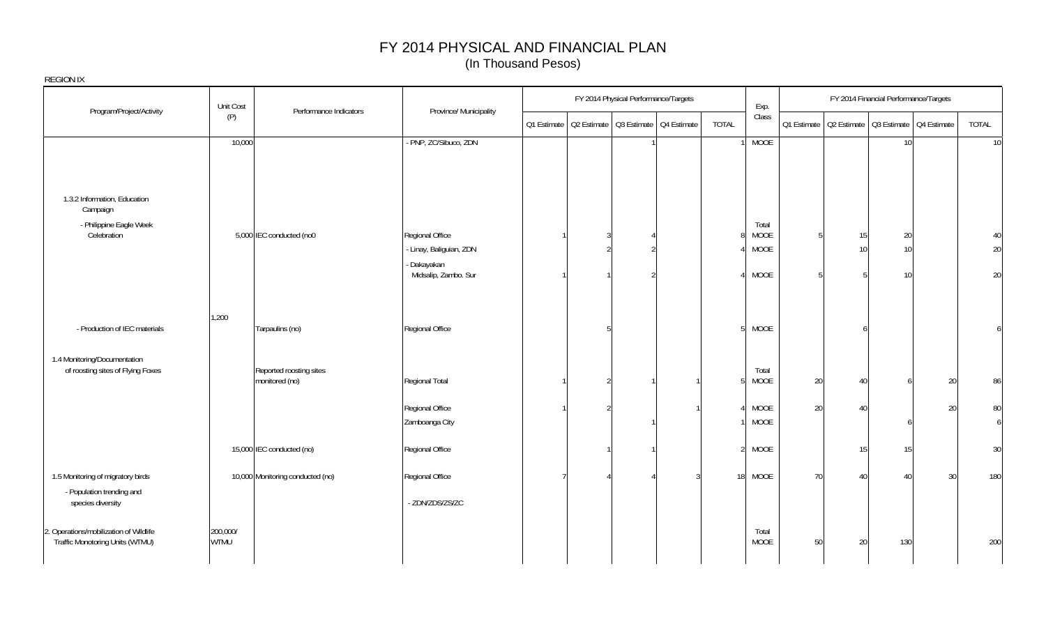# FY 2014 PHYSICAL AND FINANCIAL PLAN
(In Thousand Pesos)

REGION IX

| Program/Project/Activity | Unit Cost (P) | Performance Indicators | Province/ Municipality | FY 2014 Physical Performance/Targets | | | | | Exp. Class | FY 2014 Financial Performance/Targets | | | | |
|---|---|---|---|---|---|---|---|---|---|---|---|---|---|---|
| | | | | Q1 Estimate | Q2 Estimate | Q3 Estimate | Q4 Estimate | TOTAL | | Q1 Estimate | Q2 Estimate | Q3 Estimate | Q4 Estimate | TOTAL |
| | 10,000 | | - PNP, ZC/Sibuco, ZDN | | | 1 | | 1 | MOOE | | | 10 | | 10 |
| 1.3.2 Information, Education Campaign | | | | | | | | | | | | | | |
| - Philippine Eagle Week Celebration | 5,000 | IEC conducted (no0 | Regional Office | 1 | 3 | 4 | | 8 | Total MOOE | 5 | 15 | 20 | | 40 |
| | | | - Linay, Baliguian, ZDN | | 2 | 2 | | 4 | MOOE | | 10 | 10 | | 20 |
| | | | - Dakayakan Midsalip, Zambo. Sur | 1 | 1 | 2 | | 4 | MOOE | 5 | 5 | 10 | | 20 |
| - Production of IEC materials | 1,200 | Tarpaulins (no) | Regional Office | | 5 | | | 5 | MOOE | | 6 | | | 6 |
| 1.4 Monitoring/Documentation of roosting sites of Flying Foxes | | Reported roosting sites monitored (no) | Regional Total | 1 | 2 | 1 | 1 | 5 | Total MOOE | 20 | 40 | 6 | 20 | 86 |
| | | | Regional Office | 1 | 2 | | 1 | 4 | MOOE | 20 | 40 | | 20 | 80 |
| | | | Zamboanga City | | | 1 | | 1 | MOOE | | | 6 | | 6 |
| | 15,000 | IEC conducted (no) | Regional Office | | 1 | 1 | | 2 | MOOE | | 15 | 15 | | 30 |
| 1.5 Monitoring of migratory birds | 10,000 | Monitoring conducted (no) | Regional Office | 7 | 4 | 4 | 3 | 18 | MOOE | 70 | 40 | 40 | 30 | 180 |
| - Population trending and species diversity | | | - ZDN/ZDS/ZS/ZC | | | | | | | | | | | |
| 2. Operations/mobilization of Wildlife Traffic Monotoring Units (WTMU) | 200,000/ WTMU | | | | | | | | Total MOOE | 50 | 20 | 130 | | 200 |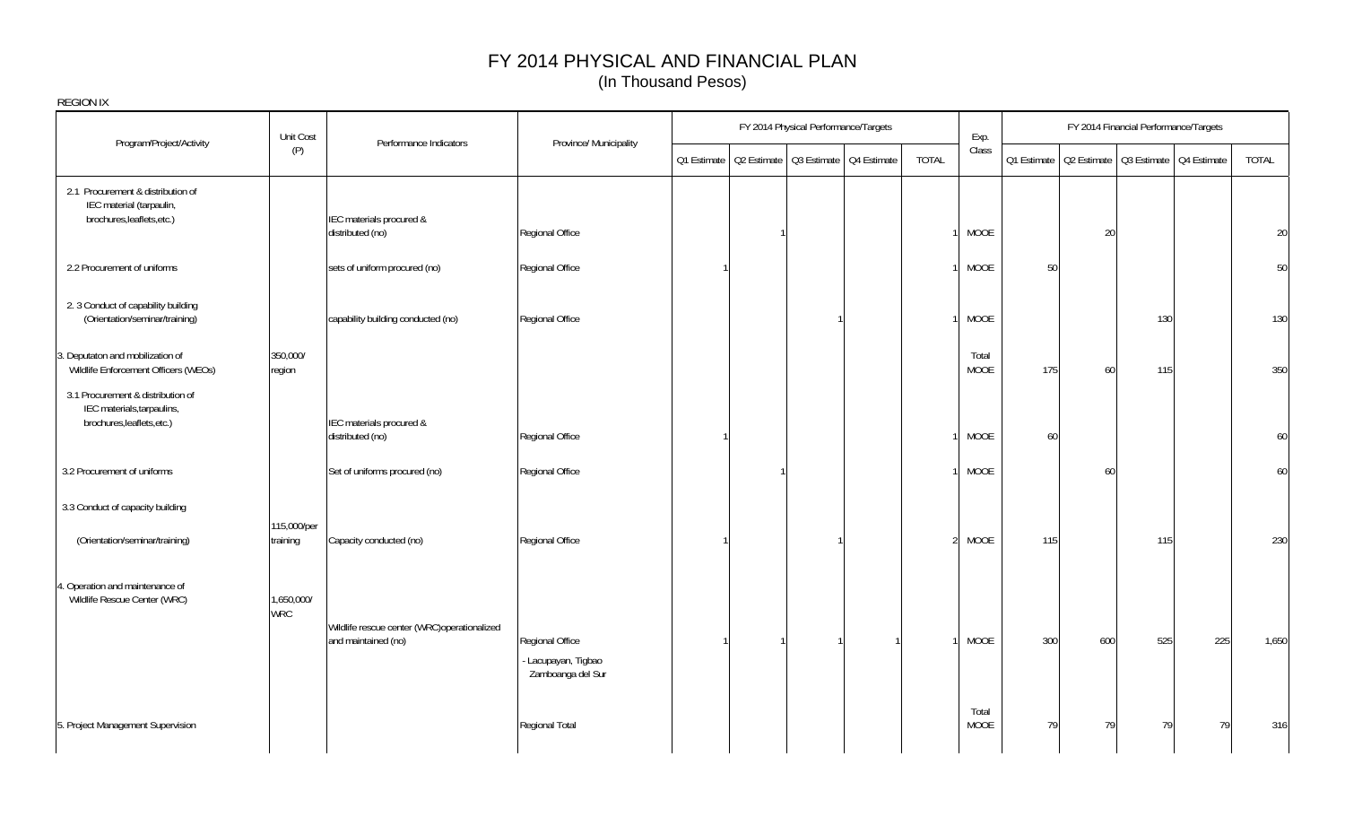# FY 2014 PHYSICAL AND FINANCIAL PLAN

(In Thousand Pesos)

REGION IX

| Program/Project/Activity | Unit Cost (P) | Performance Indicators | Province/ Municipality | FY 2014 Physical Performance/Targets | | | | | Exp. Class | FY 2014 Financial Performance/Targets | | | | |
|---|---|---|---|---|---|---|---|---|---|---|---|---|---|---|
| | | | | Q1 Estimate | Q2 Estimate | Q3 Estimate | Q4 Estimate | TOTAL | | Q1 Estimate | Q2 Estimate | Q3 Estimate | Q4 Estimate | TOTAL |
| 2.1 Procurement & distribution of IEC material (tarpaulin, brochures,leaflets,etc.) | | IEC materials procured & distributed (no) | Regional Office | | 1 | | | 1 | MOOE | | 20 | | | 20 |
| 2.2 Procurement of uniforms | | sets of uniform procured (no) | Regional Office | 1 | | | | 1 | MOOE | 50 | | | | 50 |
| 2. 3 Conduct of capability building (Orientation/seminar/training) | | capability building conducted (no) | Regional Office | | | 1 | | 1 | MOOE | | | 130 | | 130 |
| 3. Deputaton and mobilization of Wildlife Enforcement Officers (WEOs) | 350,000/ region | | | | | | | | Total MOOE | 175 | 60 | 115 | | 350 |
| 3.1 Procurement & distribution of IEC materials,tarpaulins, brochures,leaflets,etc.) | | IEC materials procured & distributed (no) | Regional Office | 1 | | | | 1 | MOOE | 60 | | | | 60 |
| 3.2 Procurement of uniforms | | Set of uniforms procured (no) | Regional Office | | 1 | | | 1 | MOOE | | 60 | | | 60 |
| 3.3 Conduct of capacity building (Orientation/seminar/training) | 115,000/per training | Capacity conducted (no) | Regional Office | 1 | | 1 | | 2 | MOOE | 115 | | 115 | | 230 |
| 4. Operation and maintenance of Wildlife Rescue Center (WRC) | 1,650,000/ WRC | Wildlife rescue center (WRC)operationalized and maintained (no) | Regional Office - Lacupayan, Tigbao Zamboanga del Sur | 1 | 1 | 1 | 1 | 1 | MOOE | 300 | 600 | 525 | 225 | 1,650 |
| 5. Project Management Supervision | | | Regional Total | | | | | | Total MOOE | 79 | 79 | 79 | 79 | 316 |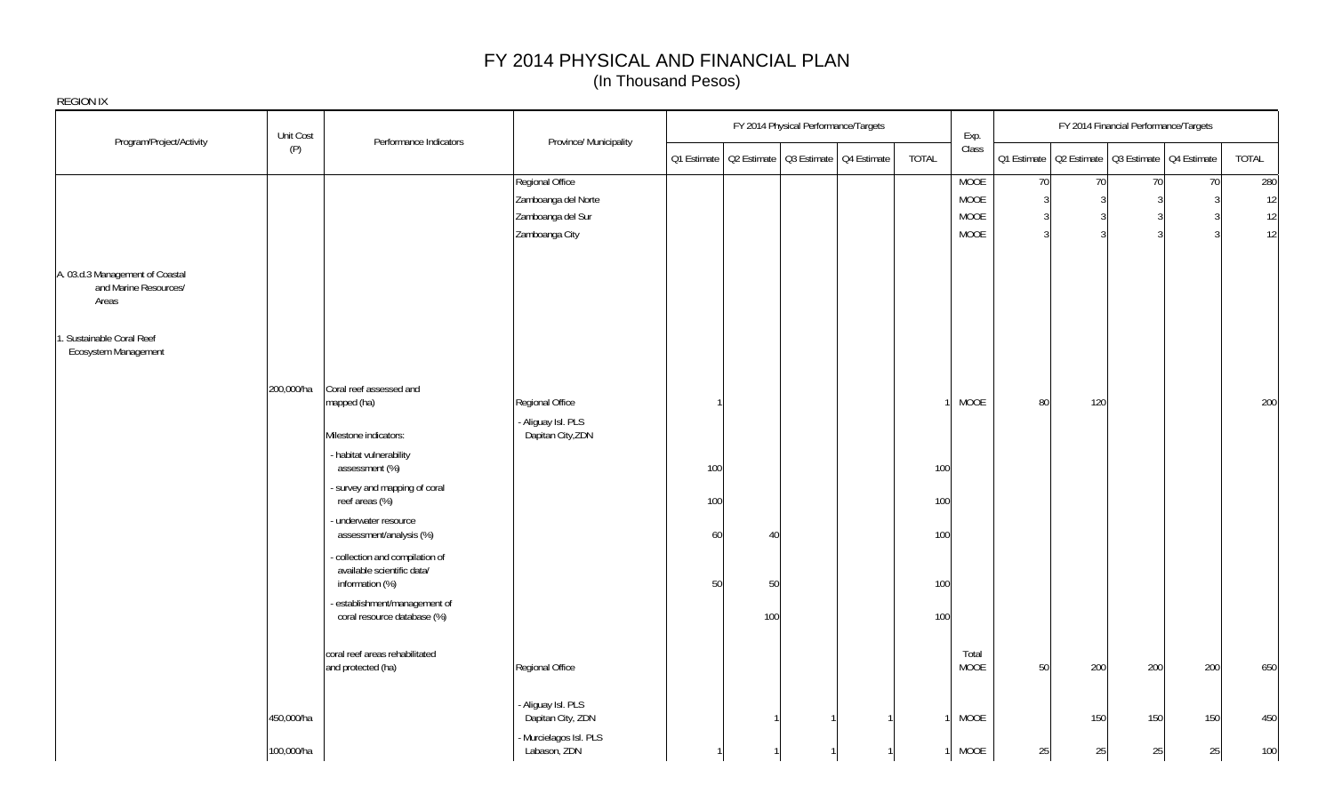# FY 2014 PHYSICAL AND FINANCIAL PLAN
(In Thousand Pesos)

REGION IX

| Program/Project/Activity | Unit Cost (P) | Performance Indicators | Province/ Municipality | FY 2014 Physical Performance/Targets | | | | | Exp. Class | FY 2014 Financial Performance/Targets | | | | |
|---|---|---|---|---|---|---|---|---|---|---|---|---|---|---|
| | | | | Q1 Estimate | Q2 Estimate | Q3 Estimate | Q4 Estimate | TOTAL | | Q1 Estimate | Q2 Estimate | Q3 Estimate | Q4 Estimate | TOTAL |
| | | | Regional Office | | | | | | MOOE | 70 | 70 | 70 | 70 | 280 |
| | | | Zamboanga del Norte | | | | | | MOOE | 3 | 3 | 3 | 3 | 12 |
| | | | Zamboanga del Sur | | | | | | MOOE | 3 | 3 | 3 | 3 | 12 |
| | | | Zamboanga City | | | | | | MOOE | 3 | 3 | 3 | 3 | 12 |
| A. 03.d.3 Management of Coastal and Marine Resources/ Areas | | | | | | | | | | | | | | |
| 1. Sustainable Coral Reef Ecosystem Management | | | | | | | | | | | | | | |
| | 200,000/ha | Coral reef assessed and mapped (ha) | Regional Office | 1 | | | | 1 | MOOE | 80 | 120 | | | 200 |
| | | Milestone indicators: | - Aliguay Isl. PLS Dapitan City,ZDN | | | | | | | | | | | |
| | | - habitat vulnerability assessment (%) | | 100 | | | | 100 | | | | | | |
| | | - survey and mapping of coral reef areas (%) | | 100 | | | | 100 | | | | | | |
| | | - underwater resource assessment/analysis (%) | | 60 | 40 | | | 100 | | | | | | |
| | | - collection and compilation of available scientific data/ information (%) | | 50 | 50 | | | 100 | | | | | | |
| | | - establishment/management of coral resource database (%) | | | 100 | | | 100 | | | | | | |
| | | coral reef areas rehabilitated and protected (ha) | Regional Office | | | | | | Total MOOE | 50 | 200 | 200 | 200 | 650 |
| | 450,000/ha | | - Aliguay Isl. PLS Dapitan City, ZDN | | 1 | 1 | 1 | 1 | MOOE | | 150 | 150 | 150 | 450 |
| | 100,000/ha | | - Murcielagos Isl. PLS Labason, ZDN | 1 | 1 | 1 | 1 | 1 | MOOE | 25 | 25 | 25 | 25 | 100 |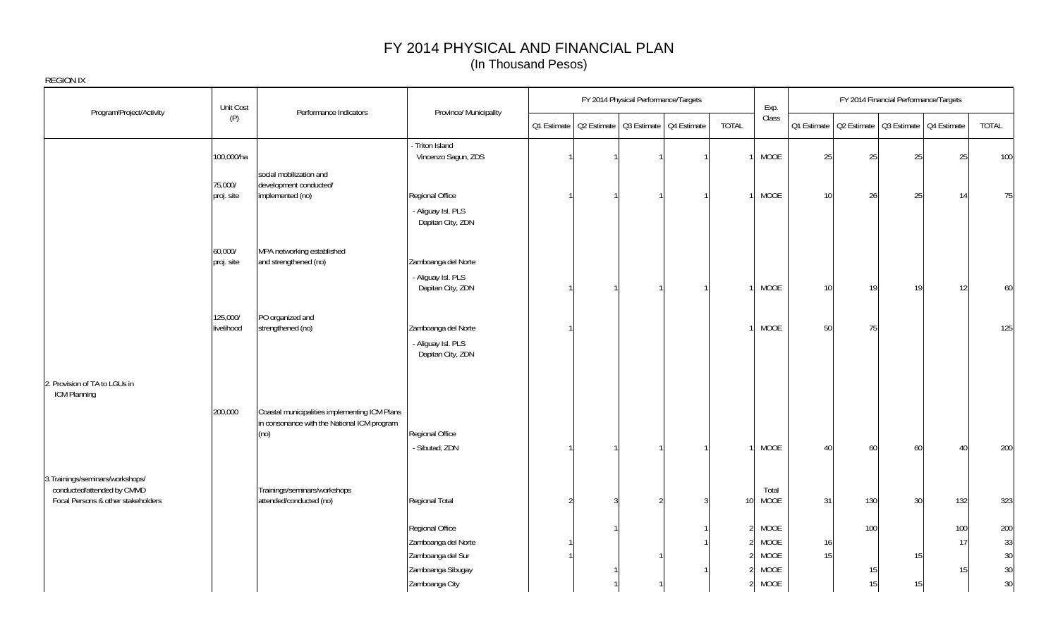# FY 2014 PHYSICAL AND FINANCIAL PLAN
(In Thousand Pesos)

REGION IX

| Program/Project/Activity | Unit Cost (P) | Performance Indicators | Province/ Municipality | FY 2014 Physical Performance/Targets | | | | | Exp. Class | FY 2014 Financial Performance/Targets | | | | |
|---|---|---|---|---|---|---|---|---|---|---|---|---|---|---|
| | | | | Q1 Estimate | Q2 Estimate | Q3 Estimate | Q4 Estimate | TOTAL | | Q1 Estimate | Q2 Estimate | Q3 Estimate | Q4 Estimate | TOTAL |
| | 100,000/ha | | - Triton Island Vincenzo Sagun, ZDS | 1 | 1 | 1 | 1 | 1 | MOOE | 25 | 25 | 25 | 25 | 100 |
| | 75,000/ proj. site | social mobilization and development conducted/ implemented (no) | Regional Office | 1 | 1 | 1 | 1 | 1 | MOOE | 10 | 26 | 25 | 14 | 75 |
| | | | - Aliguay Isl. PLS Dapitan City, ZDN | | | | | | | | | | | |
| | 60,000/ proj. site | MPA networking established and strengthened (no) | Zamboanga del Norte | | | | | | | | | | | |
| | | | - Aliguay Isl. PLS Dapitan City, ZDN | 1 | 1 | 1 | 1 | 1 | MOOE | 10 | 19 | 19 | 12 | 60 |
| | 125,000/ livelihood | PO organized and strengthened (no) | Zamboanga del Norte | 1 | | | | 1 | MOOE | 50 | 75 | | | 125 |
| | | | - Aliguay Isl. PLS Dapitan City, ZDN | | | | | | | | | | | |
| 2. Provision of TA to LGUs in ICM Planning | | | | | | | | | | | | | | |
| | 200,000 | Coastal municipalities implementing ICM Plans in consonance with the National ICM program (no) | Regional Office | | | | | | | | | | | |
| | | | - Sibutad, ZDN | 1 | 1 | 1 | 1 | 1 | MOOE | 40 | 60 | 60 | 40 | 200 |
| 3.Trainings/seminars/workshops/ conducted/attended by CMMD Focal Persons & other stakeholders | | Trainings/seminars/workshops attended/conducted (no) | Regional Total | 2 | 3 | 2 | 3 | 10 | Total MOOE | 31 | 130 | 30 | 132 | 323 |
| | | | Regional Office | | 1 | | 1 | 2 | MOOE | | 100 | | 100 | 200 |
| | | | Zamboanga del Norte | 1 | | | 1 | 2 | MOOE | 16 | | | 17 | 33 |
| | | | Zamboanga del Sur | 1 | | 1 | | 2 | MOOE | 15 | | 15 | | 30 |
| | | | Zamboanga Sibugay | | 1 | | 1 | 2 | MOOE | | 15 | | 15 | 30 |
| | | | Zamboanga City | | 1 | 1 | | 2 | MOOE | | 15 | 15 | | 30 |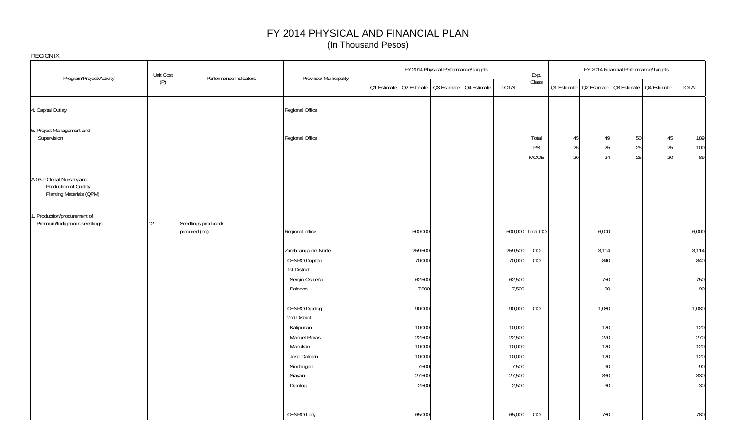# FY 2014 PHYSICAL AND FINANCIAL PLAN
(In Thousand Pesos)

REGION IX

| Program/Project/Activity | Unit Cost (P) | Performance Indicators | Province/ Municipality | FY 2014 Physical Performance/Targets | | | | | Exp. Class | FY 2014 Financial Performance/Targets | | | | |
|---|---|---|---|---|---|---|---|---|---|---|---|---|---|---|
| | | | | Q1 Estimate | Q2 Estimate | Q3 Estimate | Q4 Estimate | TOTAL | | Q1 Estimate | Q2 Estimate | Q3 Estimate | Q4 Estimate | TOTAL |
| 4. Capital Outlay | | | Regional Office | | | | | | | | | | | |
| 5. Project Management and Supervision | | | Regional Office | | | | | | Total | 45 | 49 | 50 | 45 | 189 |
| | | | | | | | | | PS | 25 | 25 | 25 | 25 | 100 |
| | | | | | | | | | MOOE | 20 | 24 | 25 | 20 | 89 |
| A.03.e Clonal Nursery and Production of Quality Planting Materials (QPM) | | | | | | | | | | | | | | |
| 1. Production/procurement of Premium/Indigenous seedlings | 12 | Seedlings produced/ procured (no) | Regional office | | 500,000 | | | 500,000 | Total CO | | 6,000 | | | 6,000 |
| | | | Zamboanga del Norte | | 259,500 | | | 259,500 | CO | | 3,114 | | | 3,114 |
| | | | CENRO Dapitan | | 70,000 | | | 70,000 | CO | | 840 | | | 840 |
| | | | 1st District | | | | | | | | | | | |
| | | | - Sergio Osmeña | | 62,500 | | | 62,500 | | | 750 | | | 750 |
| | | | - Polanco | | 7,500 | | | 7,500 | | | 90 | | | 90 |
| | | | CENRO Dipolog | | 90,000 | | | 90,000 | CO | | 1,080 | | | 1,080 |
| | | | 2nd District | | | | | | | | | | | |
| | | | - Katipunan | | 10,000 | | | 10,000 | | | 120 | | | 120 |
| | | | - Manuel Roxas | | 22,500 | | | 22,500 | | | 270 | | | 270 |
| | | | - Manukan | | 10,000 | | | 10,000 | | | 120 | | | 120 |
| | | | - Jose Dalman | | 10,000 | | | 10,000 | | | 120 | | | 120 |
| | | | - Sindangan | | 7,500 | | | 7,500 | | | 90 | | | 90 |
| | | | - Siayan | | 27,500 | | | 27,500 | | | 330 | | | 330 |
| | | | - Dipolog | | 2,500 | | | 2,500 | | | 30 | | | 30 |
| | | | CENRO Liloy | | 65,000 | | | 65,000 | CO | | 780 | | | 780 |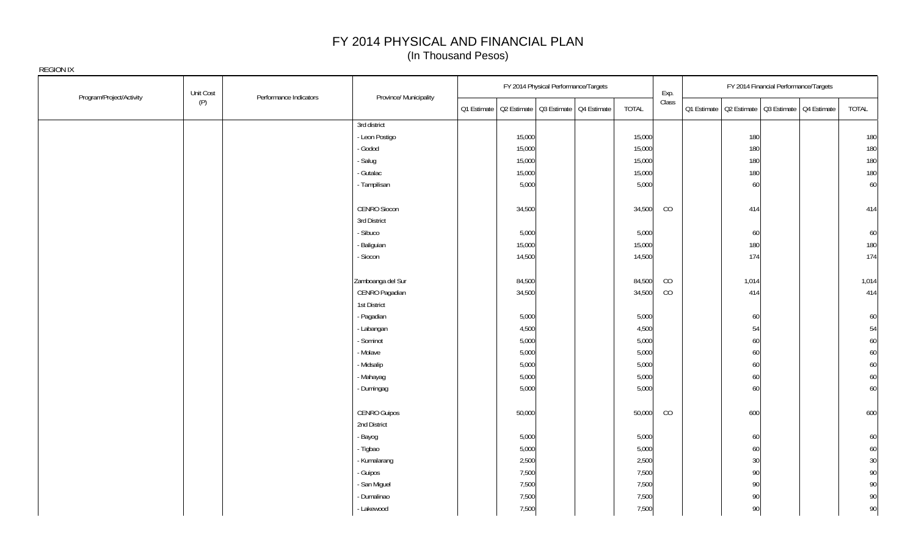# FY 2014 PHYSICAL AND FINANCIAL PLAN
(In Thousand Pesos)

REGION IX

| Program/Project/Activity | Unit Cost (P) | Performance Indicators | Province/ Municipality | FY 2014 Physical Performance/Targets | | | | | Exp. Class | FY 2014 Financial Performance/Targets | | | | |
|---|---|---|---|---|---|---|---|---|---|---|---|---|---|---|
| | | | | Q1 Estimate | Q2 Estimate | Q3 Estimate | Q4 Estimate | TOTAL | | Q1 Estimate | Q2 Estimate | Q3 Estimate | Q4 Estimate | TOTAL |
| | | | 3rd district | | | | | | | | | | | |
| | | | - Leon Postigo | | 15,000 | | | 15,000 | | | 180 | | | 180 |
| | | | - Godod | | 15,000 | | | 15,000 | | | 180 | | | 180 |
| | | | - Salug | | 15,000 | | | 15,000 | | | 180 | | | 180 |
| | | | - Gutalac | | 15,000 | | | 15,000 | | | 180 | | | 180 |
| | | | - Tampilisan | | 5,000 | | | 5,000 | | | 60 | | | 60 |
| | | | | | | | | | | | | | | |
| | | | CENRO Siocon | | 34,500 | | | 34,500 | CO | | 414 | | | 414 |
| | | | 3rd District | | | | | | | | | | | |
| | | | - Sibuco | | 5,000 | | | 5,000 | | | 60 | | | 60 |
| | | | - Baliguian | | 15,000 | | | 15,000 | | | 180 | | | 180 |
| | | | - Siocon | | 14,500 | | | 14,500 | | | 174 | | | 174 |
| | | | | | | | | | | | | | | |
| | | | Zamboanga del Sur | | 84,500 | | | 84,500 | CO | | 1,014 | | | 1,014 |
| | | | CENRO Pagadian | | 34,500 | | | 34,500 | CO | | 414 | | | 414 |
| | | | 1st District | | | | | | | | | | | |
| | | | - Pagadian | | 5,000 | | | 5,000 | | | 60 | | | 60 |
| | | | - Labangan | | 4,500 | | | 4,500 | | | 54 | | | 54 |
| | | | - Sominot | | 5,000 | | | 5,000 | | | 60 | | | 60 |
| | | | - Molave | | 5,000 | | | 5,000 | | | 60 | | | 60 |
| | | | - Midsalip | | 5,000 | | | 5,000 | | | 60 | | | 60 |
| | | | - Mahayag | | 5,000 | | | 5,000 | | | 60 | | | 60 |
| | | | - Dumingag | | 5,000 | | | 5,000 | | | 60 | | | 60 |
| | | | | | | | | | | | | | | |
| | | | CENRO Guipos | | 50,000 | | | 50,000 | CO | | 600 | | | 600 |
| | | | 2nd District | | | | | | | | | | | |
| | | | - Bayog | | 5,000 | | | 5,000 | | | 60 | | | 60 |
| | | | - Tigbao | | 5,000 | | | 5,000 | | | 60 | | | 60 |
| | | | - Kumalarang | | 2,500 | | | 2,500 | | | 30 | | | 30 |
| | | | - Guipos | | 7,500 | | | 7,500 | | | 90 | | | 90 |
| | | | - San Miguel | | 7,500 | | | 7,500 | | | 90 | | | 90 |
| | | | - Dumalinao | | 7,500 | | | 7,500 | | | 90 | | | 90 |
| | | | - Lakewood | | 7,500 | | | 7,500 | | | 90 | | | 90 |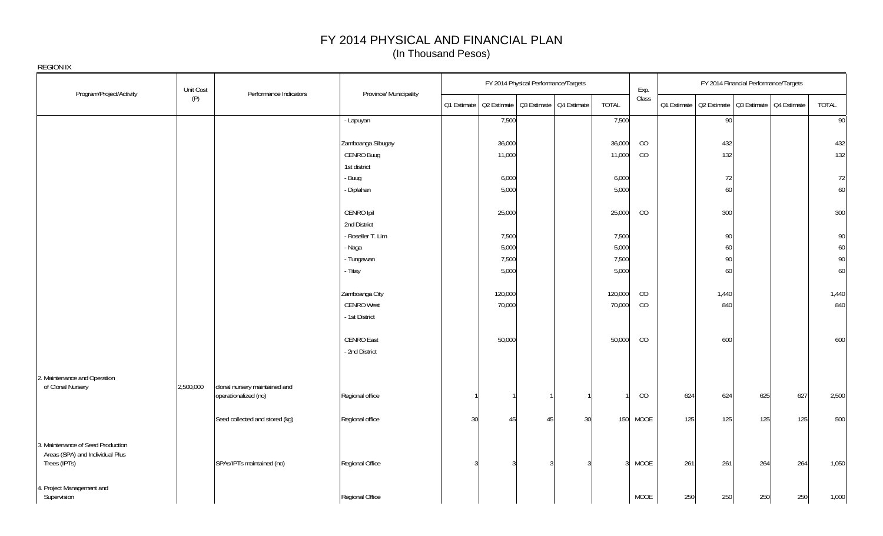# FY 2014 PHYSICAL AND FINANCIAL PLAN
(In Thousand Pesos)

REGION IX

| Program/Project/Activity | Unit Cost (P) | Performance Indicators | Province/ Municipality | FY 2014 Physical Performance/Targets | | | | | Exp. Class | FY 2014 Financial Performance/Targets | | | | |
|---|---|---|---|---|---|---|---|---|---|---|---|---|---|---|
| | | | | Q1 Estimate | Q2 Estimate | Q3 Estimate | Q4 Estimate | TOTAL | | Q1 Estimate | Q2 Estimate | Q3 Estimate | Q4 Estimate | TOTAL |
| | | | - Lapuyan | | 7,500 | | | 7,500 | | | 90 | | | 90 |
| | | | Zamboanga Sibugay | | 36,000 | | | 36,000 | CO | | 432 | | | 432 |
| | | | CENRO Buug | | 11,000 | | | 11,000 | CO | | 132 | | | 132 |
| | | | 1st district | | | | | | | | | | | |
| | | | - Buug | | 6,000 | | | 6,000 | | | 72 | | | 72 |
| | | | - Diplahan | | 5,000 | | | 5,000 | | | 60 | | | 60 |
| | | | CENRO Ipil | | 25,000 | | | 25,000 | CO | | 300 | | | 300 |
| | | | 2nd District | | | | | | | | | | | |
| | | | - Roseller T. Lim | | 7,500 | | | 7,500 | | | 90 | | | 90 |
| | | | - Naga | | 5,000 | | | 5,000 | | | 60 | | | 60 |
| | | | - Tungawan | | 7,500 | | | 7,500 | | | 90 | | | 90 |
| | | | - Titay | | 5,000 | | | 5,000 | | | 60 | | | 60 |
| | | | Zamboanga City | | 120,000 | | | 120,000 | CO | | 1,440 | | | 1,440 |
| | | | CENRO West | | 70,000 | | | 70,000 | CO | | 840 | | | 840 |
| | | | - 1st District | | | | | | | | | | | |
| | | | CENRO East | | 50,000 | | | 50,000 | CO | | 600 | | | 600 |
| | | | - 2nd District | | | | | | | | | | | |
| 2. Maintenance and Operation of Clonal Nursery | 2,500,000 | clonal nursery maintained and operationalized (no) | Regional office | 1 | 1 | 1 | 1 | 1 | CO | 624 | 624 | 625 | 627 | 2,500 |
| | | Seed collected and stored (kg) | Regional office | 30 | 45 | 45 | 30 | 150 | MOOE | 125 | 125 | 125 | 125 | 500 |
| 3. Maintenance of Seed Production Areas (SPA) and Individual Plus Trees (IPTs) | | SPAs/IPTs maintained (no) | Regional Office | 3 | 3 | 3 | 3 | 3 | MOOE | 261 | 261 | 264 | 264 | 1,050 |
| 4. Project Management and Supervision | | | Regional Office | | | | | | MOOE | 250 | 250 | 250 | 250 | 1,000 |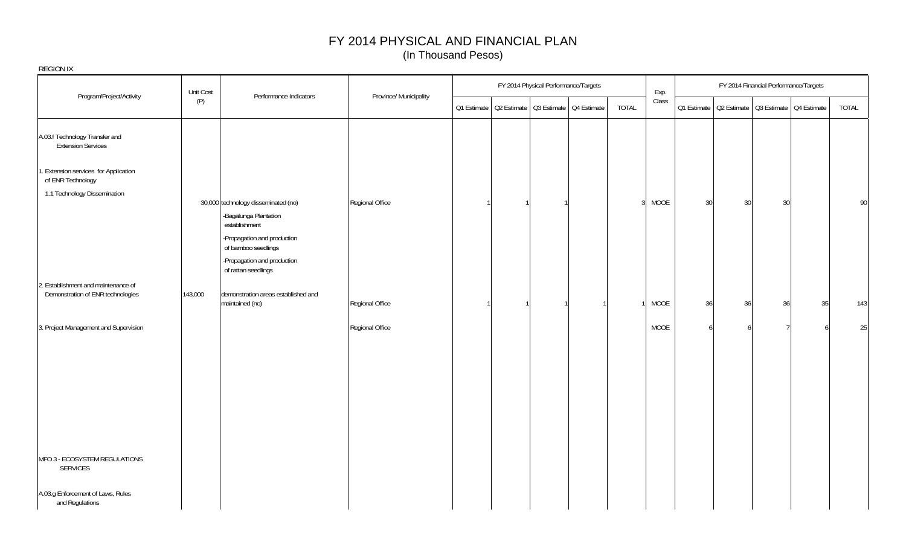# FY 2014 PHYSICAL AND FINANCIAL PLAN
(In Thousand Pesos)

REGION IX

| Program/Project/Activity | Unit Cost (P) | Performance Indicators | Province/ Municipality | FY 2014 Physical Performance/Targets | | | | | Exp. Class | FY 2014 Financial Performance/Targets | | | | |
|---|---|---|---|---|---|---|---|---|---|---|---|---|---|---|
| | | | | Q1 Estimate | Q2 Estimate | Q3 Estimate | Q4 Estimate | TOTAL | | Q1 Estimate | Q2 Estimate | Q3 Estimate | Q4 Estimate | TOTAL |
| A.03.f Technology Transfer and Extension Services | | | | | | | | | | | | | | |
| 1. Extension services for Application of ENR Technology | | | | | | | | | | | | | | |
| 1.1 Technology Dissemination | 30,000 | technology disseminated (no) | Regional Office | 1 | 1 | 1 | | 3 | MOOE | 30 | 30 | 30 | | 90 |
| | | -Bagalunga Plantation establishment | | | | | | | | | | | | |
| | | -Propagation and production of bamboo seedlings | | | | | | | | | | | | |
| | | -Propagation and production of rattan seedlings | | | | | | | | | | | | |
| 2. Establishment and maintenance of Demonstration of ENR technologies | 143,000 | demonstration areas established and maintained (no) | Regional Office | 1 | 1 | 1 | 1 | 1 | MOOE | 36 | 36 | 36 | 35 | 143 |
| 3. Project Management and Supervision | | | Regional Office | | | | | | MOOE | 6 | 6 | 7 | 6 | 25 |
| MFO 3 - ECOSYSTEM REGULATIONS SERVICES | | | | | | | | | | | | | | |
| A.03.g Enforcement of Laws, Rules and Regulations | | | | | | | | | | | | | | |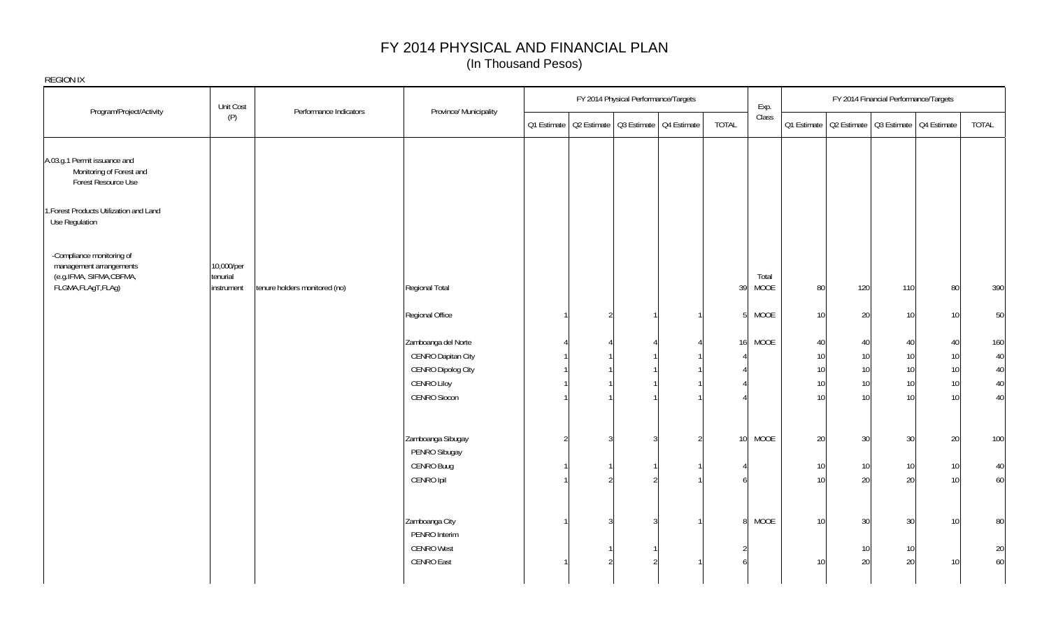# FY 2014 PHYSICAL AND FINANCIAL PLAN
(In Thousand Pesos)

REGION IX

| Program/Project/Activity | Unit Cost (P) | Performance Indicators | Province/ Municipality | FY 2014 Physical Performance/Targets | | | | | Exp. Class | FY 2014 Financial Performance/Targets | | | | |
|---|---|---|---|---|---|---|---|---|---|---|---|---|---|---|
| | | | | Q1 Estimate | Q2 Estimate | Q3 Estimate | Q4 Estimate | TOTAL | | Q1 Estimate | Q2 Estimate | Q3 Estimate | Q4 Estimate | TOTAL |
| A.03.g.1 Permit issuance and Monitoring of Forest and Forest Resource Use | | | | | | | | | | | | | | |
| 1.Forest Products Utilization and Land Use Regulation | | | | | | | | | | | | | | |
| -Compliance monitoring of management arrangements (e.g.IFMA, SIFMA,CBFMA, FLGMA,FLAgT,FLAg) | 10,000/per tenurial instrument | tenure holders monitored (no) | Regional Total | | | | | 39 | Total MOOE | 80 | 120 | 110 | 80 | 390 |
| | | | Regional Office | 1 | 2 | 1 | 1 | 5 | MOOE | 10 | 20 | 10 | 10 | 50 |
| | | | Zamboanga del Norte | 4 | 4 | 4 | 4 | 16 | MOOE | 40 | 40 | 40 | 40 | 160 |
| | | | CENRO Dapitan City | 1 | 1 | 1 | 1 | 4 | | 10 | 10 | 10 | 10 | 40 |
| | | | CENRO Dipolog City | 1 | 1 | 1 | 1 | 4 | | 10 | 10 | 10 | 10 | 40 |
| | | | CENRO Liloy | 1 | 1 | 1 | 1 | 4 | | 10 | 10 | 10 | 10 | 40 |
| | | | CENRO Siocon | 1 | 1 | 1 | 1 | 4 | | 10 | 10 | 10 | 10 | 40 |
| | | | Zamboanga Sibugay | 2 | 3 | 3 | 2 | 10 | MOOE | 20 | 30 | 30 | 20 | 100 |
| | | | PENRO Sibugay | | | | | | | | | | | |
| | | | CENRO Buug | 1 | 1 | 1 | 1 | 4 | | 10 | 10 | 10 | 10 | 40 |
| | | | CENRO Ipil | 1 | 2 | 2 | 1 | 6 | | 10 | 20 | 20 | 10 | 60 |
| | | | Zamboanga City | 1 | 3 | 3 | 1 | 8 | MOOE | 10 | 30 | 30 | 10 | 80 |
| | | | PENRO Interim | | | | | | | | | | | |
| | | | CENRO West | | 1 | 1 | | 2 | | | 10 | 10 | | 20 |
| | | | CENRO East | 1 | 2 | 2 | 1 | 6 | | 10 | 20 | 20 | 10 | 60 |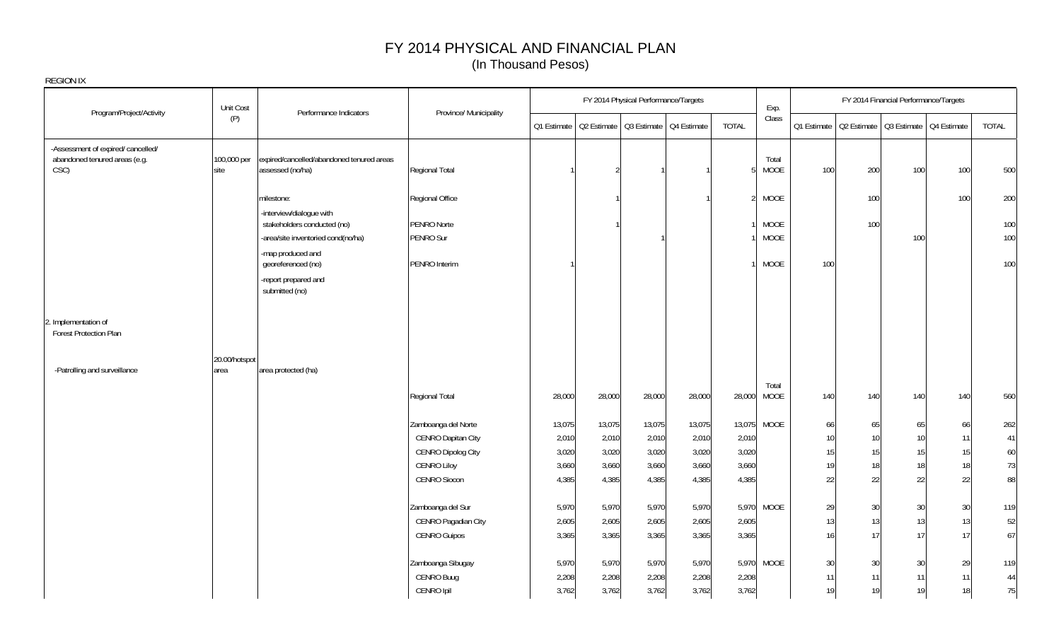# FY 2014 PHYSICAL AND FINANCIAL PLAN
(In Thousand Pesos)

REGION IX

| Program/Project/Activity | Unit Cost (P) | Performance Indicators | Province/ Municipality | FY 2014 Physical Performance/Targets | | | | | Exp. Class | FY 2014 Financial Performance/Targets | | | | |
|---|---|---|---|---|---|---|---|---|---|---|---|---|---|---|
| | | | | Q1 Estimate | Q2 Estimate | Q3 Estimate | Q4 Estimate | TOTAL | | Q1 Estimate | Q2 Estimate | Q3 Estimate | Q4 Estimate | TOTAL |
| -Assessment of expired/ cancelled/ abandoned tenured areas (e.g. CSC) | 100,000 per site | expired/cancelled/abandoned tenured areas assessed (no/ha) | Regional Total | 1 | 2 | 1 | 1 | 5 | Total MOOE | 100 | 200 | 100 | 100 | 500 |
| | | milestone: | Regional Office | | 1 | | 1 | 2 | MOOE | | 100 | | 100 | 200 |
| | | -interview/dialogue with stakeholders conducted (no) | PENRO Norte | | 1 | | | 1 | MOOE | | 100 | | | 100 |
| | | -area/site inventoried cond(no/ha) | PENRO Sur | | | 1 | | 1 | MOOE | | | 100 | | 100 |
| | | -map produced and georeferenced (no) | PENRO Interim | 1 | | | | 1 | MOOE | 100 | | | | 100 |
| | | -report prepared and submitted (no) | | | | | | | | | | | | |
| 2. Implementation of Forest Protection Plan | | | | | | | | | | | | | | |
| -Patrolling and surveillance | 20.00/hotspot area | area protected (ha) | | | | | | | | | | | | |
| | | | Regional Total | 28,000 | 28,000 | 28,000 | 28,000 | 28,000 | Total MOOE | 140 | 140 | 140 | 140 | 560 |
| | | | Zamboanga del Norte | 13,075 | 13,075 | 13,075 | 13,075 | 13,075 | MOOE | 66 | 65 | 65 | 66 | 262 |
| | | | CENRO Dapitan City | 2,010 | 2,010 | 2,010 | 2,010 | 2,010 | | 10 | 10 | 10 | 11 | 41 |
| | | | CENRO Dipolog City | 3,020 | 3,020 | 3,020 | 3,020 | 3,020 | | 15 | 15 | 15 | 15 | 60 |
| | | | CENRO Liloy | 3,660 | 3,660 | 3,660 | 3,660 | 3,660 | | 19 | 18 | 18 | 18 | 73 |
| | | | CENRO Siocon | 4,385 | 4,385 | 4,385 | 4,385 | 4,385 | | 22 | 22 | 22 | 22 | 88 |
| | | | Zamboanga del Sur | 5,970 | 5,970 | 5,970 | 5,970 | 5,970 | MOOE | 29 | 30 | 30 | 30 | 119 |
| | | | CENRO Pagadian City | 2,605 | 2,605 | 2,605 | 2,605 | 2,605 | | 13 | 13 | 13 | 13 | 52 |
| | | | CENRO Guipos | 3,365 | 3,365 | 3,365 | 3,365 | 3,365 | | 16 | 17 | 17 | 17 | 67 |
| | | | Zamboanga Sibugay | 5,970 | 5,970 | 5,970 | 5,970 | 5,970 | MOOE | 30 | 30 | 30 | 29 | 119 |
| | | | CENRO Buug | 2,208 | 2,208 | 2,208 | 2,208 | 2,208 | | 11 | 11 | 11 | 11 | 44 |
| | | | CENRO Ipil | 3,762 | 3,762 | 3,762 | 3,762 | 3,762 | | 19 | 19 | 19 | 18 | 75 |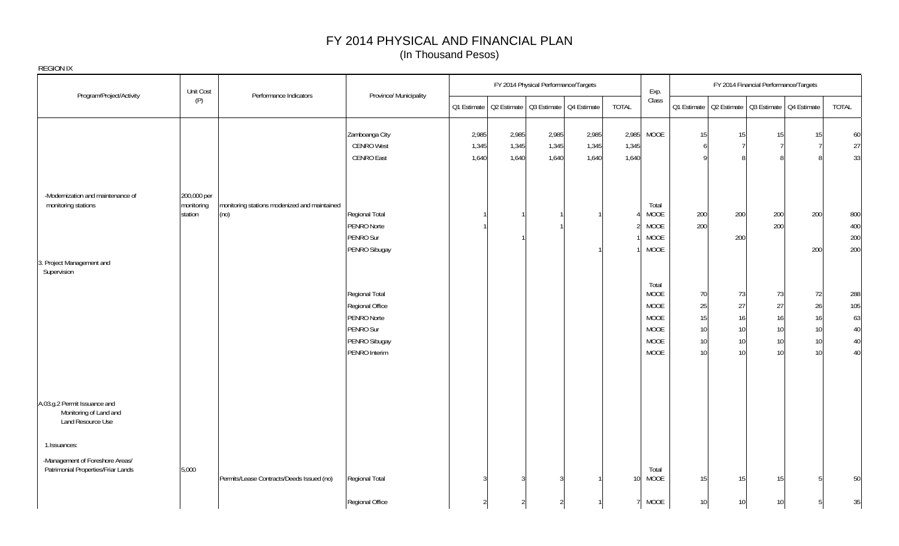# FY 2014 PHYSICAL AND FINANCIAL PLAN

(In Thousand Pesos)

REGION IX

| Program/Project/Activity | Unit Cost (P) | Performance Indicators | Province/ Municipality | FY 2014 Physical Performance/Targets | | | | | Exp. Class | FY 2014 Financial Performance/Targets | | | | |
|---|---|---|---|---|---|---|---|---|---|---|---|---|---|---|
| | | | | Q1 Estimate | Q2 Estimate | Q3 Estimate | Q4 Estimate | TOTAL | | Q1 Estimate | Q2 Estimate | Q3 Estimate | Q4 Estimate | TOTAL |
| | | | Zamboanga City | 2,985 | 2,985 | 2,985 | 2,985 | 2,985 | MOOE | 15 | 15 | 15 | 15 | 60 |
| | | | CENRO West | 1,345 | 1,345 | 1,345 | 1,345 | 1,345 | | 6 | 7 | 7 | 7 | 27 |
| | | | CENRO East | 1,640 | 1,640 | 1,640 | 1,640 | 1,640 | | 9 | 8 | 8 | 8 | 33 |
| -Modernization and maintenance of monitoring stations | 200,000 per monitoring station | monitoring stations modenized and maintained (no) | Regional Total | 1 | 1 | 1 | 1 | 4 | Total MOOE | 200 | 200 | 200 | 200 | 800 |
| | | | PENRO Norte | 1 | | 1 | | 2 | MOOE | 200 | | 200 | | 400 |
| | | | PENRO Sur | | 1 | | | 1 | MOOE | | 200 | | | 200 |
| | | | PENRO Sibugay | | | | 1 | 1 | MOOE | | | | 200 | 200 |
| 3. Project Management and Supervision | | | | | | | | | | | | | | |
| | | | Regional Total | | | | | | Total MOOE | 70 | 73 | 73 | 72 | 288 |
| | | | Regional Office | | | | | | MOOE | 25 | 27 | 27 | 26 | 105 |
| | | | PENRO Norte | | | | | | MOOE | 15 | 16 | 16 | 16 | 63 |
| | | | PENRO Sur | | | | | | MOOE | 10 | 10 | 10 | 10 | 40 |
| | | | PENRO Sibugay | | | | | | MOOE | 10 | 10 | 10 | 10 | 40 |
| | | | PENRO Interim | | | | | | MOOE | 10 | 10 | 10 | 10 | 40 |
| A.03.g.2 Permit Issuance and Monitoring of Land and Land Resource Use | | | | | | | | | | | | | | |
| 1.Issuances: | | | | | | | | | | | | | | |
| -Management of Foreshore Areas/ Patrimonial Properties/Friar Lands | 5,000 | Permits/Lease Contracts/Deeds Issued (no) | Regional Total | 3 | 3 | 3 | 1 | 10 | Total MOOE | 15 | 15 | 15 | 5 | 50 |
| | | | Regional Office | 2 | 2 | 2 | 1 | 7 | MOOE | 10 | 10 | 10 | 5 | 35 |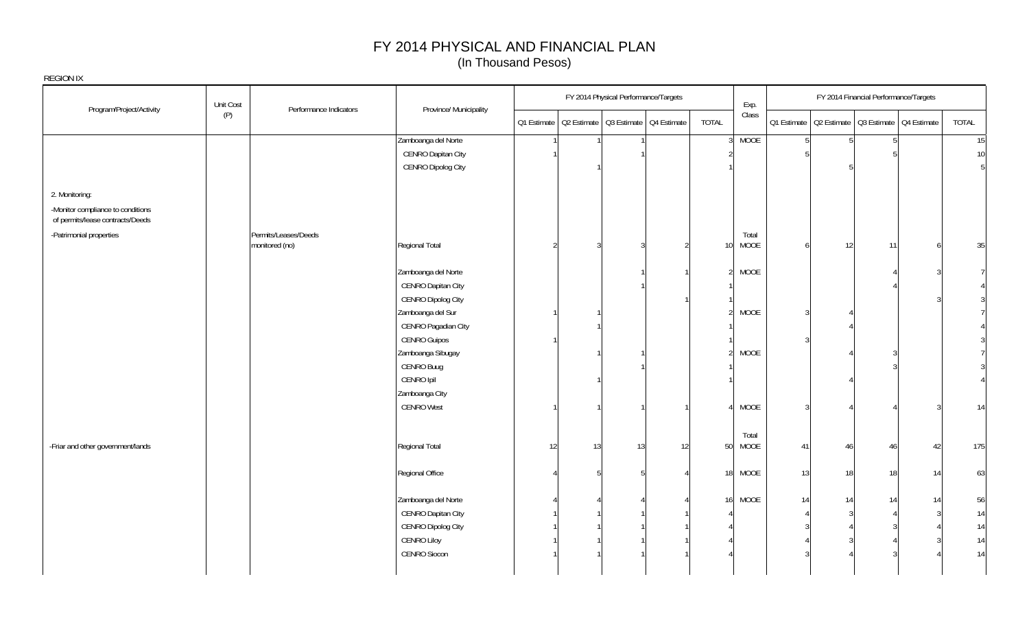# FY 2014 PHYSICAL AND FINANCIAL PLAN
(In Thousand Pesos)

REGION IX

| Program/Project/Activity | Unit Cost (P) | Performance Indicators | Province/ Municipality | FY 2014 Physical Performance/Targets | | | | | Exp. Class | FY 2014 Financial Performance/Targets | | | | |
|---|---|---|---|---|---|---|---|---|---|---|---|---|---|---|
| | | | | Q1 Estimate | Q2 Estimate | Q3 Estimate | Q4 Estimate | TOTAL | | Q1 Estimate | Q2 Estimate | Q3 Estimate | Q4 Estimate | TOTAL |
| | | | Zamboanga del Norte | 1 | 1 | 1 | | 3 | MOOE | 5 | 5 | 5 | | 15 |
| | | | CENRO Dapitan City | 1 | | 1 | | 2 | | 5 | | 5 | | 10 |
| | | | CENRO Dipolog City | | 1 | | | 1 | | | 5 | | | 5 |
| 2. Monitoring: | | | | | | | | | | | | | | |
| -Monitor compliance to conditions of permits/lease contracts/Deeds | | | | | | | | | | | | | | |
| -Patrimonial properties | | Permits/Leases/Deeds monitored (no) | Regional Total | 2 | 3 | 3 | 2 | 10 | Total MOOE | 6 | 12 | 11 | 6 | 35 |
| | | | Zamboanga del Norte | | | 1 | 1 | 2 | MOOE | | | 4 | 3 | 7 |
| | | | CENRO Dapitan City | | | 1 | | 1 | | | | 4 | | 4 |
| | | | CENRO Dipolog City | | | | 1 | 1 | | | | | 3 | 3 |
| | | | Zamboanga del Sur | 1 | 1 | | | 2 | MOOE | 3 | 4 | | | 7 |
| | | | CENRO Pagadian City | | 1 | | | 1 | | | 4 | | | 4 |
| | | | CENRO Guipos | 1 | | | | 1 | | 3 | | | | 3 |
| | | | Zamboanga Sibugay | | 1 | 1 | | 2 | MOOE | | 4 | 3 | | 7 |
| | | | CENRO Buug | | | 1 | | 1 | | | | 3 | | 3 |
| | | | CENRO Ipil | | 1 | | | 1 | | | 4 | | | 4 |
| | | | Zamboanga City | | | | | | | | | | | |
| | | | CENRO West | 1 | 1 | 1 | 1 | 4 | MOOE | 3 | 4 | 4 | 3 | 14 |
| -Friar and other government/lands | | | Regional Total | 12 | 13 | 13 | 12 | 50 | Total MOOE | 41 | 46 | 46 | 42 | 175 |
| | | | Regional Office | 4 | 5 | 5 | 4 | 18 | MOOE | 13 | 18 | 18 | 14 | 63 |
| | | | Zamboanga del Norte | 4 | 4 | 4 | 4 | 16 | MOOE | 14 | 14 | 14 | 14 | 56 |
| | | | CENRO Dapitan City | 1 | 1 | 1 | 1 | 4 | | 4 | 3 | 4 | 3 | 14 |
| | | | CENRO Dipolog City | 1 | 1 | 1 | 1 | 4 | | 3 | 4 | 3 | 4 | 14 |
| | | | CENRO Liloy | 1 | 1 | 1 | 1 | 4 | | 4 | 3 | 4 | 3 | 14 |
| | | | CENRO Siocon | 1 | 1 | 1 | 1 | 4 | | 3 | 4 | 3 | 4 | 14 |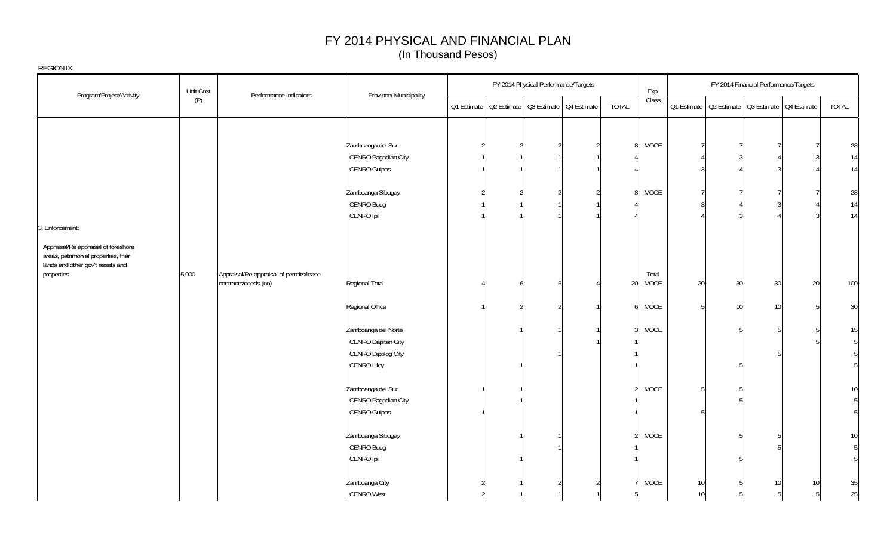# FY 2014 PHYSICAL AND FINANCIAL PLAN
(In Thousand Pesos)

REGION IX

| Program/Project/Activity | Unit Cost (P) | Performance Indicators | Province/ Municipality | FY 2014 Physical Performance/Targets | | | | | Exp. Class | FY 2014 Financial Performance/Targets | | | | |
|---|---|---|---|---|---|---|---|---|---|---|---|---|---|---|
| | | | | Q1 Estimate | Q2 Estimate | Q3 Estimate | Q4 Estimate | TOTAL | | Q1 Estimate | Q2 Estimate | Q3 Estimate | Q4 Estimate | TOTAL |
| | | | Zamboanga del Sur | 2 | 2 | 2 | 2 | 8 | MOOE | 7 | 7 | 7 | 7 | 28 |
| | | | CENRO Pagadian City | 1 | 1 | 1 | 1 | 4 | | 4 | 3 | 4 | 3 | 14 |
| | | | CENRO Guipos | 1 | 1 | 1 | 1 | 4 | | 3 | 4 | 3 | 4 | 14 |
| | | | Zamboanga Sibugay | 2 | 2 | 2 | 2 | 8 | MOOE | 7 | 7 | 7 | 7 | 28 |
| | | | CENRO Buug | 1 | 1 | 1 | 1 | 4 | | 3 | 4 | 3 | 4 | 14 |
| | | | CENRO Ipil | 1 | 1 | 1 | 1 | 4 | | 4 | 3 | 4 | 3 | 14 |
| 3. Enforcement: | | | | | | | | | | | | | | |
| Appraisal/Re appraisal of foreshore areas, patrimonial properties, friar lands and other gov't assets and properties | 5,000 | Appraisal/Re-appraisal of permits/lease contracts/deeds (no) | Regional Total | 4 | 6 | 6 | 4 | 20 | Total MOOE | 20 | 30 | 30 | 20 | 100 |
| | | | Regional Office | 1 | 2 | 2 | 1 | 6 | MOOE | 5 | 10 | 10 | 5 | 30 |
| | | | Zamboanga del Norte | | 1 | 1 | 1 | 3 | MOOE | | 5 | 5 | 5 | 15 |
| | | | CENRO Dapitan City | | | | 1 | 1 | | | | | 5 | 5 |
| | | | CENRO Dipolog City | | | 1 | | 1 | | | | 5 | | 5 |
| | | | CENRO Liloy | | 1 | | | 1 | | | 5 | | | 5 |
| | | | Zamboanga del Sur | 1 | 1 | | | 2 | MOOE | 5 | 5 | | | 10 |
| | | | CENRO Pagadian City | | 1 | | | 1 | | | 5 | | | 5 |
| | | | CENRO Guipos | 1 | | | | 1 | | 5 | | | | 5 |
| | | | Zamboanga Sibugay | | 1 | 1 | | 2 | MOOE | | 5 | 5 | | 10 |
| | | | CENRO Buug | | | 1 | | 1 | | | | 5 | | 5 |
| | | | CENRO Ipil | | 1 | | | 1 | | | 5 | | | 5 |
| | | | Zamboanga City | 2 | 1 | 2 | 2 | 7 | MOOE | 10 | 5 | 10 | 10 | 35 |
| | | | CENRO West | 2 | 1 | 1 | 1 | 5 | | 10 | 5 | 5 | 5 | 25 |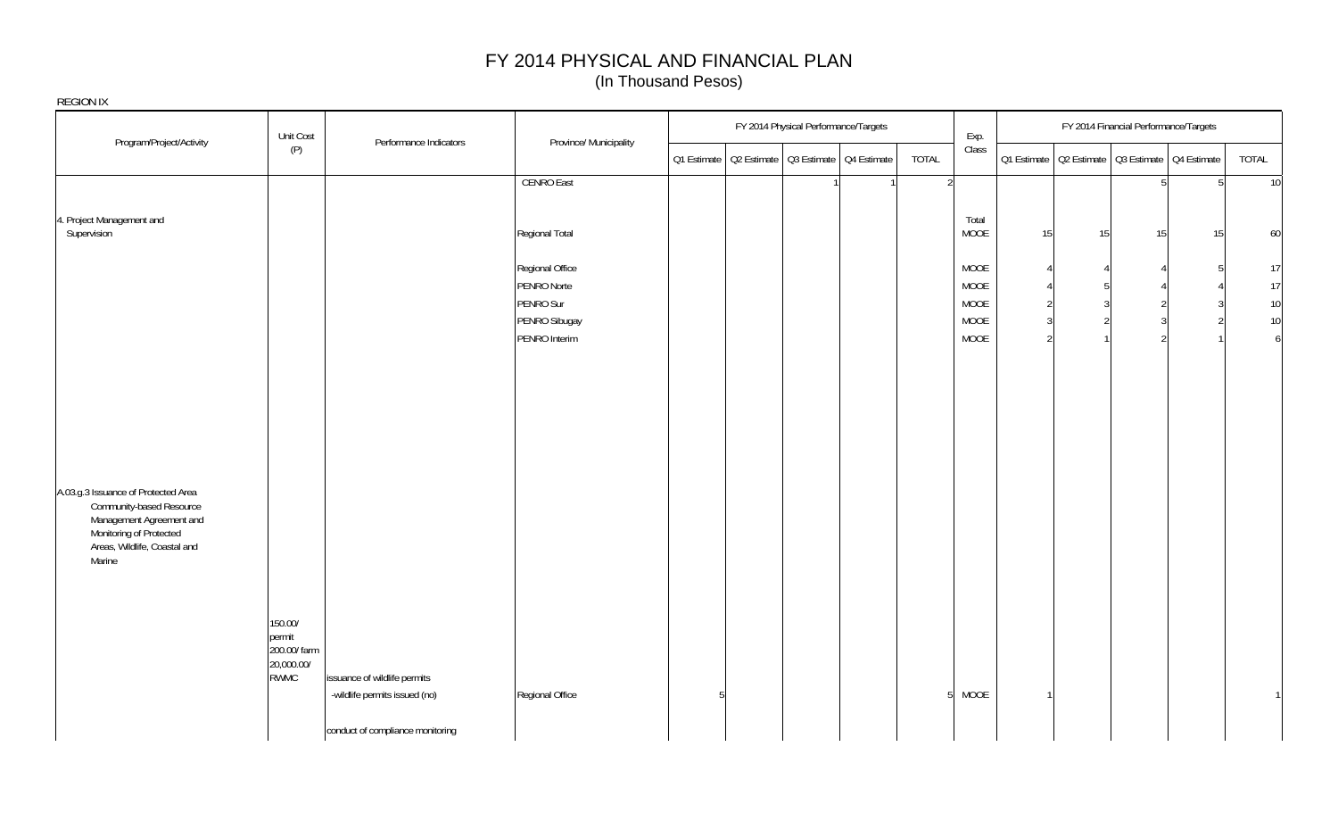# FY 2014 PHYSICAL AND FINANCIAL PLAN
(In Thousand Pesos)

REGION IX

| Program/Project/Activity | Unit Cost (P) | Performance Indicators | Province/ Municipality | FY 2014 Physical Performance/Targets | | | | | Exp. Class | FY 2014 Financial Performance/Targets | | | | |
|---|---|---|---|---|---|---|---|---|---|---|---|---|---|---|
| | | | | Q1 Estimate | Q2 Estimate | Q3 Estimate | Q4 Estimate | TOTAL | | Q1 Estimate | Q2 Estimate | Q3 Estimate | Q4 Estimate | TOTAL |
| | | | CENRO East | | | 1 | 1 | 2 | | | | 5 | 5 | 10 |
| 4. Project Management and Supervision | | | Regional Total | | | | | | Total MOOE | 15 | 15 | 15 | 15 | 60 |
| | | | Regional Office | | | | | | MOOE | 4 | 4 | 4 | 5 | 17 |
| | | | PENRO Norte | | | | | | MOOE | 4 | 5 | 4 | 4 | 17 |
| | | | PENRO Sur | | | | | | MOOE | 2 | 3 | 2 | 3 | 10 |
| | | | PENRO Sibugay | | | | | | MOOE | 3 | 2 | 3 | 2 | 10 |
| | | | PENRO Interim | | | | | | MOOE | 2 | 1 | 2 | 1 | 6 |
| A.03.g.3 Issuance of Protected Area Community-based Resource Management Agreement and Monitoring of Protected Areas, Wildlife, Coastal and Marine | | | | | | | | | | | | | | |
| | 150.00/ permit 200.00/ farm 20,000.00/ RWMC | issuance of wildlife permits | | | | | | | | | | | | |
| | | -wildlife permits issued (no) | Regional Office | 5 | | | | 5 | MOOE | 1 | | | | 1 |
| | | conduct of compliance monitoring | | | | | | | | | | | | |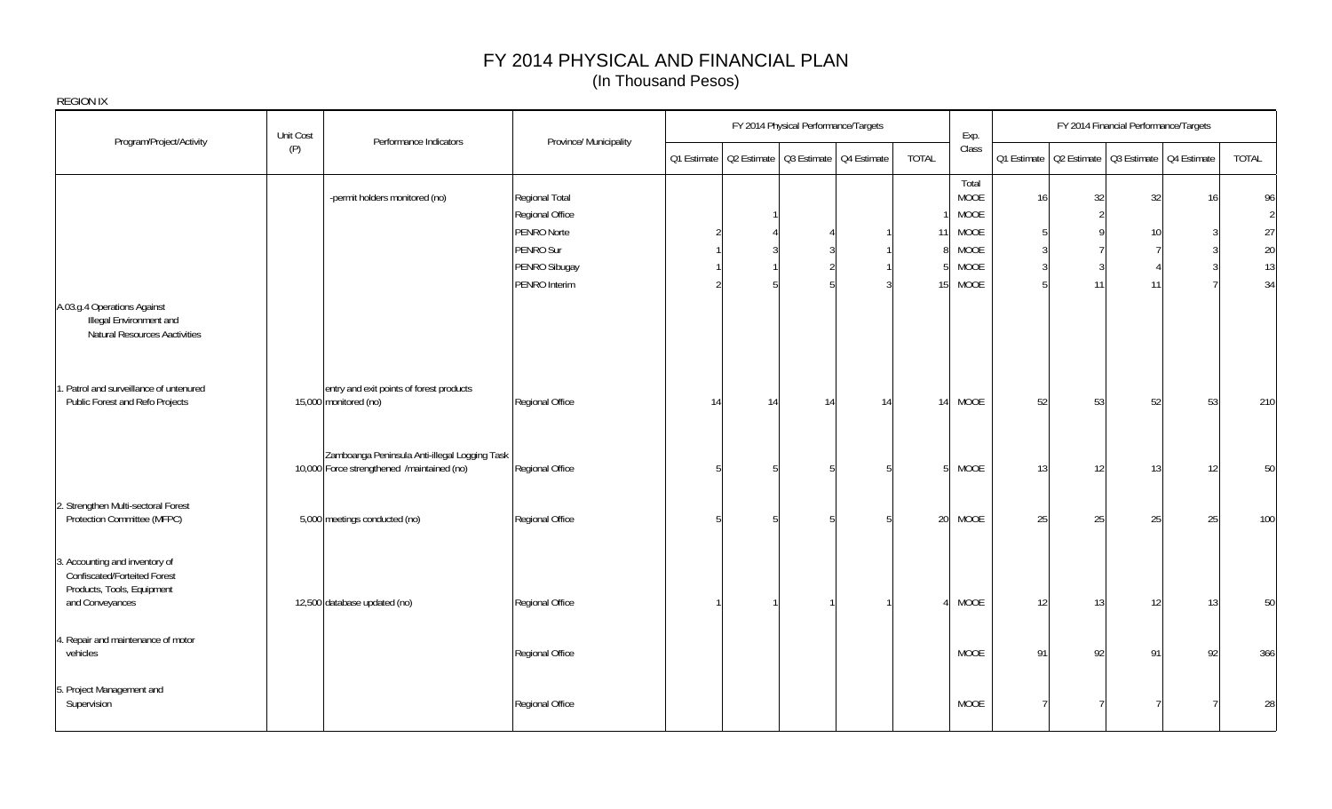# FY 2014 PHYSICAL AND FINANCIAL PLAN
(In Thousand Pesos)

REGION IX

| Program/Project/Activity | Unit Cost (P) | Performance Indicators | Province/ Municipality | FY 2014 Physical Performance/Targets | | | | | Exp. Class | FY 2014 Financial Performance/Targets | | | | |
|---|---|---|---|---|---|---|---|---|---|---|---|---|---|---|
| | | | | Q1 Estimate | Q2 Estimate | Q3 Estimate | Q4 Estimate | TOTAL | | Q1 Estimate | Q2 Estimate | Q3 Estimate | Q4 Estimate | TOTAL |
| | | -permit holders monitored (no) | Regional Total | | | | | | Total MOOE | 16 | 32 | 32 | 16 | 96 |
| | | | Regional Office | | 1 | | | 1 | MOOE | | 2 | | | 2 |
| | | | PENRO Norte | 2 | 4 | 4 | 1 | 11 | MOOE | 5 | 9 | 10 | 3 | 27 |
| | | | PENRO Sur | 1 | 3 | 3 | 1 | 8 | MOOE | 3 | 7 | 7 | 3 | 20 |
| | | | PENRO Sibugay | 1 | 1 | 2 | 1 | 5 | MOOE | 3 | 3 | 4 | 3 | 13 |
| | | | PENRO Interim | 2 | 5 | 5 | 3 | 15 | MOOE | 5 | 11 | 11 | 7 | 34 |
| A.03.g.4 Operations Against Illegal Environment and Natural Resources Aactivities | | | | | | | | | | | | | | |
| 1. Patrol and surveillance of untenured Public Forest and Refo Projects | 15,000 | entry and exit points of forest products monitored (no) | Regional Office | 14 | 14 | 14 | 14 | 14 | MOOE | 52 | 53 | 52 | 53 | 210 |
| | 10,000 | Zamboanga Peninsula Anti-illegal Logging Task Force strengthened /maintained (no) | Regional Office | 5 | 5 | 5 | 5 | 5 | MOOE | 13 | 12 | 13 | 12 | 50 |
| 2. Strengthen Multi-sectoral Forest Protection Committee (MFPC) | 5,000 | meetings conducted (no) | Regional Office | 5 | 5 | 5 | 5 | 20 | MOOE | 25 | 25 | 25 | 25 | 100 |
| 3. Accounting and inventory of Confiscated/Forteited Forest Products, Tools, Equipment and Conveyances | 12,500 | database updated (no) | Regional Office | 1 | 1 | 1 | 1 | 4 | MOOE | 12 | 13 | 12 | 13 | 50 |
| 4. Repair and maintenance of motor vehicles | | | Regional Office | | | | | | MOOE | 91 | 92 | 91 | 92 | 366 |
| 5. Project Management and Supervision | | | Regional Office | | | | | | MOOE | 7 | 7 | 7 | 7 | 28 |